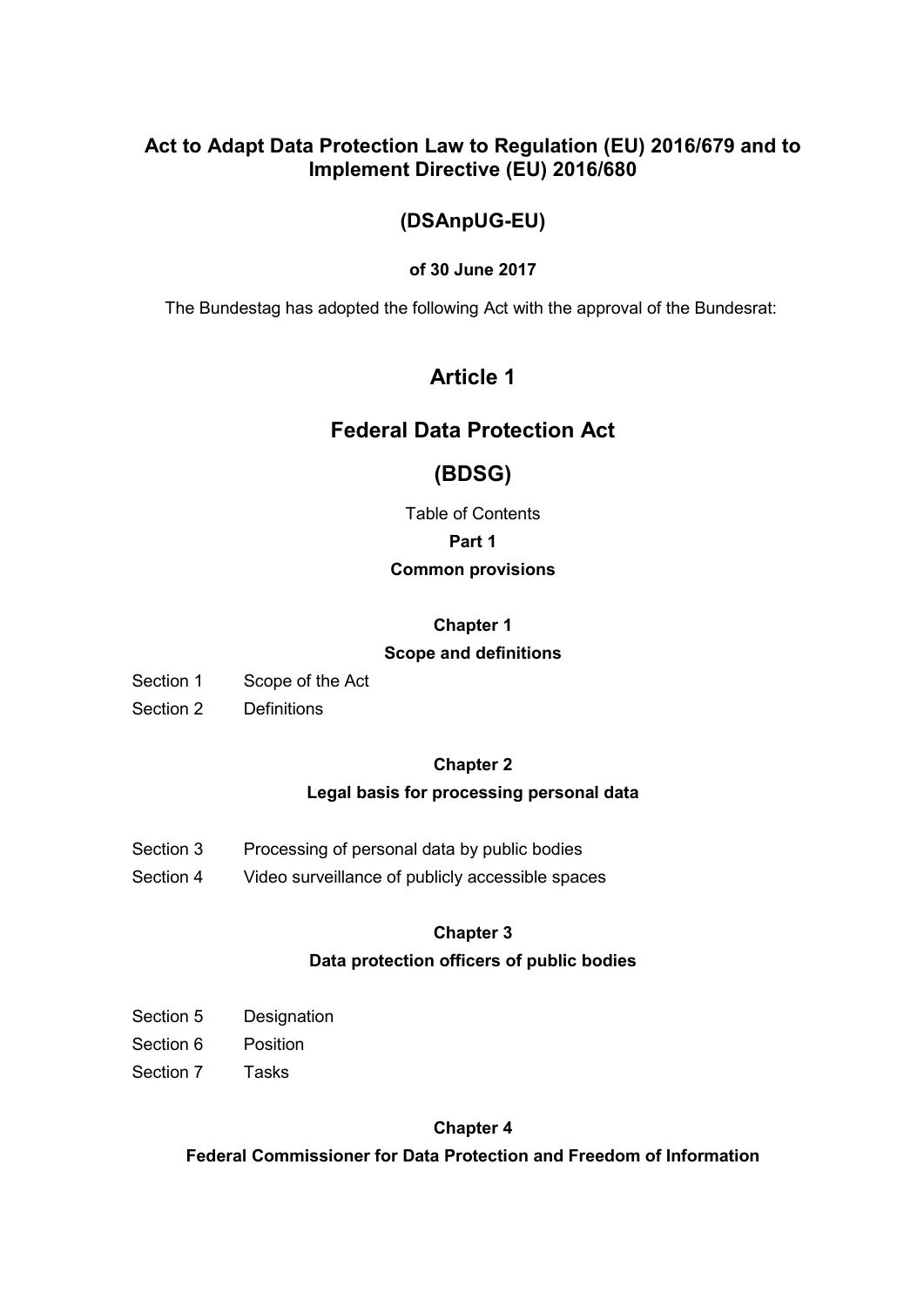# Act to Adapt Data Protection Law to Regulation (EU) 2016/679 and to Implement Directive (EU) 2016/680

## (DSAnpUG-EU)

**of 30 June 2017**

The Bundestag has adopted the following Act with the approval of the Bundesrat:

## Article 1

## Federal Data Protection Act

## (BDSG)

Table of Contents

**Part 1**

**Common provisions**

**Chapter 1**

**Scope and definitions**

Section 1 Scope of the Act

Section 2 Definitions

**Chapter 2**

**Legal basis for processing personal data**

Section 3 Processing of personal data by public bodies

Section 4 Video surveillance of publicly accessible spaces

**Chapter 3**

**Data protection officers of public bodies**

Section 5 Designation

Section 6 Position

Section 7 Tasks

**Chapter 4**

**Federal Commissioner for Data Protection and Freedom of Information**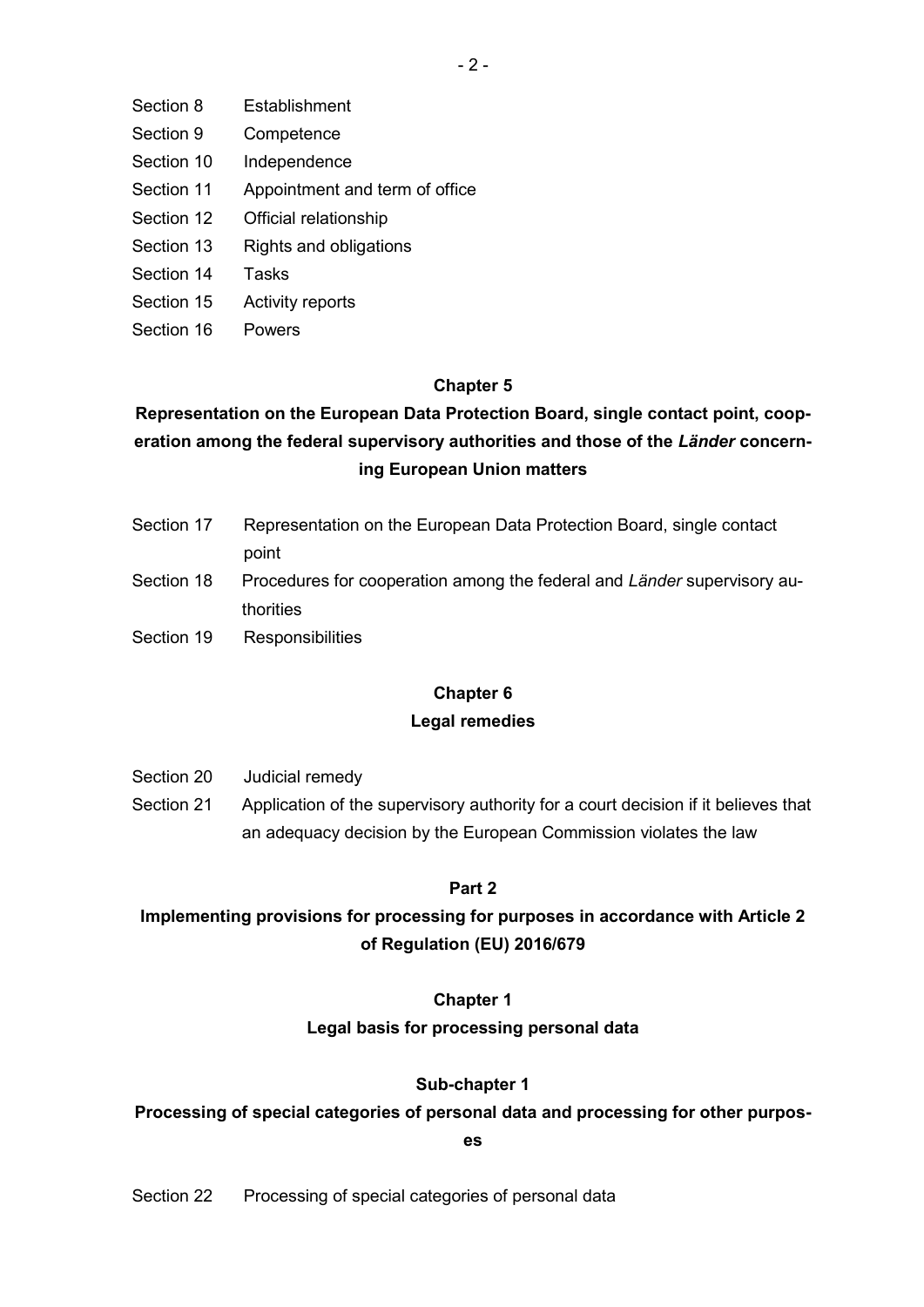Section 8 Establishment

Section 9 Competence

Section 10 Independence

Section 11 Appointment and term of office

Section 12 Official relationship

Section 13 Rights and obligations

Section 14 Tasks

Section 15 Activity reports

Section 16 Powers

## Chapter 5

## Representation on the European Data Protection Board, single contact point, cooperation among the federal supervisory authorities and those of the *Länder* concerning European Union matters

Section 17 Representation on the European Data Protection Board, single contact point

Section 18 Procedures for cooperation among the federal and *Länder* supervisory authorities

Section 19 Responsibilities

## Chapter 6

## Legal remedies

Section 20 Judicial remedy

Section 21 Application of the supervisory authority for a court decision if it believes that an adequacy decision by the European Commission violates the law

# Part 2

# Implementing provisions for processing for purposes in accordance with Article 2 of Regulation (EU) 2016/679

## Chapter 1

## Legal basis for processing personal data

### Sub-chapter 1

### Processing of special categories of personal data and processing for other purposes

Section 22 Processing of special categories of personal data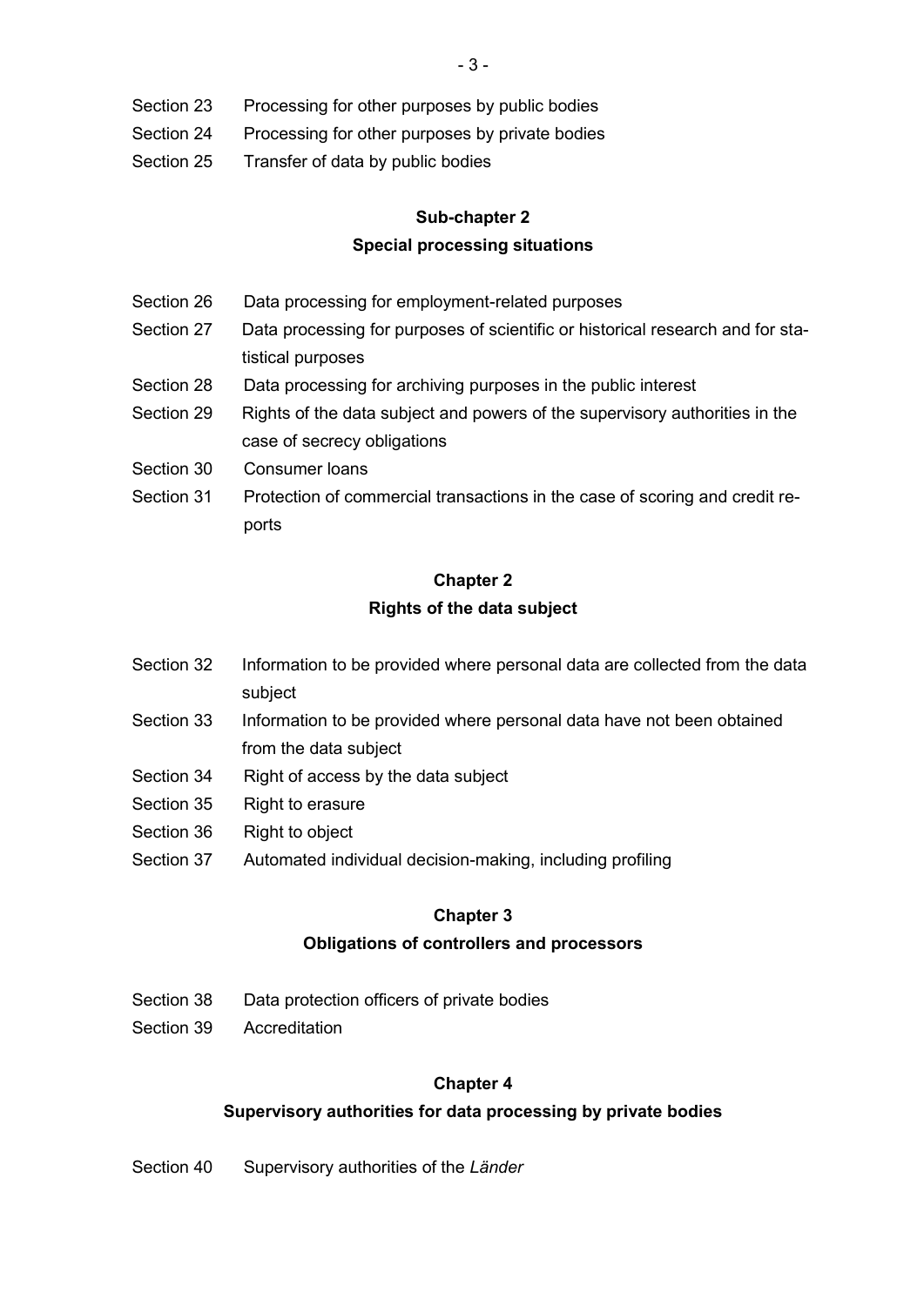Section 23 Processing for other purposes by public bodies

Section 24 Processing for other purposes by private bodies

Section 25 Transfer of data by public bodies

**Sub-chapter 2**

**Special processing situations**

Section 26 Data processing for employment-related purposes

Section 27 Data processing for purposes of scientific or historical research and for statistical purposes

Section 28 Data processing for archiving purposes in the public interest

Section 29 Rights of the data subject and powers of the supervisory authorities in the case of secrecy obligations

Section 30 Consumer loans

Section 31 Protection of commercial transactions in the case of scoring and credit reports

**Chapter 2**

**Rights of the data subject**

Section 32 Information to be provided where personal data are collected from the data subject

Section 33 Information to be provided where personal data have not been obtained from the data subject

Section 34 Right of access by the data subject

Section 35 Right to erasure

Section 36 Right to object

Section 37 Automated individual decision-making, including profiling

**Chapter 3**

**Obligations of controllers and processors**

Section 38 Data protection officers of private bodies

Section 39 Accreditation

**Chapter 4**

**Supervisory authorities for data processing by private bodies**

Section 40 Supervisory authorities of the *Länder*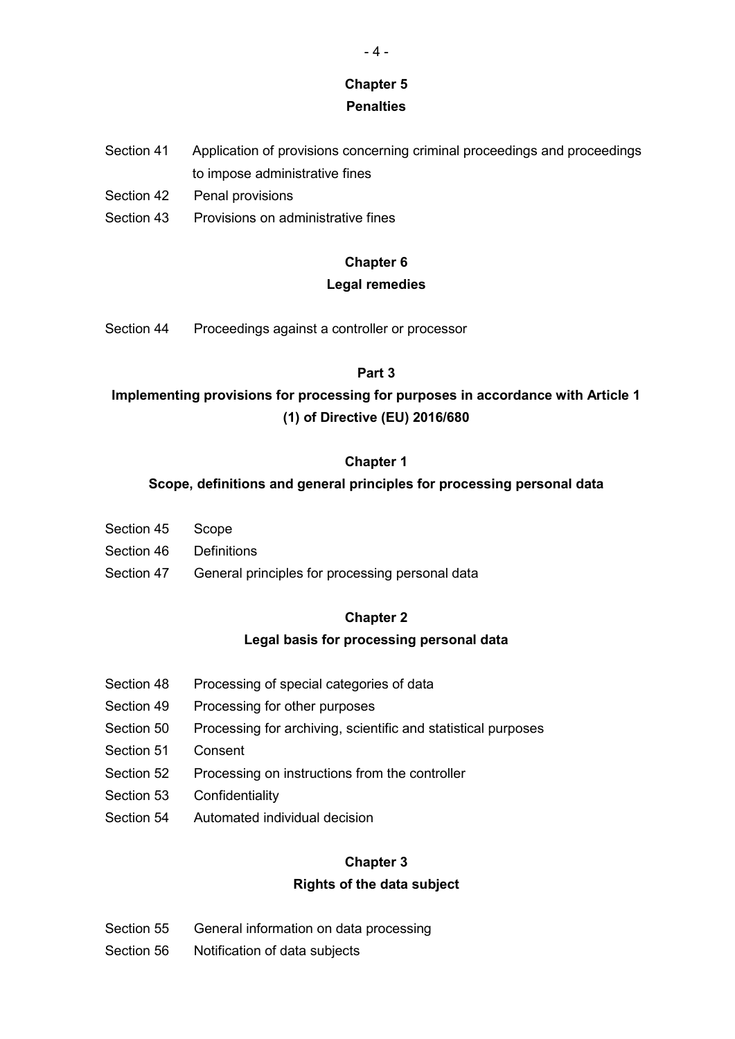**Chapter 5**
**Penalties**

Section 41 Application of provisions concerning criminal proceedings and proceedings to impose administrative fines

Section 42 Penal provisions

Section 43 Provisions on administrative fines

**Chapter 6**
**Legal remedies**

Section 44 Proceedings against a controller or processor

**Part 3**
**Implementing provisions for processing for purposes in accordance with Article 1 (1) of Directive (EU) 2016/680**

**Chapter 1**
**Scope, definitions and general principles for processing personal data**

Section 45 Scope

Section 46 Definitions

Section 47 General principles for processing personal data

**Chapter 2**
**Legal basis for processing personal data**

Section 48 Processing of special categories of data

Section 49 Processing for other purposes

Section 50 Processing for archiving, scientific and statistical purposes

Section 51 Consent

Section 52 Processing on instructions from the controller

Section 53 Confidentiality

Section 54 Automated individual decision

**Chapter 3**
**Rights of the data subject**

Section 55 General information on data processing

Section 56 Notification of data subjects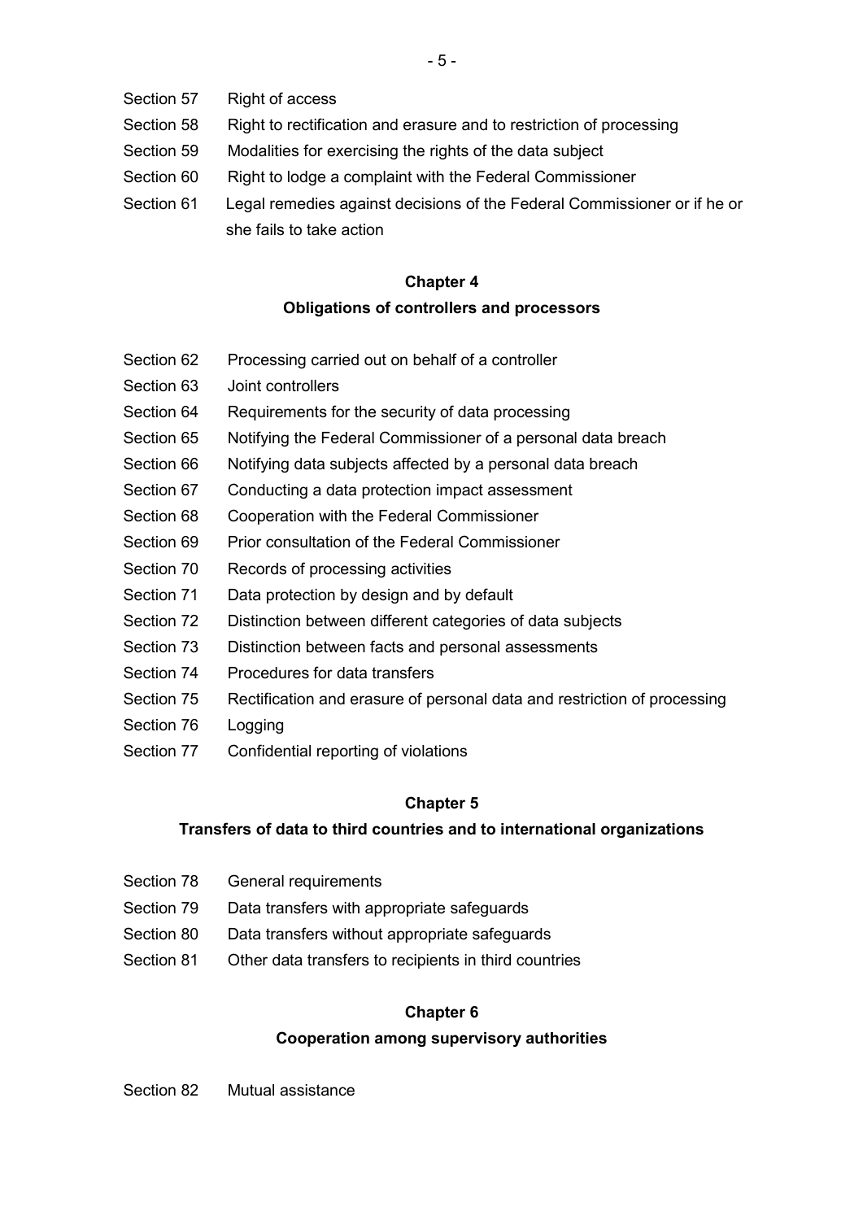Section 57 Right of access

Section 58 Right to rectification and erasure and to restriction of processing

Section 59 Modalities for exercising the rights of the data subject

Section 60 Right to lodge a complaint with the Federal Commissioner

Section 61 Legal remedies against decisions of the Federal Commissioner or if he or she fails to take action

**Chapter 4**

**Obligations of controllers and processors**

Section 62 Processing carried out on behalf of a controller

Section 63 Joint controllers

Section 64 Requirements for the security of data processing

Section 65 Notifying the Federal Commissioner of a personal data breach

Section 66 Notifying data subjects affected by a personal data breach

Section 67 Conducting a data protection impact assessment

Section 68 Cooperation with the Federal Commissioner

Section 69 Prior consultation of the Federal Commissioner

Section 70 Records of processing activities

Section 71 Data protection by design and by default

Section 72 Distinction between different categories of data subjects

Section 73 Distinction between facts and personal assessments

Section 74 Procedures for data transfers

Section 75 Rectification and erasure of personal data and restriction of processing

Section 76 Logging

Section 77 Confidential reporting of violations

**Chapter 5**

**Transfers of data to third countries and to international organizations**

Section 78 General requirements

Section 79 Data transfers with appropriate safeguards

Section 80 Data transfers without appropriate safeguards

Section 81 Other data transfers to recipients in third countries

**Chapter 6**

**Cooperation among supervisory authorities**

Section 82 Mutual assistance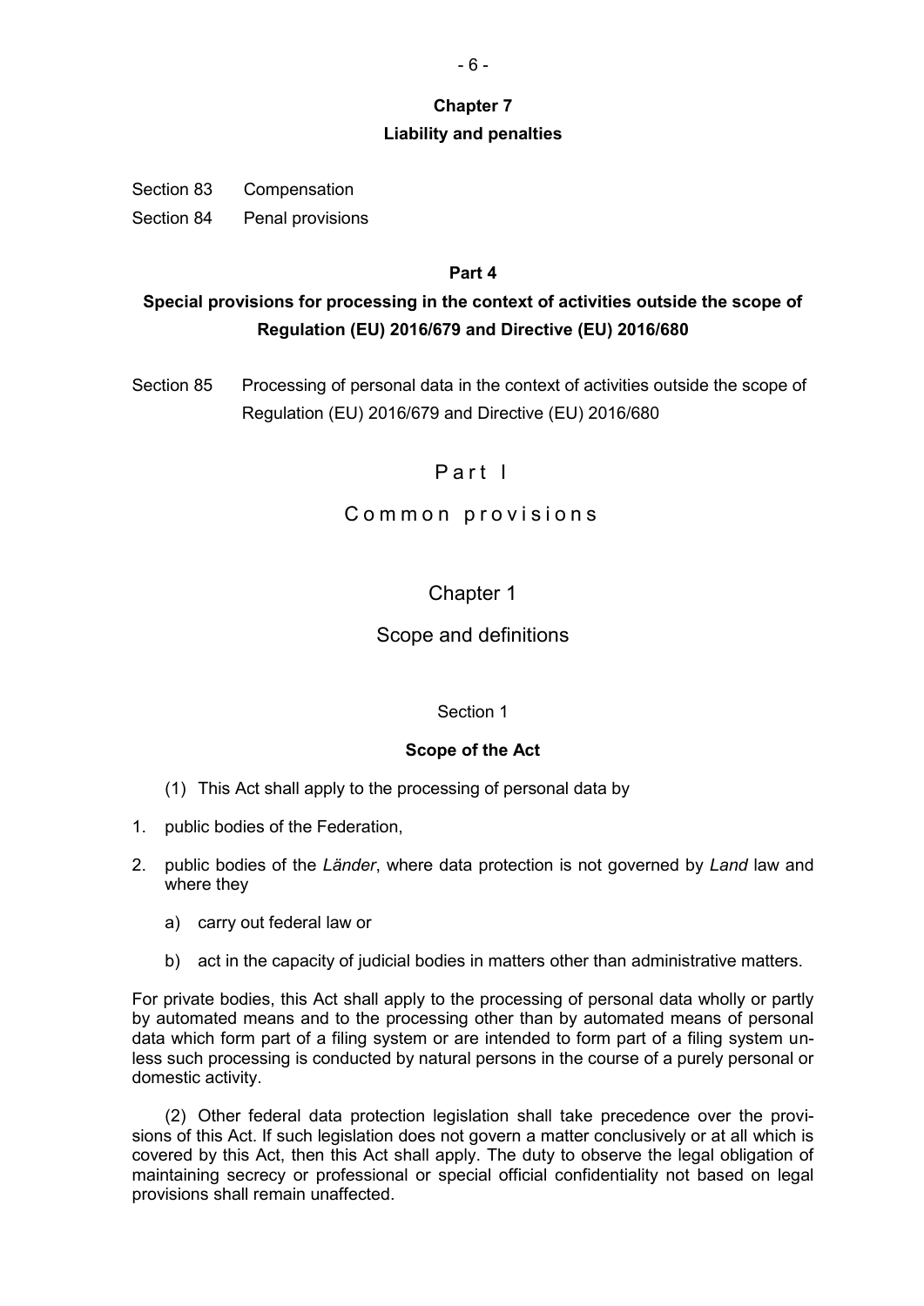**Chapter 7**

**Liability and penalties**

Section 83 Compensation

Section 84 Penal provisions

**Part 4**

**Special provisions for processing in the context of activities outside the scope of Regulation (EU) 2016/679 and Directive (EU) 2016/680**

Section 85 Processing of personal data in the context of activities outside the scope of Regulation (EU) 2016/679 and Directive (EU) 2016/680

# Part I

# Common provisions

## Chapter 1

## Scope and definitions

### Section 1

### Scope of the Act

(1) This Act shall apply to the processing of personal data by

1. public bodies of the Federation,
2. public bodies of the *Länder*, where data protection is not governed by *Land* law and where they
   a) carry out federal law or
   b) act in the capacity of judicial bodies in matters other than administrative matters.

For private bodies, this Act shall apply to the processing of personal data wholly or partly by automated means and to the processing other than by automated means of personal data which form part of a filing system or are intended to form part of a filing system unless such processing is conducted by natural persons in the course of a purely personal or domestic activity.

(2) Other federal data protection legislation shall take precedence over the provisions of this Act. If such legislation does not govern a matter conclusively or at all which is covered by this Act, then this Act shall apply. The duty to observe the legal obligation of maintaining secrecy or professional or special official confidentiality not based on legal provisions shall remain unaffected.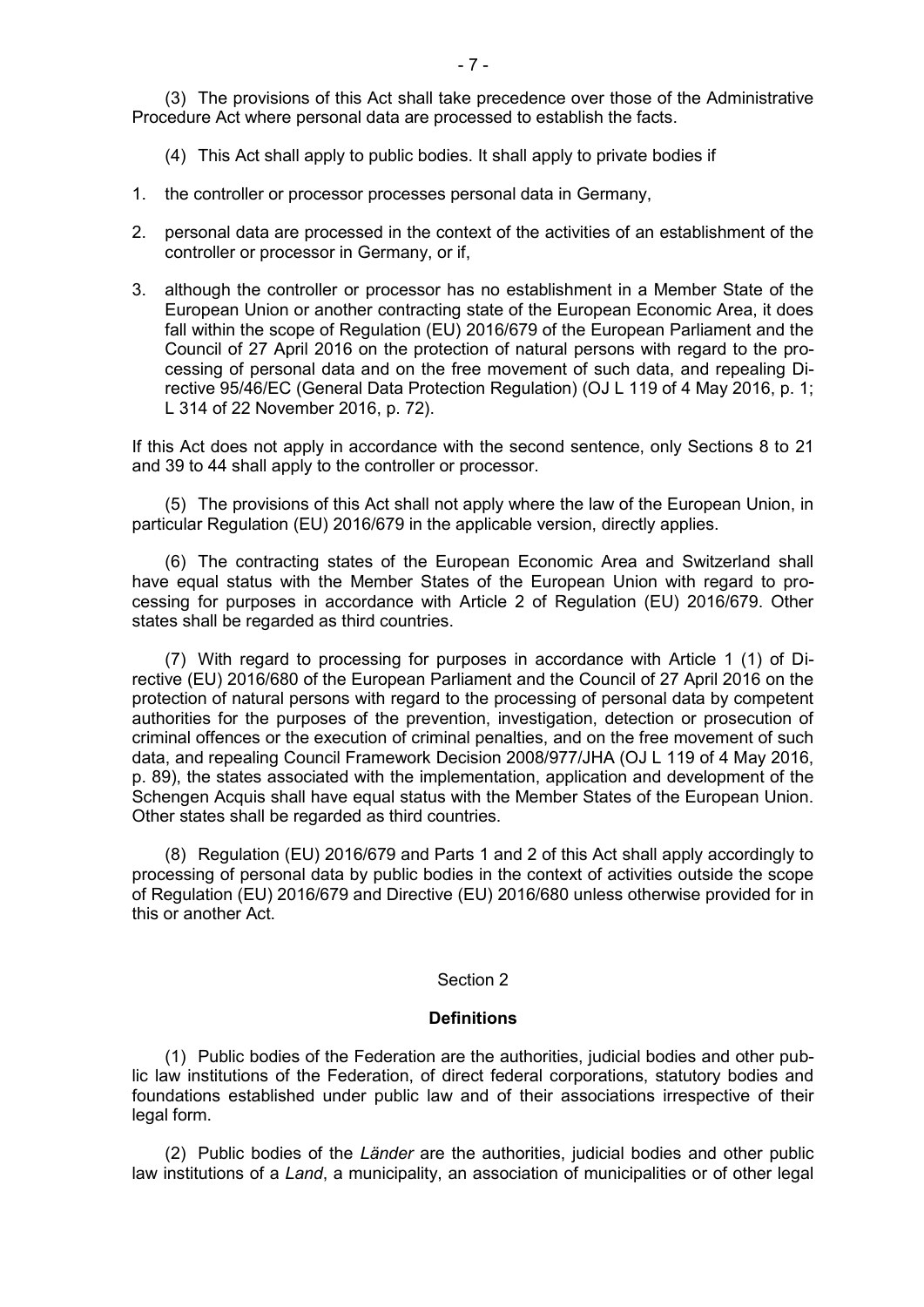(3) The provisions of this Act shall take precedence over those of the Administrative Procedure Act where personal data are processed to establish the facts.

(4) This Act shall apply to public bodies. It shall apply to private bodies if

1. the controller or processor processes personal data in Germany,

2. personal data are processed in the context of the activities of an establishment of the controller or processor in Germany, or if,

3. although the controller or processor has no establishment in a Member State of the European Union or another contracting state of the European Economic Area, it does fall within the scope of Regulation (EU) 2016/679 of the European Parliament and the Council of 27 April 2016 on the protection of natural persons with regard to the processing of personal data and on the free movement of such data, and repealing Directive 95/46/EC (General Data Protection Regulation) (OJ L 119 of 4 May 2016, p. 1; L 314 of 22 November 2016, p. 72).

If this Act does not apply in accordance with the second sentence, only Sections 8 to 21 and 39 to 44 shall apply to the controller or processor.

(5) The provisions of this Act shall not apply where the law of the European Union, in particular Regulation (EU) 2016/679 in the applicable version, directly applies.

(6) The contracting states of the European Economic Area and Switzerland shall have equal status with the Member States of the European Union with regard to processing for purposes in accordance with Article 2 of Regulation (EU) 2016/679. Other states shall be regarded as third countries.

(7) With regard to processing for purposes in accordance with Article 1 (1) of Directive (EU) 2016/680 of the European Parliament and the Council of 27 April 2016 on the protection of natural persons with regard to the processing of personal data by competent authorities for the purposes of the prevention, investigation, detection or prosecution of criminal offences or the execution of criminal penalties, and on the free movement of such data, and repealing Council Framework Decision 2008/977/JHA (OJ L 119 of 4 May 2016, p. 89), the states associated with the implementation, application and development of the Schengen Acquis shall have equal status with the Member States of the European Union. Other states shall be regarded as third countries.

(8) Regulation (EU) 2016/679 and Parts 1 and 2 of this Act shall apply accordingly to processing of personal data by public bodies in the context of activities outside the scope of Regulation (EU) 2016/679 and Directive (EU) 2016/680 unless otherwise provided for in this or another Act.

## Section 2

### Definitions

(1) Public bodies of the Federation are the authorities, judicial bodies and other public law institutions of the Federation, of direct federal corporations, statutory bodies and foundations established under public law and of their associations irrespective of their legal form.

(2) Public bodies of the *Länder* are the authorities, judicial bodies and other public law institutions of a *Land*, a municipality, an association of municipalities or of other legal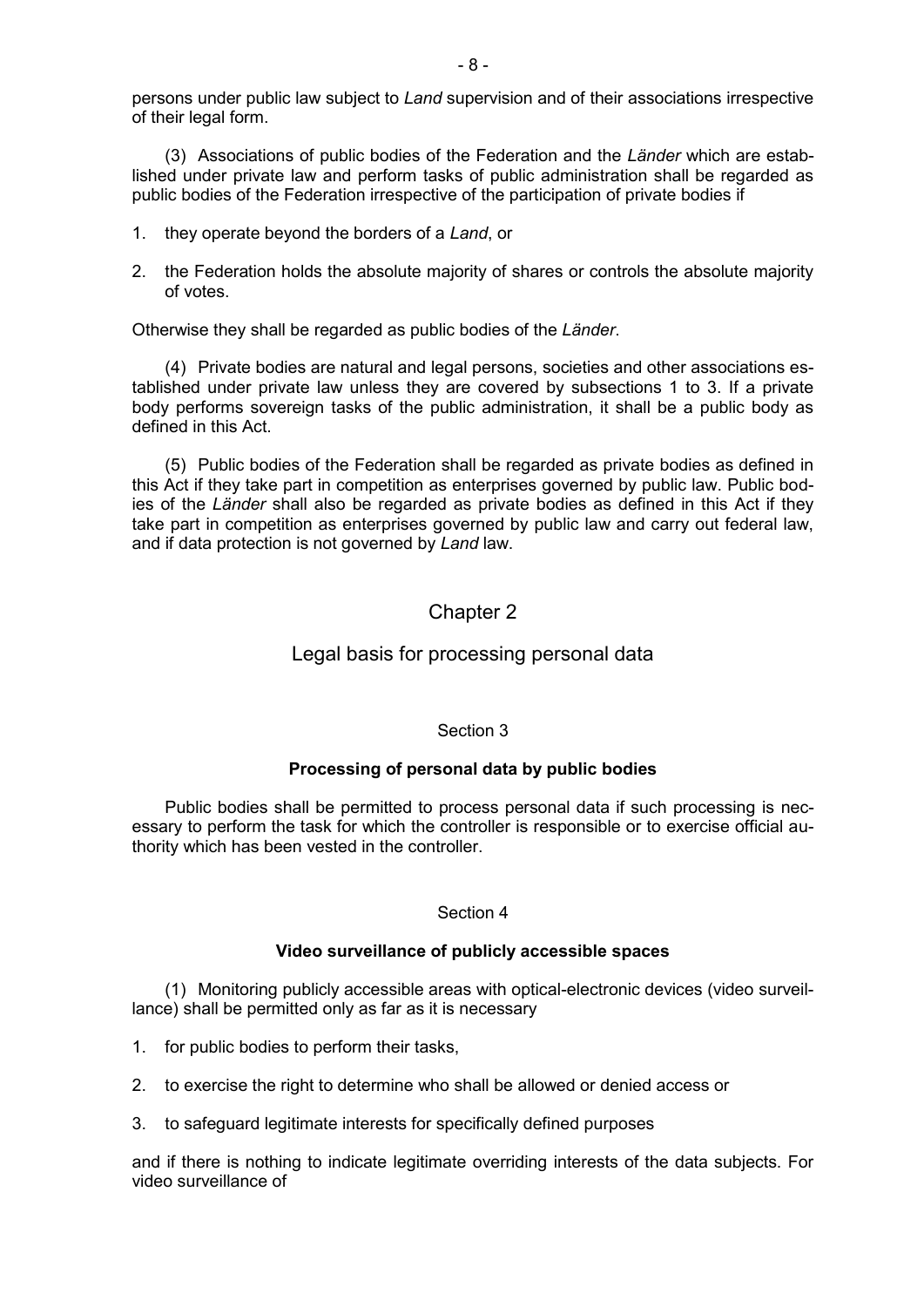persons under public law subject to *Land* supervision and of their associations irrespective of their legal form.

(3) Associations of public bodies of the Federation and the *Länder* which are established under private law and perform tasks of public administration shall be regarded as public bodies of the Federation irrespective of the participation of private bodies if

1. they operate beyond the borders of a *Land*, or
2. the Federation holds the absolute majority of shares or controls the absolute majority of votes.

Otherwise they shall be regarded as public bodies of the *Länder*.

(4) Private bodies are natural and legal persons, societies and other associations established under private law unless they are covered by subsections 1 to 3. If a private body performs sovereign tasks of the public administration, it shall be a public body as defined in this Act.

(5) Public bodies of the Federation shall be regarded as private bodies as defined in this Act if they take part in competition as enterprises governed by public law. Public bodies of the *Länder* shall also be regarded as private bodies as defined in this Act if they take part in competition as enterprises governed by public law and carry out federal law, and if data protection is not governed by *Land* law.

## Chapter 2

## Legal basis for processing personal data

### Section 3

### Processing of personal data by public bodies

Public bodies shall be permitted to process personal data if such processing is necessary to perform the task for which the controller is responsible or to exercise official authority which has been vested in the controller.

### Section 4

### Video surveillance of publicly accessible spaces

(1) Monitoring publicly accessible areas with optical-electronic devices (video surveillance) shall be permitted only as far as it is necessary

1. for public bodies to perform their tasks,
2. to exercise the right to determine who shall be allowed or denied access or
3. to safeguard legitimate interests for specifically defined purposes

and if there is nothing to indicate legitimate overriding interests of the data subjects. For video surveillance of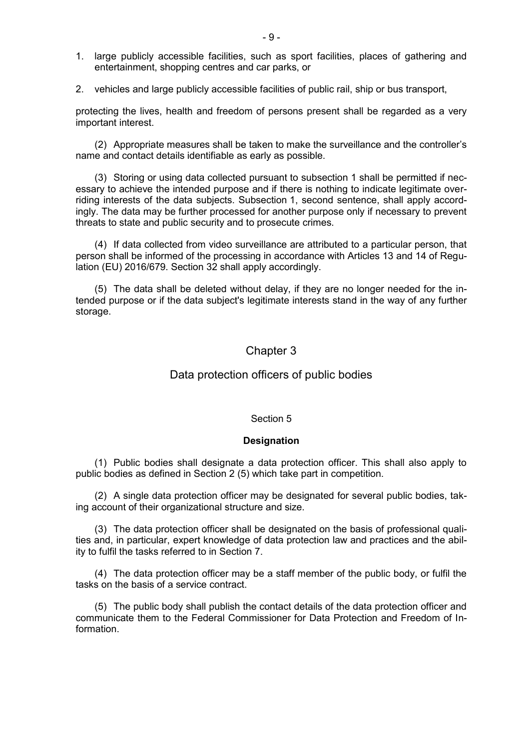1. large publicly accessible facilities, such as sport facilities, places of gathering and entertainment, shopping centres and car parks, or

2. vehicles and large publicly accessible facilities of public rail, ship or bus transport,

protecting the lives, health and freedom of persons present shall be regarded as a very important interest.

(2) Appropriate measures shall be taken to make the surveillance and the controller's name and contact details identifiable as early as possible.

(3) Storing or using data collected pursuant to subsection 1 shall be permitted if necessary to achieve the intended purpose and if there is nothing to indicate legitimate overriding interests of the data subjects. Subsection 1, second sentence, shall apply accordingly. The data may be further processed for another purpose only if necessary to prevent threats to state and public security and to prosecute crimes.

(4) If data collected from video surveillance are attributed to a particular person, that person shall be informed of the processing in accordance with Articles 13 and 14 of Regulation (EU) 2016/679. Section 32 shall apply accordingly.

(5) The data shall be deleted without delay, if they are no longer needed for the intended purpose or if the data subject's legitimate interests stand in the way of any further storage.

## Chapter 3

## Data protection officers of public bodies

### Section 5

### Designation

(1) Public bodies shall designate a data protection officer. This shall also apply to public bodies as defined in Section 2 (5) which take part in competition.

(2) A single data protection officer may be designated for several public bodies, taking account of their organizational structure and size.

(3) The data protection officer shall be designated on the basis of professional qualities and, in particular, expert knowledge of data protection law and practices and the ability to fulfil the tasks referred to in Section 7.

(4) The data protection officer may be a staff member of the public body, or fulfil the tasks on the basis of a service contract.

(5) The public body shall publish the contact details of the data protection officer and communicate them to the Federal Commissioner for Data Protection and Freedom of Information.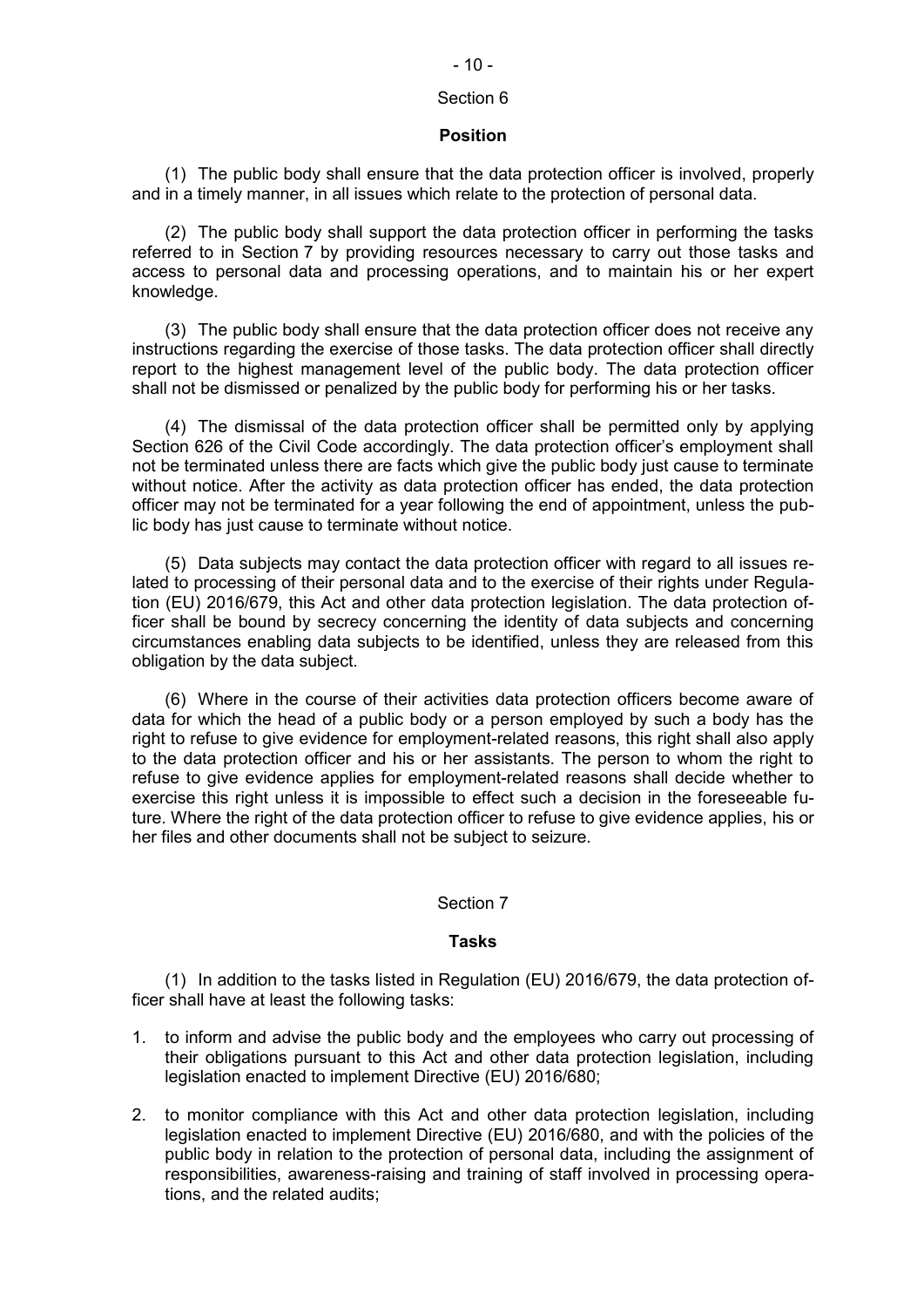## Section 6

### Position

(1) The public body shall ensure that the data protection officer is involved, properly and in a timely manner, in all issues which relate to the protection of personal data.

(2) The public body shall support the data protection officer in performing the tasks referred to in Section 7 by providing resources necessary to carry out those tasks and access to personal data and processing operations, and to maintain his or her expert knowledge.

(3) The public body shall ensure that the data protection officer does not receive any instructions regarding the exercise of those tasks. The data protection officer shall directly report to the highest management level of the public body. The data protection officer shall not be dismissed or penalized by the public body for performing his or her tasks.

(4) The dismissal of the data protection officer shall be permitted only by applying Section 626 of the Civil Code accordingly. The data protection officer's employment shall not be terminated unless there are facts which give the public body just cause to terminate without notice. After the activity as data protection officer has ended, the data protection officer may not be terminated for a year following the end of appointment, unless the public body has just cause to terminate without notice.

(5) Data subjects may contact the data protection officer with regard to all issues related to processing of their personal data and to the exercise of their rights under Regulation (EU) 2016/679, this Act and other data protection legislation. The data protection officer shall be bound by secrecy concerning the identity of data subjects and concerning circumstances enabling data subjects to be identified, unless they are released from this obligation by the data subject.

(6) Where in the course of their activities data protection officers become aware of data for which the head of a public body or a person employed by such a body has the right to refuse to give evidence for employment-related reasons, this right shall also apply to the data protection officer and his or her assistants. The person to whom the right to refuse to give evidence applies for employment-related reasons shall decide whether to exercise this right unless it is impossible to effect such a decision in the foreseeable future. Where the right of the data protection officer to refuse to give evidence applies, his or her files and other documents shall not be subject to seizure.

## Section 7

### Tasks

(1) In addition to the tasks listed in Regulation (EU) 2016/679, the data protection officer shall have at least the following tasks:

1. to inform and advise the public body and the employees who carry out processing of their obligations pursuant to this Act and other data protection legislation, including legislation enacted to implement Directive (EU) 2016/680;
2. to monitor compliance with this Act and other data protection legislation, including legislation enacted to implement Directive (EU) 2016/680, and with the policies of the public body in relation to the protection of personal data, including the assignment of responsibilities, awareness-raising and training of staff involved in processing operations, and the related audits;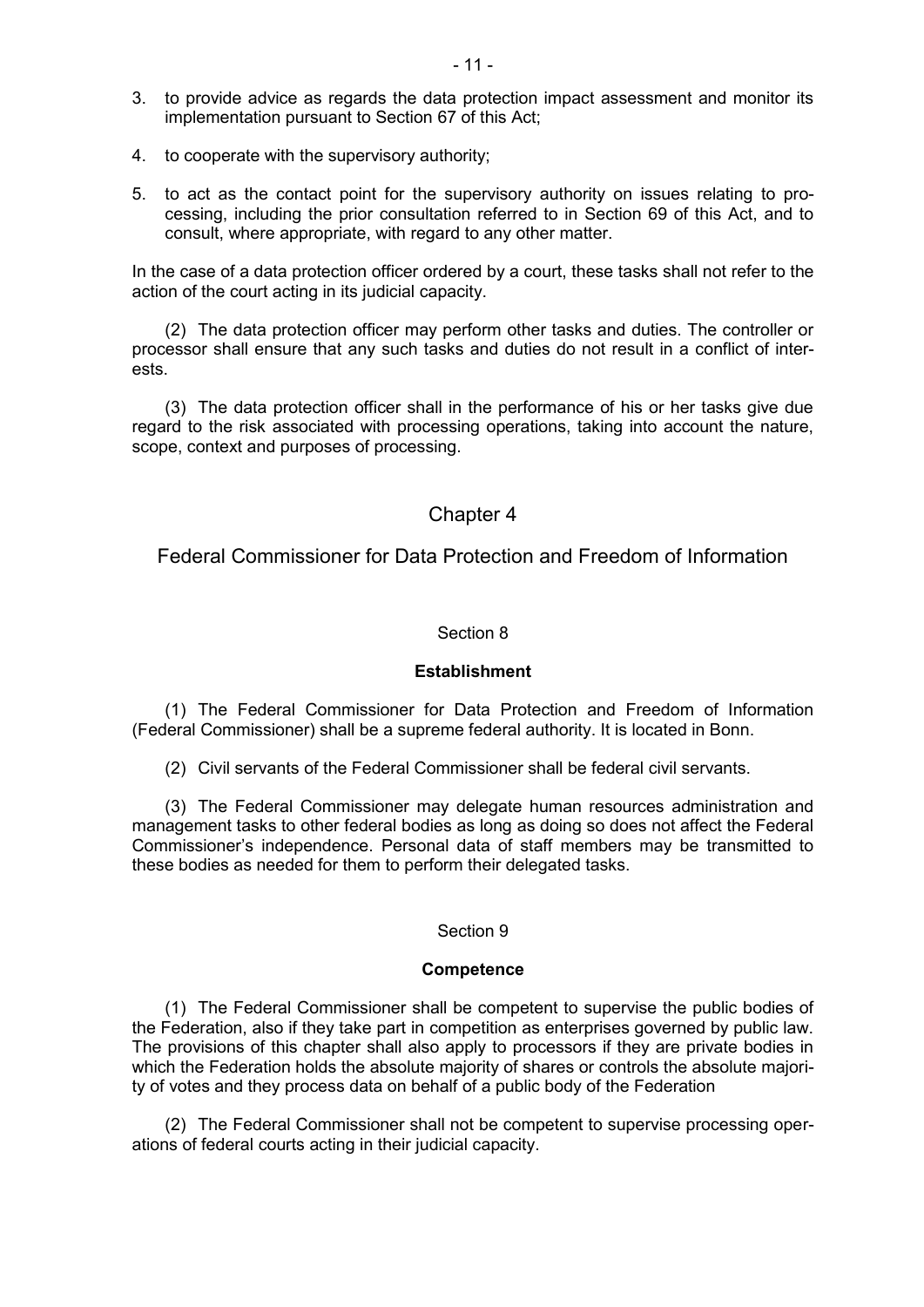3. to provide advice as regards the data protection impact assessment and monitor its implementation pursuant to Section 67 of this Act;
4. to cooperate with the supervisory authority;
5. to act as the contact point for the supervisory authority on issues relating to processing, including the prior consultation referred to in Section 69 of this Act, and to consult, where appropriate, with regard to any other matter.

In the case of a data protection officer ordered by a court, these tasks shall not refer to the action of the court acting in its judicial capacity.

(2) The data protection officer may perform other tasks and duties. The controller or processor shall ensure that any such tasks and duties do not result in a conflict of interests.

(3) The data protection officer shall in the performance of his or her tasks give due regard to the risk associated with processing operations, taking into account the nature, scope, context and purposes of processing.

## Chapter 4

## Federal Commissioner for Data Protection and Freedom of Information

### Section 8

### Establishment

(1) The Federal Commissioner for Data Protection and Freedom of Information (Federal Commissioner) shall be a supreme federal authority. It is located in Bonn.

(2) Civil servants of the Federal Commissioner shall be federal civil servants.

(3) The Federal Commissioner may delegate human resources administration and management tasks to other federal bodies as long as doing so does not affect the Federal Commissioner's independence. Personal data of staff members may be transmitted to these bodies as needed for them to perform their delegated tasks.

### Section 9

### Competence

(1) The Federal Commissioner shall be competent to supervise the public bodies of the Federation, also if they take part in competition as enterprises governed by public law. The provisions of this chapter shall also apply to processors if they are private bodies in which the Federation holds the absolute majority of shares or controls the absolute majority of votes and they process data on behalf of a public body of the Federation

(2) The Federal Commissioner shall not be competent to supervise processing operations of federal courts acting in their judicial capacity.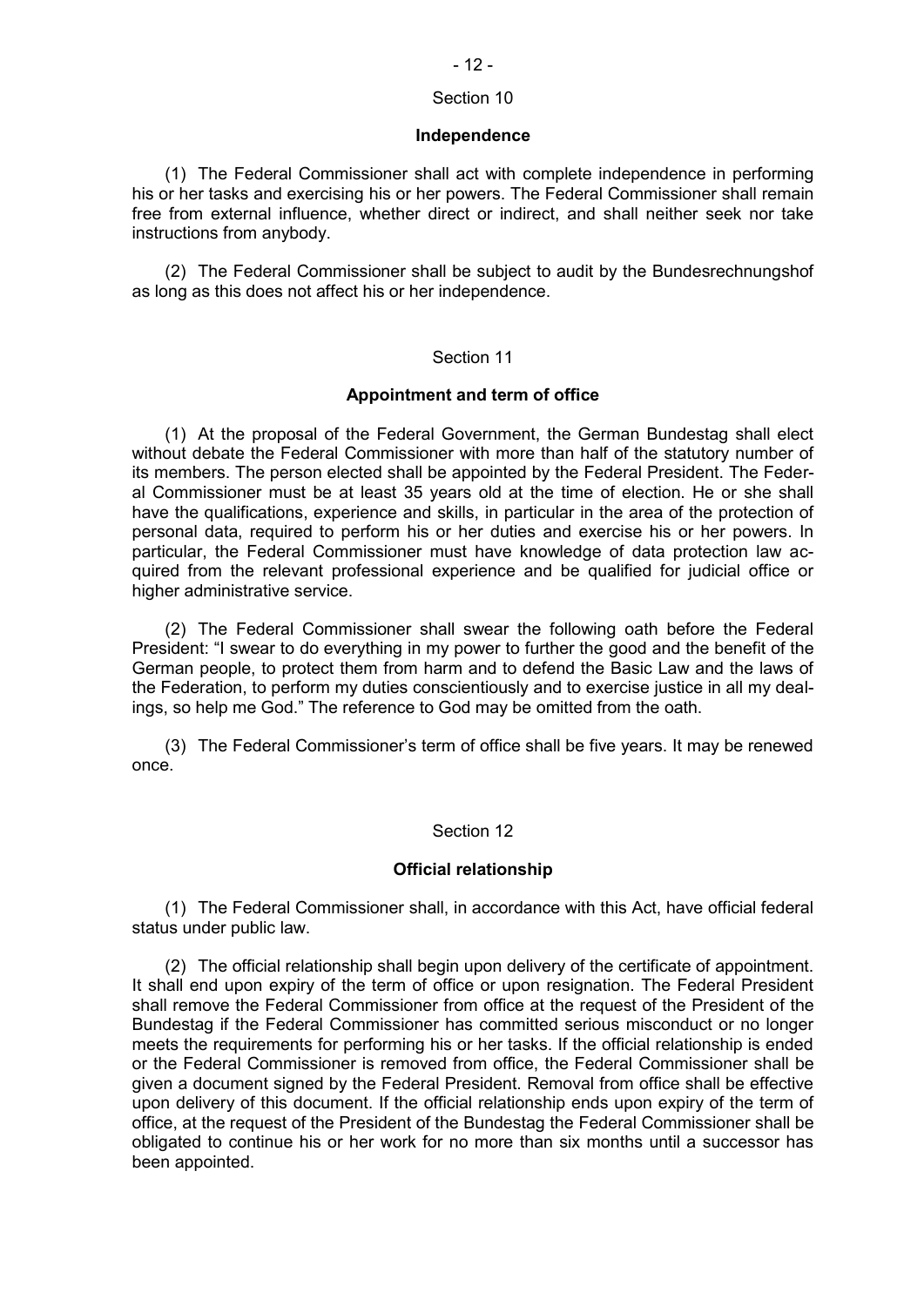## Section 10

### Independence

(1) The Federal Commissioner shall act with complete independence in performing his or her tasks and exercising his or her powers. The Federal Commissioner shall remain free from external influence, whether direct or indirect, and shall neither seek nor take instructions from anybody.

(2) The Federal Commissioner shall be subject to audit by the Bundesrechnungshof as long as this does not affect his or her independence.

## Section 11

### Appointment and term of office

(1) At the proposal of the Federal Government, the German Bundestag shall elect without debate the Federal Commissioner with more than half of the statutory number of its members. The person elected shall be appointed by the Federal President. The Federal Commissioner must be at least 35 years old at the time of election. He or she shall have the qualifications, experience and skills, in particular in the area of the protection of personal data, required to perform his or her duties and exercise his or her powers. In particular, the Federal Commissioner must have knowledge of data protection law acquired from the relevant professional experience and be qualified for judicial office or higher administrative service.

(2) The Federal Commissioner shall swear the following oath before the Federal President: "I swear to do everything in my power to further the good and the benefit of the German people, to protect them from harm and to defend the Basic Law and the laws of the Federation, to perform my duties conscientiously and to exercise justice in all my dealings, so help me God." The reference to God may be omitted from the oath.

(3) The Federal Commissioner's term of office shall be five years. It may be renewed once.

## Section 12

### Official relationship

(1) The Federal Commissioner shall, in accordance with this Act, have official federal status under public law.

(2) The official relationship shall begin upon delivery of the certificate of appointment. It shall end upon expiry of the term of office or upon resignation. The Federal President shall remove the Federal Commissioner from office at the request of the President of the Bundestag if the Federal Commissioner has committed serious misconduct or no longer meets the requirements for performing his or her tasks. If the official relationship is ended or the Federal Commissioner is removed from office, the Federal Commissioner shall be given a document signed by the Federal President. Removal from office shall be effective upon delivery of this document. If the official relationship ends upon expiry of the term of office, at the request of the President of the Bundestag the Federal Commissioner shall be obligated to continue his or her work for no more than six months until a successor has been appointed.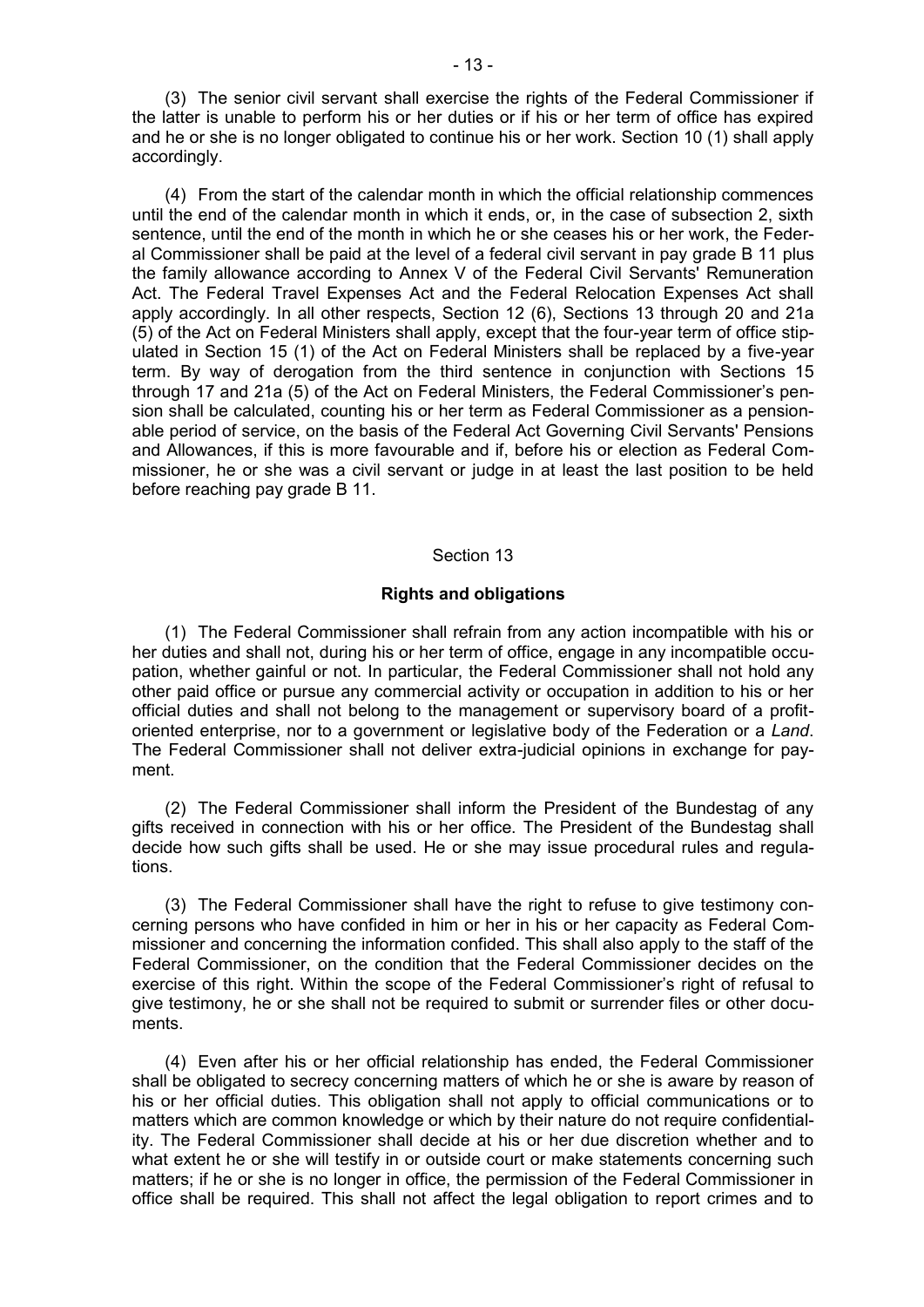(3) The senior civil servant shall exercise the rights of the Federal Commissioner if the latter is unable to perform his or her duties or if his or her term of office has expired and he or she is no longer obligated to continue his or her work. Section 10 (1) shall apply accordingly.

(4) From the start of the calendar month in which the official relationship commences until the end of the calendar month in which it ends, or, in the case of subsection 2, sixth sentence, until the end of the month in which he or she ceases his or her work, the Federal Commissioner shall be paid at the level of a federal civil servant in pay grade B 11 plus the family allowance according to Annex V of the Federal Civil Servants' Remuneration Act. The Federal Travel Expenses Act and the Federal Relocation Expenses Act shall apply accordingly. In all other respects, Section 12 (6), Sections 13 through 20 and 21a (5) of the Act on Federal Ministers shall apply, except that the four-year term of office stipulated in Section 15 (1) of the Act on Federal Ministers shall be replaced by a five-year term. By way of derogation from the third sentence in conjunction with Sections 15 through 17 and 21a (5) of the Act on Federal Ministers, the Federal Commissioner's pension shall be calculated, counting his or her term as Federal Commissioner as a pensionable period of service, on the basis of the Federal Act Governing Civil Servants' Pensions and Allowances, if this is more favourable and if, before his or election as Federal Commissioner, he or she was a civil servant or judge in at least the last position to be held before reaching pay grade B 11.

Section 13

**Rights and obligations**

(1) The Federal Commissioner shall refrain from any action incompatible with his or her duties and shall not, during his or her term of office, engage in any incompatible occupation, whether gainful or not. In particular, the Federal Commissioner shall not hold any other paid office or pursue any commercial activity or occupation in addition to his or her official duties and shall not belong to the management or supervisory board of a profit-oriented enterprise, nor to a government or legislative body of the Federation or a *Land*. The Federal Commissioner shall not deliver extra-judicial opinions in exchange for payment.

(2) The Federal Commissioner shall inform the President of the Bundestag of any gifts received in connection with his or her office. The President of the Bundestag shall decide how such gifts shall be used. He or she may issue procedural rules and regulations.

(3) The Federal Commissioner shall have the right to refuse to give testimony concerning persons who have confided in him or her in his or her capacity as Federal Commissioner and concerning the information confided. This shall also apply to the staff of the Federal Commissioner, on the condition that the Federal Commissioner decides on the exercise of this right. Within the scope of the Federal Commissioner's right of refusal to give testimony, he or she shall not be required to submit or surrender files or other documents.

(4) Even after his or her official relationship has ended, the Federal Commissioner shall be obligated to secrecy concerning matters of which he or she is aware by reason of his or her official duties. This obligation shall not apply to official communications or to matters which are common knowledge or which by their nature do not require confidentiality. The Federal Commissioner shall decide at his or her due discretion whether and to what extent he or she will testify in or outside court or make statements concerning such matters; if he or she is no longer in office, the permission of the Federal Commissioner in office shall be required. This shall not affect the legal obligation to report crimes and to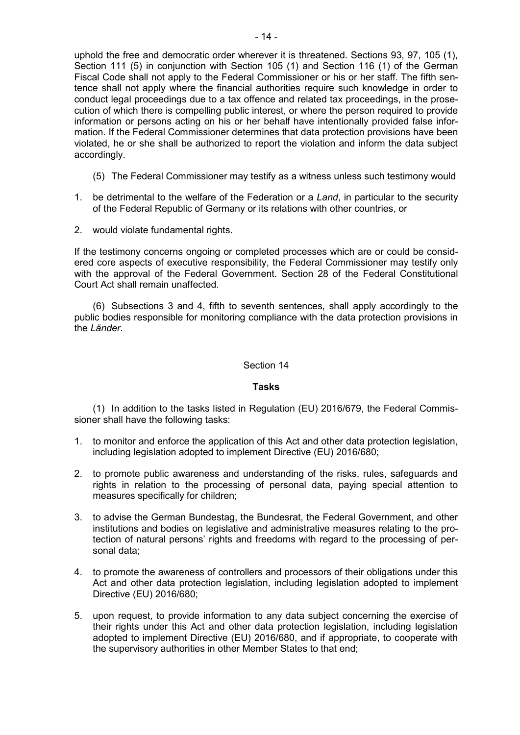uphold the free and democratic order wherever it is threatened. Sections 93, 97, 105 (1), Section 111 (5) in conjunction with Section 105 (1) and Section 116 (1) of the German Fiscal Code shall not apply to the Federal Commissioner or his or her staff. The fifth sentence shall not apply where the financial authorities require such knowledge in order to conduct legal proceedings due to a tax offence and related tax proceedings, in the prosecution of which there is compelling public interest, or where the person required to provide information or persons acting on his or her behalf have intentionally provided false information. If the Federal Commissioner determines that data protection provisions have been violated, he or she shall be authorized to report the violation and inform the data subject accordingly.

(5) The Federal Commissioner may testify as a witness unless such testimony would

1. be detrimental to the welfare of the Federation or a *Land*, in particular to the security of the Federal Republic of Germany or its relations with other countries, or
2. would violate fundamental rights.

If the testimony concerns ongoing or completed processes which are or could be considered core aspects of executive responsibility, the Federal Commissioner may testify only with the approval of the Federal Government. Section 28 of the Federal Constitutional Court Act shall remain unaffected.

(6) Subsections 3 and 4, fifth to seventh sentences, shall apply accordingly to the public bodies responsible for monitoring compliance with the data protection provisions in the *Länder*.

## Section 14

### Tasks

(1) In addition to the tasks listed in Regulation (EU) 2016/679, the Federal Commissioner shall have the following tasks:

1. to monitor and enforce the application of this Act and other data protection legislation, including legislation adopted to implement Directive (EU) 2016/680;
2. to promote public awareness and understanding of the risks, rules, safeguards and rights in relation to the processing of personal data, paying special attention to measures specifically for children;
3. to advise the German Bundestag, the Bundesrat, the Federal Government, and other institutions and bodies on legislative and administrative measures relating to the protection of natural persons' rights and freedoms with regard to the processing of personal data;
4. to promote the awareness of controllers and processors of their obligations under this Act and other data protection legislation, including legislation adopted to implement Directive (EU) 2016/680;
5. upon request, to provide information to any data subject concerning the exercise of their rights under this Act and other data protection legislation, including legislation adopted to implement Directive (EU) 2016/680, and if appropriate, to cooperate with the supervisory authorities in other Member States to that end;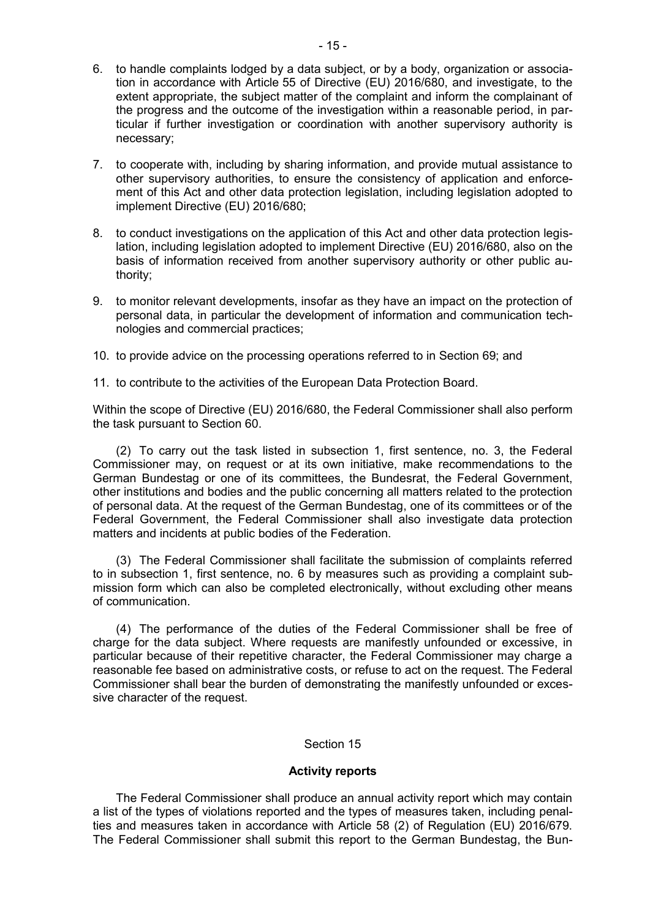6. to handle complaints lodged by a data subject, or by a body, organization or association in accordance with Article 55 of Directive (EU) 2016/680, and investigate, to the extent appropriate, the subject matter of the complaint and inform the complainant of the progress and the outcome of the investigation within a reasonable period, in particular if further investigation or coordination with another supervisory authority is necessary;

7. to cooperate with, including by sharing information, and provide mutual assistance to other supervisory authorities, to ensure the consistency of application and enforcement of this Act and other data protection legislation, including legislation adopted to implement Directive (EU) 2016/680;

8. to conduct investigations on the application of this Act and other data protection legislation, including legislation adopted to implement Directive (EU) 2016/680, also on the basis of information received from another supervisory authority or other public authority;

9. to monitor relevant developments, insofar as they have an impact on the protection of personal data, in particular the development of information and communication technologies and commercial practices;

10. to provide advice on the processing operations referred to in Section 69; and

11. to contribute to the activities of the European Data Protection Board.

Within the scope of Directive (EU) 2016/680, the Federal Commissioner shall also perform the task pursuant to Section 60.

(2) To carry out the task listed in subsection 1, first sentence, no. 3, the Federal Commissioner may, on request or at its own initiative, make recommendations to the German Bundestag or one of its committees, the Bundesrat, the Federal Government, other institutions and bodies and the public concerning all matters related to the protection of personal data. At the request of the German Bundestag, one of its committees or of the Federal Government, the Federal Commissioner shall also investigate data protection matters and incidents at public bodies of the Federation.

(3) The Federal Commissioner shall facilitate the submission of complaints referred to in subsection 1, first sentence, no. 6 by measures such as providing a complaint submission form which can also be completed electronically, without excluding other means of communication.

(4) The performance of the duties of the Federal Commissioner shall be free of charge for the data subject. Where requests are manifestly unfounded or excessive, in particular because of their repetitive character, the Federal Commissioner may charge a reasonable fee based on administrative costs, or refuse to act on the request. The Federal Commissioner shall bear the burden of demonstrating the manifestly unfounded or excessive character of the request.

Section 15

**Activity reports**

The Federal Commissioner shall produce an annual activity report which may contain a list of the types of violations reported and the types of measures taken, including penalties and measures taken in accordance with Article 58 (2) of Regulation (EU) 2016/679. The Federal Commissioner shall submit this report to the German Bundestag, the Bun-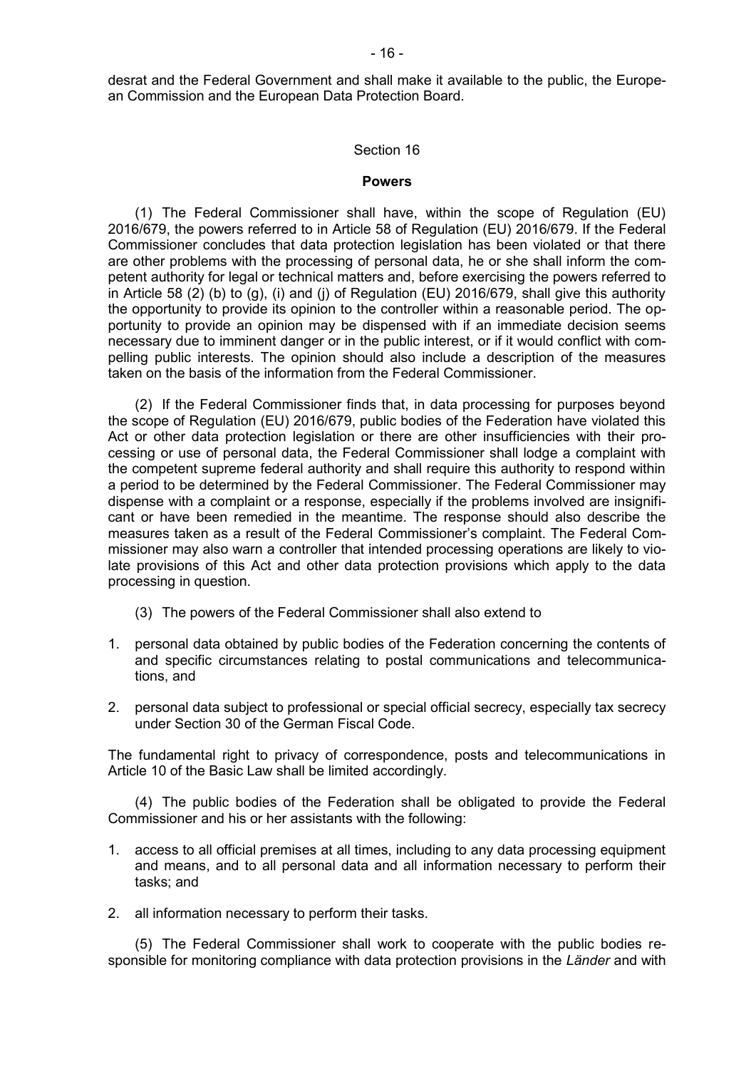desrat and the Federal Government and shall make it available to the public, the European Commission and the European Data Protection Board.

Section 16

**Powers**

(1) The Federal Commissioner shall have, within the scope of Regulation (EU) 2016/679, the powers referred to in Article 58 of Regulation (EU) 2016/679. If the Federal Commissioner concludes that data protection legislation has been violated or that there are other problems with the processing of personal data, he or she shall inform the competent authority for legal or technical matters and, before exercising the powers referred to in Article 58 (2) (b) to (g), (i) and (j) of Regulation (EU) 2016/679, shall give this authority the opportunity to provide its opinion to the controller within a reasonable period. The opportunity to provide an opinion may be dispensed with if an immediate decision seems necessary due to imminent danger or in the public interest, or if it would conflict with compelling public interests. The opinion should also include a description of the measures taken on the basis of the information from the Federal Commissioner.

(2) If the Federal Commissioner finds that, in data processing for purposes beyond the scope of Regulation (EU) 2016/679, public bodies of the Federation have violated this Act or other data protection legislation or there are other insufficiencies with their processing or use of personal data, the Federal Commissioner shall lodge a complaint with the competent supreme federal authority and shall require this authority to respond within a period to be determined by the Federal Commissioner. The Federal Commissioner may dispense with a complaint or a response, especially if the problems involved are insignificant or have been remedied in the meantime. The response should also describe the measures taken as a result of the Federal Commissioner's complaint. The Federal Commissioner may also warn a controller that intended processing operations are likely to violate provisions of this Act and other data protection provisions which apply to the data processing in question.

(3) The powers of the Federal Commissioner shall also extend to

1. personal data obtained by public bodies of the Federation concerning the contents of and specific circumstances relating to postal communications and telecommunications, and
2. personal data subject to professional or special official secrecy, especially tax secrecy under Section 30 of the German Fiscal Code.

The fundamental right to privacy of correspondence, posts and telecommunications in Article 10 of the Basic Law shall be limited accordingly.

(4) The public bodies of the Federation shall be obligated to provide the Federal Commissioner and his or her assistants with the following:

1. access to all official premises at all times, including to any data processing equipment and means, and to all personal data and all information necessary to perform their tasks; and
2. all information necessary to perform their tasks.

(5) The Federal Commissioner shall work to cooperate with the public bodies responsible for monitoring compliance with data protection provisions in the *Länder* and with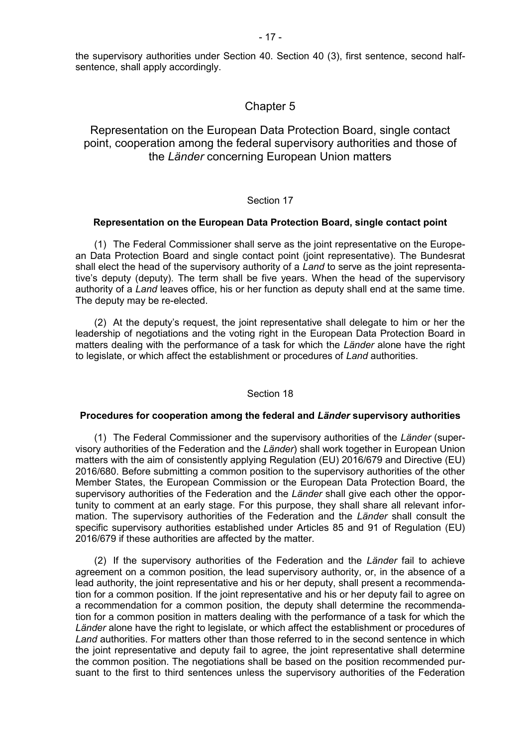the supervisory authorities under Section 40. Section 40 (3), first sentence, second half-sentence, shall apply accordingly.

## Chapter 5

## Representation on the European Data Protection Board, single contact point, cooperation among the federal supervisory authorities and those of the *Länder* concerning European Union matters

### Section 17

#### Representation on the European Data Protection Board, single contact point

(1) The Federal Commissioner shall serve as the joint representative on the European Data Protection Board and single contact point (joint representative). The Bundesrat shall elect the head of the supervisory authority of a *Land* to serve as the joint representative's deputy (deputy). The term shall be five years. When the head of the supervisory authority of a *Land* leaves office, his or her function as deputy shall end at the same time. The deputy may be re-elected.

(2) At the deputy's request, the joint representative shall delegate to him or her the leadership of negotiations and the voting right in the European Data Protection Board in matters dealing with the performance of a task for which the *Länder* alone have the right to legislate, or which affect the establishment or procedures of *Land* authorities.

### Section 18

#### Procedures for cooperation among the federal and *Länder* supervisory authorities

(1) The Federal Commissioner and the supervisory authorities of the *Länder* (supervisory authorities of the Federation and the *Länder*) shall work together in European Union matters with the aim of consistently applying Regulation (EU) 2016/679 and Directive (EU) 2016/680. Before submitting a common position to the supervisory authorities of the other Member States, the European Commission or the European Data Protection Board, the supervisory authorities of the Federation and the *Länder* shall give each other the opportunity to comment at an early stage. For this purpose, they shall share all relevant information. The supervisory authorities of the Federation and the *Länder* shall consult the specific supervisory authorities established under Articles 85 and 91 of Regulation (EU) 2016/679 if these authorities are affected by the matter.

(2) If the supervisory authorities of the Federation and the *Länder* fail to achieve agreement on a common position, the lead supervisory authority, or, in the absence of a lead authority, the joint representative and his or her deputy, shall present a recommendation for a common position. If the joint representative and his or her deputy fail to agree on a recommendation for a common position, the deputy shall determine the recommendation for a common position in matters dealing with the performance of a task for which the *Länder* alone have the right to legislate, or which affect the establishment or procedures of *Land* authorities. For matters other than those referred to in the second sentence in which the joint representative and deputy fail to agree, the joint representative shall determine the common position. The negotiations shall be based on the position recommended pursuant to the first to third sentences unless the supervisory authorities of the Federation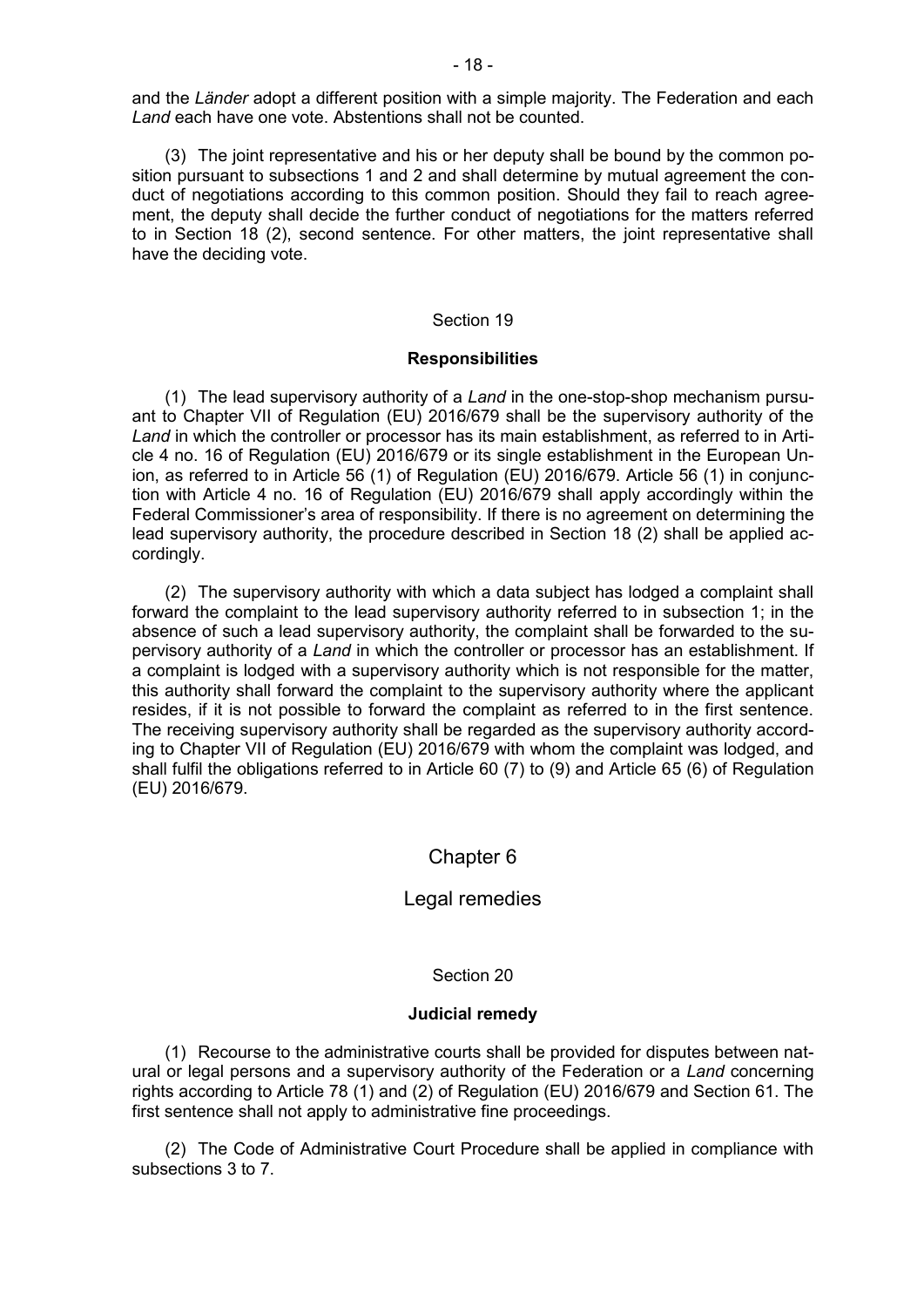and the *Länder* adopt a different position with a simple majority. The Federation and each *Land* each have one vote. Abstentions shall not be counted.

(3) The joint representative and his or her deputy shall be bound by the common position pursuant to subsections 1 and 2 and shall determine by mutual agreement the conduct of negotiations according to this common position. Should they fail to reach agreement, the deputy shall decide the further conduct of negotiations for the matters referred to in Section 18 (2), second sentence. For other matters, the joint representative shall have the deciding vote.

Section 19

**Responsibilities**

(1) The lead supervisory authority of a *Land* in the one-stop-shop mechanism pursuant to Chapter VII of Regulation (EU) 2016/679 shall be the supervisory authority of the *Land* in which the controller or processor has its main establishment, as referred to in Article 4 no. 16 of Regulation (EU) 2016/679 or its single establishment in the European Union, as referred to in Article 56 (1) of Regulation (EU) 2016/679. Article 56 (1) in conjunction with Article 4 no. 16 of Regulation (EU) 2016/679 shall apply accordingly within the Federal Commissioner's area of responsibility. If there is no agreement on determining the lead supervisory authority, the procedure described in Section 18 (2) shall be applied accordingly.

(2) The supervisory authority with which a data subject has lodged a complaint shall forward the complaint to the lead supervisory authority referred to in subsection 1; in the absence of such a lead supervisory authority, the complaint shall be forwarded to the supervisory authority of a *Land* in which the controller or processor has an establishment. If a complaint is lodged with a supervisory authority which is not responsible for the matter, this authority shall forward the complaint to the supervisory authority where the applicant resides, if it is not possible to forward the complaint as referred to in the first sentence. The receiving supervisory authority shall be regarded as the supervisory authority according to Chapter VII of Regulation (EU) 2016/679 with whom the complaint was lodged, and shall fulfil the obligations referred to in Article 60 (7) to (9) and Article 65 (6) of Regulation (EU) 2016/679.

## Chapter 6

## Legal remedies

Section 20

**Judicial remedy**

(1) Recourse to the administrative courts shall be provided for disputes between natural or legal persons and a supervisory authority of the Federation or a *Land* concerning rights according to Article 78 (1) and (2) of Regulation (EU) 2016/679 and Section 61. The first sentence shall not apply to administrative fine proceedings.

(2) The Code of Administrative Court Procedure shall be applied in compliance with subsections 3 to 7.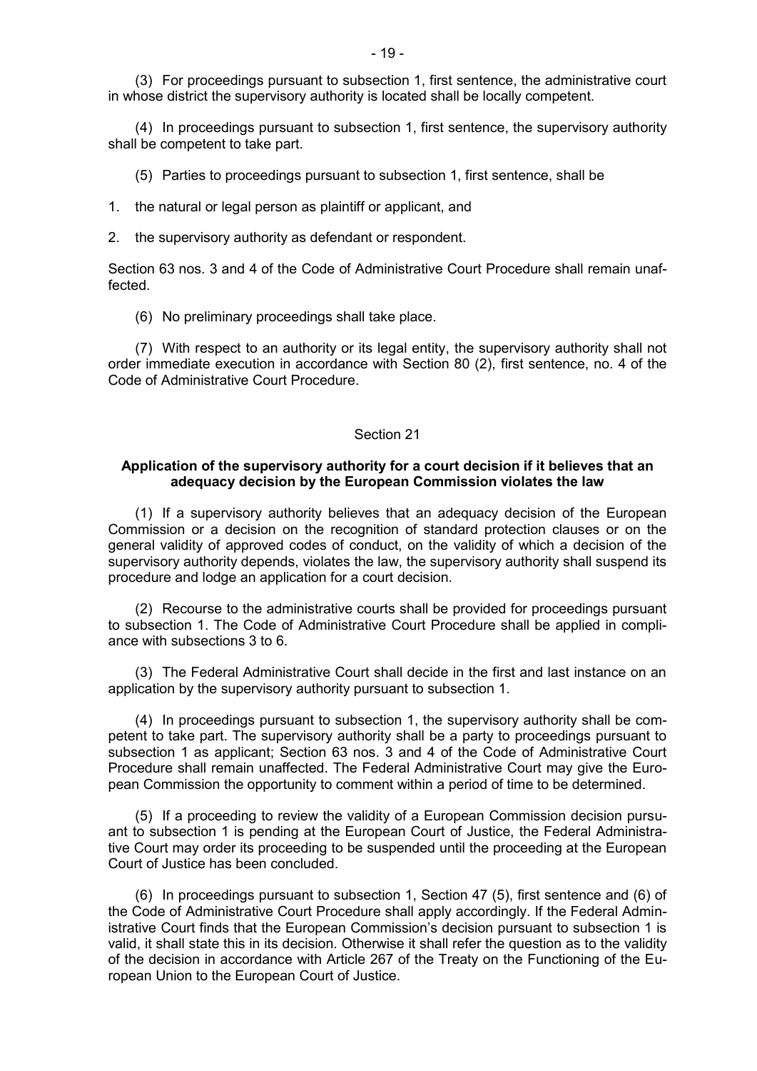(3) For proceedings pursuant to subsection 1, first sentence, the administrative court in whose district the supervisory authority is located shall be locally competent.

(4) In proceedings pursuant to subsection 1, first sentence, the supervisory authority shall be competent to take part.

(5) Parties to proceedings pursuant to subsection 1, first sentence, shall be

1. the natural or legal person as plaintiff or applicant, and
2. the supervisory authority as defendant or respondent.

Section 63 nos. 3 and 4 of the Code of Administrative Court Procedure shall remain unaffected.

(6) No preliminary proceedings shall take place.

(7) With respect to an authority or its legal entity, the supervisory authority shall not order immediate execution in accordance with Section 80 (2), first sentence, no. 4 of the Code of Administrative Court Procedure.

## Section 21

### Application of the supervisory authority for a court decision if it believes that an adequacy decision by the European Commission violates the law

(1) If a supervisory authority believes that an adequacy decision of the European Commission or a decision on the recognition of standard protection clauses or on the general validity of approved codes of conduct, on the validity of which a decision of the supervisory authority depends, violates the law, the supervisory authority shall suspend its procedure and lodge an application for a court decision.

(2) Recourse to the administrative courts shall be provided for proceedings pursuant to subsection 1. The Code of Administrative Court Procedure shall be applied in compliance with subsections 3 to 6.

(3) The Federal Administrative Court shall decide in the first and last instance on an application by the supervisory authority pursuant to subsection 1.

(4) In proceedings pursuant to subsection 1, the supervisory authority shall be competent to take part. The supervisory authority shall be a party to proceedings pursuant to subsection 1 as applicant; Section 63 nos. 3 and 4 of the Code of Administrative Court Procedure shall remain unaffected. The Federal Administrative Court may give the European Commission the opportunity to comment within a period of time to be determined.

(5) If a proceeding to review the validity of a European Commission decision pursuant to subsection 1 is pending at the European Court of Justice, the Federal Administrative Court may order its proceeding to be suspended until the proceeding at the European Court of Justice has been concluded.

(6) In proceedings pursuant to subsection 1, Section 47 (5), first sentence and (6) of the Code of Administrative Court Procedure shall apply accordingly. If the Federal Administrative Court finds that the European Commission's decision pursuant to subsection 1 is valid, it shall state this in its decision. Otherwise it shall refer the question as to the validity of the decision in accordance with Article 267 of the Treaty on the Functioning of the European Union to the European Court of Justice.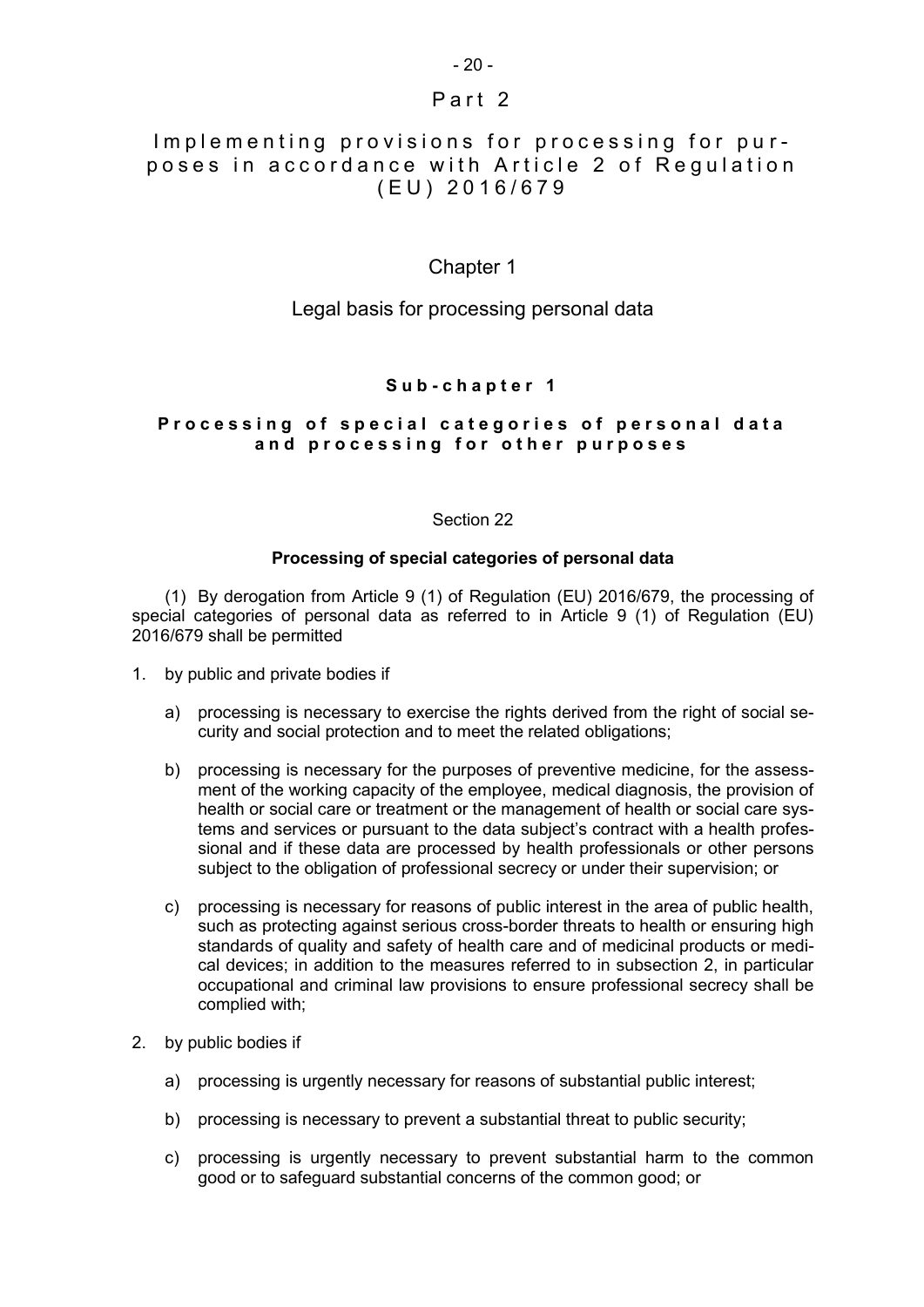# Part 2

## Implementing provisions for processing for purposes in accordance with Article 2 of Regulation (EU) 2016/679

### Chapter 1

### Legal basis for processing personal data

#### Sub-chapter 1

#### Processing of special categories of personal data and processing for other purposes

Section 22

**Processing of special categories of personal data**

(1) By derogation from Article 9 (1) of Regulation (EU) 2016/679, the processing of special categories of personal data as referred to in Article 9 (1) of Regulation (EU) 2016/679 shall be permitted

1. by public and private bodies if

   a) processing is necessary to exercise the rights derived from the right of social security and social protection and to meet the related obligations;

   b) processing is necessary for the purposes of preventive medicine, for the assessment of the working capacity of the employee, medical diagnosis, the provision of health or social care or treatment or the management of health or social care systems and services or pursuant to the data subject's contract with a health professional and if these data are processed by health professionals or other persons subject to the obligation of professional secrecy or under their supervision; or

   c) processing is necessary for reasons of public interest in the area of public health, such as protecting against serious cross-border threats to health or ensuring high standards of quality and safety of health care and of medicinal products or medical devices; in addition to the measures referred to in subsection 2, in particular occupational and criminal law provisions to ensure professional secrecy shall be complied with;

2. by public bodies if

   a) processing is urgently necessary for reasons of substantial public interest;

   b) processing is necessary to prevent a substantial threat to public security;

   c) processing is urgently necessary to prevent substantial harm to the common good or to safeguard substantial concerns of the common good; or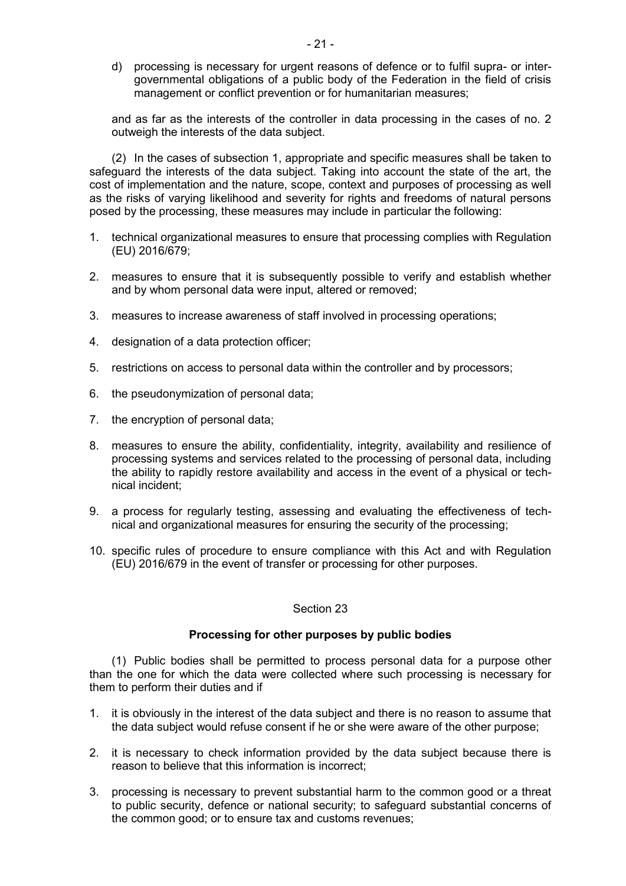d) processing is necessary for urgent reasons of defence or to fulfil supra- or intergovernmental obligations of a public body of the Federation in the field of crisis management or conflict prevention or for humanitarian measures;

and as far as the interests of the controller in data processing in the cases of no. 2 outweigh the interests of the data subject.

(2) In the cases of subsection 1, appropriate and specific measures shall be taken to safeguard the interests of the data subject. Taking into account the state of the art, the cost of implementation and the nature, scope, context and purposes of processing as well as the risks of varying likelihood and severity for rights and freedoms of natural persons posed by the processing, these measures may include in particular the following:

1. technical organizational measures to ensure that processing complies with Regulation (EU) 2016/679;
2. measures to ensure that it is subsequently possible to verify and establish whether and by whom personal data were input, altered or removed;
3. measures to increase awareness of staff involved in processing operations;
4. designation of a data protection officer;
5. restrictions on access to personal data within the controller and by processors;
6. the pseudonymization of personal data;
7. the encryption of personal data;
8. measures to ensure the ability, confidentiality, integrity, availability and resilience of processing systems and services related to the processing of personal data, including the ability to rapidly restore availability and access in the event of a physical or technical incident;
9. a process for regularly testing, assessing and evaluating the effectiveness of technical and organizational measures for ensuring the security of the processing;
10. specific rules of procedure to ensure compliance with this Act and with Regulation (EU) 2016/679 in the event of transfer or processing for other purposes.

Section 23

**Processing for other purposes by public bodies**

(1) Public bodies shall be permitted to process personal data for a purpose other than the one for which the data were collected where such processing is necessary for them to perform their duties and if

1. it is obviously in the interest of the data subject and there is no reason to assume that the data subject would refuse consent if he or she were aware of the other purpose;
2. it is necessary to check information provided by the data subject because there is reason to believe that this information is incorrect;
3. processing is necessary to prevent substantial harm to the common good or a threat to public security, defence or national security; to safeguard substantial concerns of the common good; or to ensure tax and customs revenues;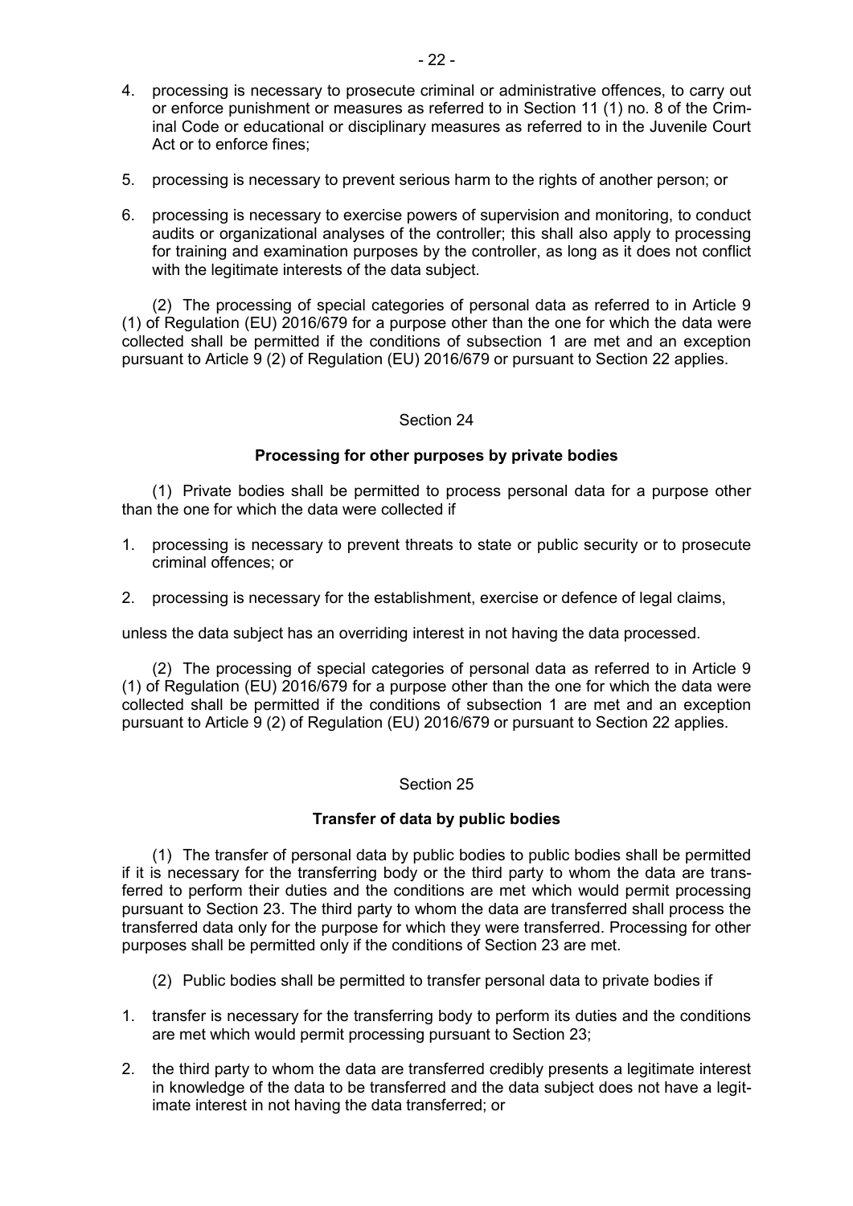4. processing is necessary to prosecute criminal or administrative offences, to carry out or enforce punishment or measures as referred to in Section 11 (1) no. 8 of the Criminal Code or educational or disciplinary measures as referred to in the Juvenile Court Act or to enforce fines;

5. processing is necessary to prevent serious harm to the rights of another person; or

6. processing is necessary to exercise powers of supervision and monitoring, to conduct audits or organizational analyses of the controller; this shall also apply to processing for training and examination purposes by the controller, as long as it does not conflict with the legitimate interests of the data subject.

(2) The processing of special categories of personal data as referred to in Article 9 (1) of Regulation (EU) 2016/679 for a purpose other than the one for which the data were collected shall be permitted if the conditions of subsection 1 are met and an exception pursuant to Article 9 (2) of Regulation (EU) 2016/679 or pursuant to Section 22 applies.

Section 24

**Processing for other purposes by private bodies**

(1) Private bodies shall be permitted to process personal data for a purpose other than the one for which the data were collected if

1. processing is necessary to prevent threats to state or public security or to prosecute criminal offences; or

2. processing is necessary for the establishment, exercise or defence of legal claims,

unless the data subject has an overriding interest in not having the data processed.

(2) The processing of special categories of personal data as referred to in Article 9 (1) of Regulation (EU) 2016/679 for a purpose other than the one for which the data were collected shall be permitted if the conditions of subsection 1 are met and an exception pursuant to Article 9 (2) of Regulation (EU) 2016/679 or pursuant to Section 22 applies.

Section 25

**Transfer of data by public bodies**

(1) The transfer of personal data by public bodies to public bodies shall be permitted if it is necessary for the transferring body or the third party to whom the data are transferred to perform their duties and the conditions are met which would permit processing pursuant to Section 23. The third party to whom the data are transferred shall process the transferred data only for the purpose for which they were transferred. Processing for other purposes shall be permitted only if the conditions of Section 23 are met.

(2) Public bodies shall be permitted to transfer personal data to private bodies if

1. transfer is necessary for the transferring body to perform its duties and the conditions are met which would permit processing pursuant to Section 23;

2. the third party to whom the data are transferred credibly presents a legitimate interest in knowledge of the data to be transferred and the data subject does not have a legitimate interest in not having the data transferred; or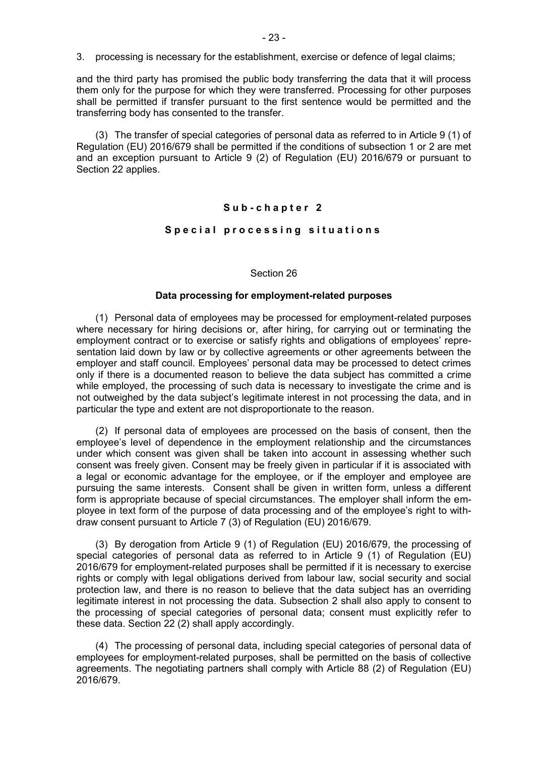3. processing is necessary for the establishment, exercise or defence of legal claims;

and the third party has promised the public body transferring the data that it will process them only for the purpose for which they were transferred. Processing for other purposes shall be permitted if transfer pursuant to the first sentence would be permitted and the transferring body has consented to the transfer.

(3) The transfer of special categories of personal data as referred to in Article 9 (1) of Regulation (EU) 2016/679 shall be permitted if the conditions of subsection 1 or 2 are met and an exception pursuant to Article 9 (2) of Regulation (EU) 2016/679 or pursuant to Section 22 applies.

## Sub-chapter 2

## Special processing situations

### Section 26

### Data processing for employment-related purposes

(1) Personal data of employees may be processed for employment-related purposes where necessary for hiring decisions or, after hiring, for carrying out or terminating the employment contract or to exercise or satisfy rights and obligations of employees' representation laid down by law or by collective agreements or other agreements between the employer and staff council. Employees' personal data may be processed to detect crimes only if there is a documented reason to believe the data subject has committed a crime while employed, the processing of such data is necessary to investigate the crime and is not outweighed by the data subject's legitimate interest in not processing the data, and in particular the type and extent are not disproportionate to the reason.

(2) If personal data of employees are processed on the basis of consent, then the employee's level of dependence in the employment relationship and the circumstances under which consent was given shall be taken into account in assessing whether such consent was freely given. Consent may be freely given in particular if it is associated with a legal or economic advantage for the employee, or if the employer and employee are pursuing the same interests. Consent shall be given in written form, unless a different form is appropriate because of special circumstances. The employer shall inform the employee in text form of the purpose of data processing and of the employee's right to withdraw consent pursuant to Article 7 (3) of Regulation (EU) 2016/679.

(3) By derogation from Article 9 (1) of Regulation (EU) 2016/679, the processing of special categories of personal data as referred to in Article 9 (1) of Regulation (EU) 2016/679 for employment-related purposes shall be permitted if it is necessary to exercise rights or comply with legal obligations derived from labour law, social security and social protection law, and there is no reason to believe that the data subject has an overriding legitimate interest in not processing the data. Subsection 2 shall also apply to consent to the processing of special categories of personal data; consent must explicitly refer to these data. Section 22 (2) shall apply accordingly.

(4) The processing of personal data, including special categories of personal data of employees for employment-related purposes, shall be permitted on the basis of collective agreements. The negotiating partners shall comply with Article 88 (2) of Regulation (EU) 2016/679.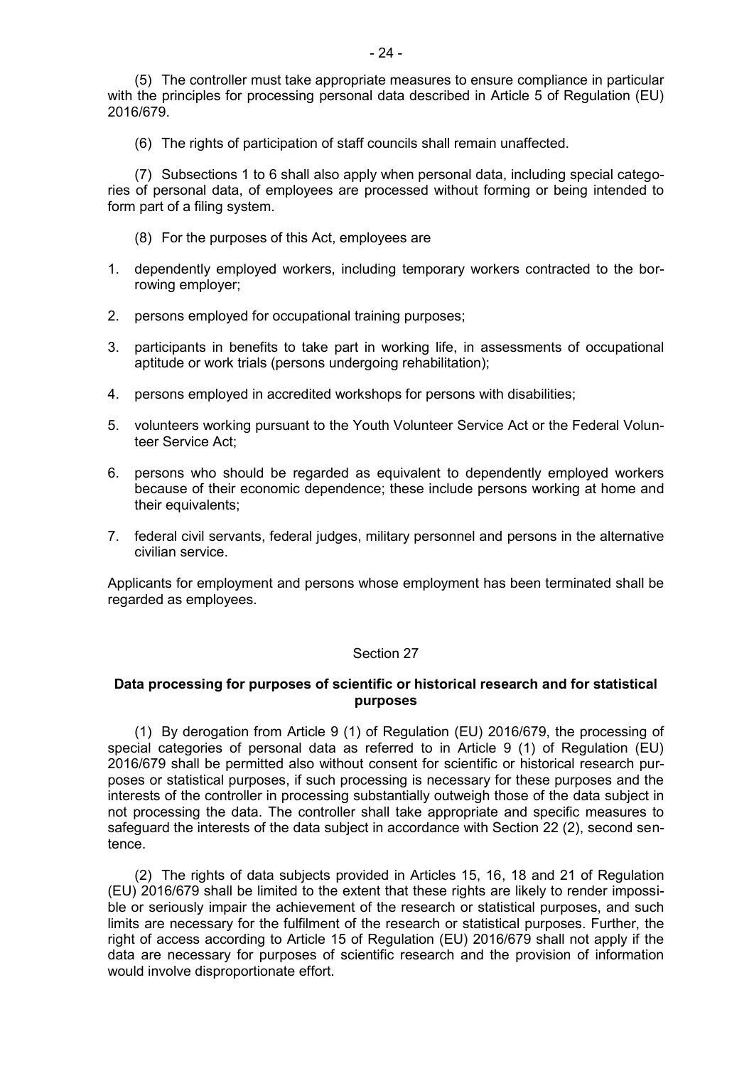(5) The controller must take appropriate measures to ensure compliance in particular with the principles for processing personal data described in Article 5 of Regulation (EU) 2016/679.

(6) The rights of participation of staff councils shall remain unaffected.

(7) Subsections 1 to 6 shall also apply when personal data, including special categories of personal data, of employees are processed without forming or being intended to form part of a filing system.

(8) For the purposes of this Act, employees are

1. dependently employed workers, including temporary workers contracted to the borrowing employer;
2. persons employed for occupational training purposes;
3. participants in benefits to take part in working life, in assessments of occupational aptitude or work trials (persons undergoing rehabilitation);
4. persons employed in accredited workshops for persons with disabilities;
5. volunteers working pursuant to the Youth Volunteer Service Act or the Federal Volunteer Service Act;
6. persons who should be regarded as equivalent to dependently employed workers because of their economic dependence; these include persons working at home and their equivalents;
7. federal civil servants, federal judges, military personnel and persons in the alternative civilian service.

Applicants for employment and persons whose employment has been terminated shall be regarded as employees.

Section 27

**Data processing for purposes of scientific or historical research and for statistical purposes**

(1) By derogation from Article 9 (1) of Regulation (EU) 2016/679, the processing of special categories of personal data as referred to in Article 9 (1) of Regulation (EU) 2016/679 shall be permitted also without consent for scientific or historical research purposes or statistical purposes, if such processing is necessary for these purposes and the interests of the controller in processing substantially outweigh those of the data subject in not processing the data. The controller shall take appropriate and specific measures to safeguard the interests of the data subject in accordance with Section 22 (2), second sentence.

(2) The rights of data subjects provided in Articles 15, 16, 18 and 21 of Regulation (EU) 2016/679 shall be limited to the extent that these rights are likely to render impossible or seriously impair the achievement of the research or statistical purposes, and such limits are necessary for the fulfilment of the research or statistical purposes. Further, the right of access according to Article 15 of Regulation (EU) 2016/679 shall not apply if the data are necessary for purposes of scientific research and the provision of information would involve disproportionate effort.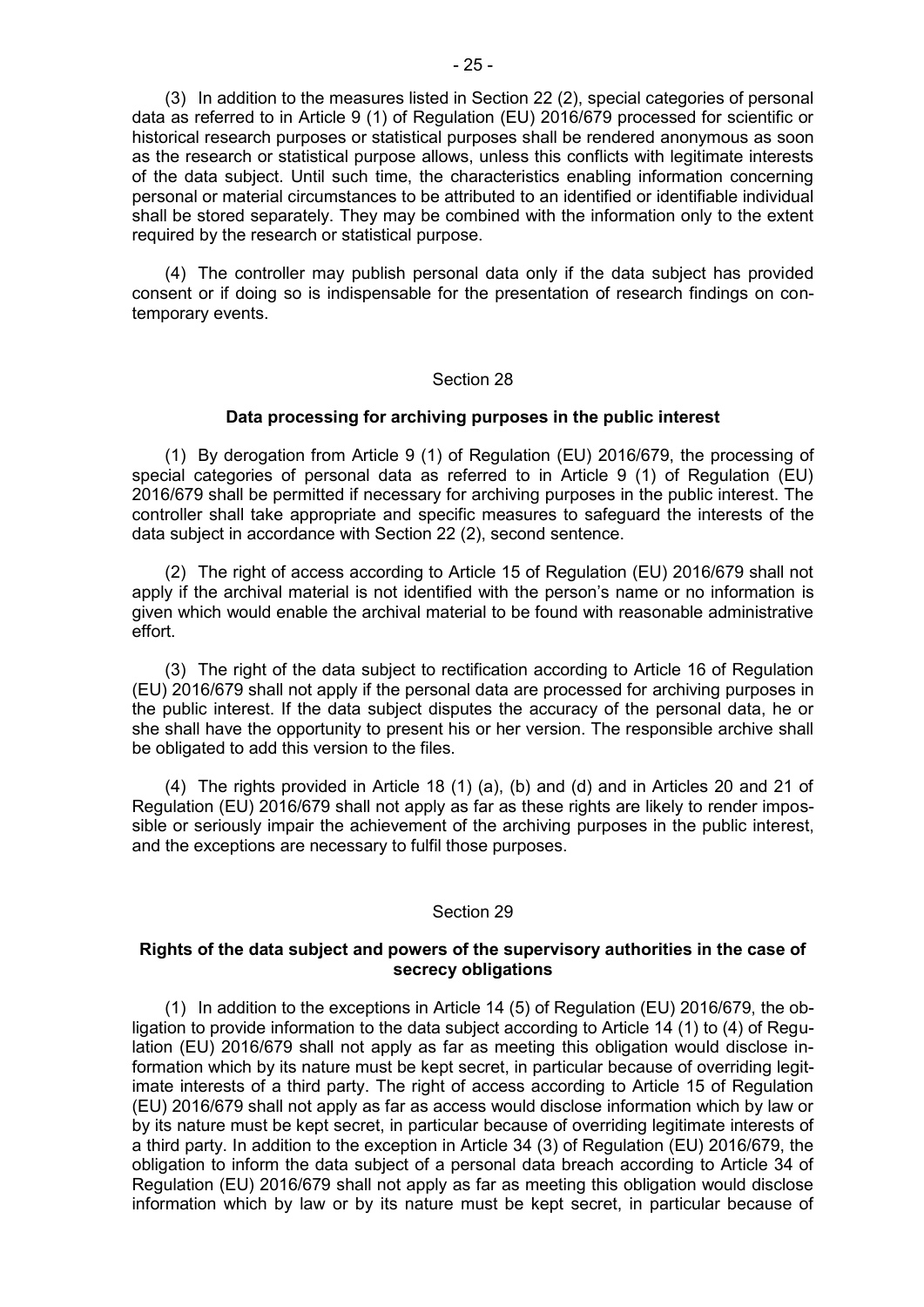(3) In addition to the measures listed in Section 22 (2), special categories of personal data as referred to in Article 9 (1) of Regulation (EU) 2016/679 processed for scientific or historical research purposes or statistical purposes shall be rendered anonymous as soon as the research or statistical purpose allows, unless this conflicts with legitimate interests of the data subject. Until such time, the characteristics enabling information concerning personal or material circumstances to be attributed to an identified or identifiable individual shall be stored separately. They may be combined with the information only to the extent required by the research or statistical purpose.

(4) The controller may publish personal data only if the data subject has provided consent or if doing so is indispensable for the presentation of research findings on contemporary events.

## Section 28

### Data processing for archiving purposes in the public interest

(1) By derogation from Article 9 (1) of Regulation (EU) 2016/679, the processing of special categories of personal data as referred to in Article 9 (1) of Regulation (EU) 2016/679 shall be permitted if necessary for archiving purposes in the public interest. The controller shall take appropriate and specific measures to safeguard the interests of the data subject in accordance with Section 22 (2), second sentence.

(2) The right of access according to Article 15 of Regulation (EU) 2016/679 shall not apply if the archival material is not identified with the person's name or no information is given which would enable the archival material to be found with reasonable administrative effort.

(3) The right of the data subject to rectification according to Article 16 of Regulation (EU) 2016/679 shall not apply if the personal data are processed for archiving purposes in the public interest. If the data subject disputes the accuracy of the personal data, he or she shall have the opportunity to present his or her version. The responsible archive shall be obligated to add this version to the files.

(4) The rights provided in Article 18 (1) (a), (b) and (d) and in Articles 20 and 21 of Regulation (EU) 2016/679 shall not apply as far as these rights are likely to render impossible or seriously impair the achievement of the archiving purposes in the public interest, and the exceptions are necessary to fulfil those purposes.

## Section 29

### Rights of the data subject and powers of the supervisory authorities in the case of secrecy obligations

(1) In addition to the exceptions in Article 14 (5) of Regulation (EU) 2016/679, the obligation to provide information to the data subject according to Article 14 (1) to (4) of Regulation (EU) 2016/679 shall not apply as far as meeting this obligation would disclose information which by its nature must be kept secret, in particular because of overriding legitimate interests of a third party. The right of access according to Article 15 of Regulation (EU) 2016/679 shall not apply as far as access would disclose information which by law or by its nature must be kept secret, in particular because of overriding legitimate interests of a third party. In addition to the exception in Article 34 (3) of Regulation (EU) 2016/679, the obligation to inform the data subject of a personal data breach according to Article 34 of Regulation (EU) 2016/679 shall not apply as far as meeting this obligation would disclose information which by law or by its nature must be kept secret, in particular because of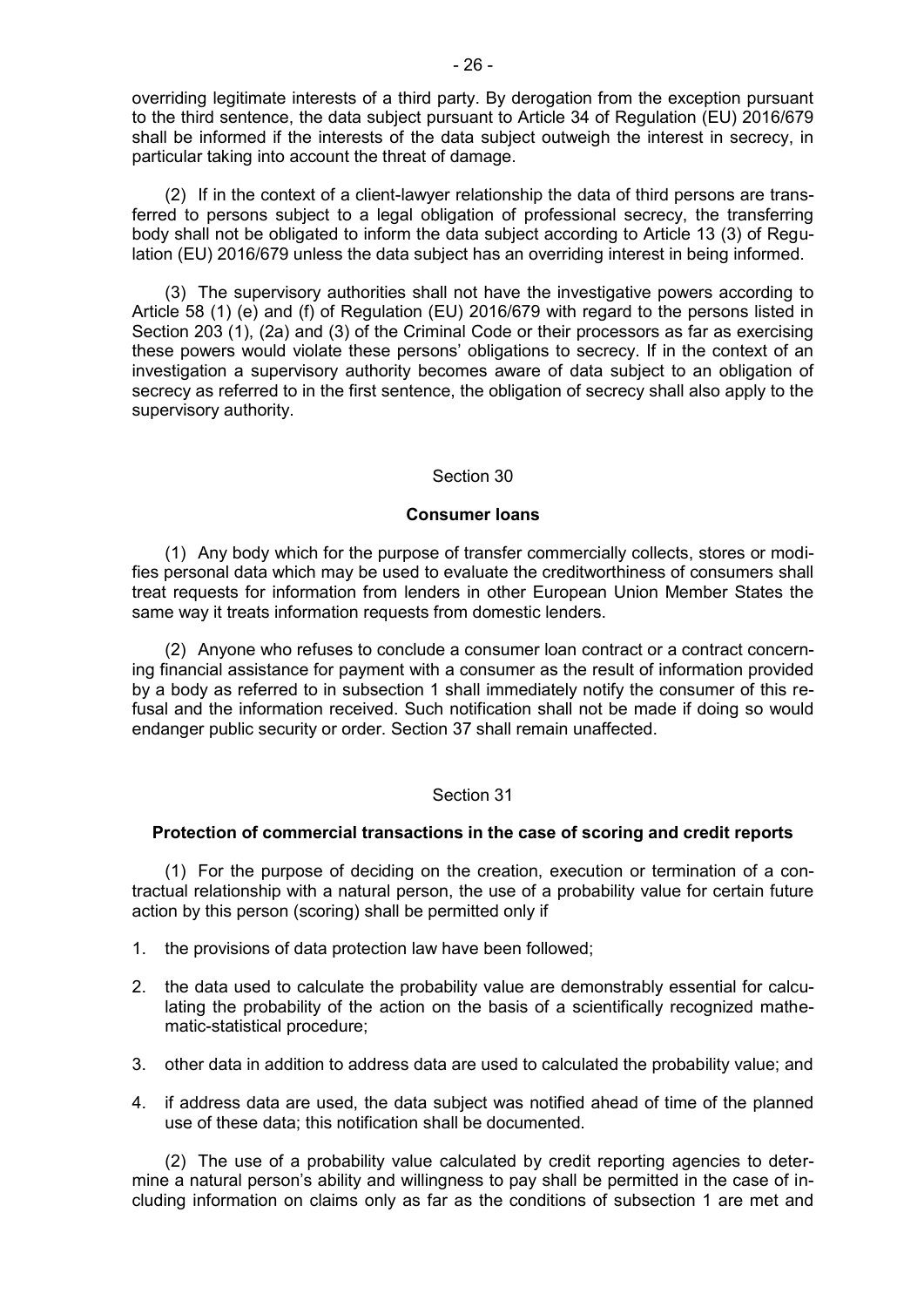overriding legitimate interests of a third party. By derogation from the exception pursuant to the third sentence, the data subject pursuant to Article 34 of Regulation (EU) 2016/679 shall be informed if the interests of the data subject outweigh the interest in secrecy, in particular taking into account the threat of damage.

(2) If in the context of a client-lawyer relationship the data of third persons are transferred to persons subject to a legal obligation of professional secrecy, the transferring body shall not be obligated to inform the data subject according to Article 13 (3) of Regulation (EU) 2016/679 unless the data subject has an overriding interest in being informed.

(3) The supervisory authorities shall not have the investigative powers according to Article 58 (1) (e) and (f) of Regulation (EU) 2016/679 with regard to the persons listed in Section 203 (1), (2a) and (3) of the Criminal Code or their processors as far as exercising these powers would violate these persons' obligations to secrecy. If in the context of an investigation a supervisory authority becomes aware of data subject to an obligation of secrecy as referred to in the first sentence, the obligation of secrecy shall also apply to the supervisory authority.

Section 30

**Consumer loans**

(1) Any body which for the purpose of transfer commercially collects, stores or modifies personal data which may be used to evaluate the creditworthiness of consumers shall treat requests for information from lenders in other European Union Member States the same way it treats information requests from domestic lenders.

(2) Anyone who refuses to conclude a consumer loan contract or a contract concerning financial assistance for payment with a consumer as the result of information provided by a body as referred to in subsection 1 shall immediately notify the consumer of this refusal and the information received. Such notification shall not be made if doing so would endanger public security or order. Section 37 shall remain unaffected.

Section 31

**Protection of commercial transactions in the case of scoring and credit reports**

(1) For the purpose of deciding on the creation, execution or termination of a contractual relationship with a natural person, the use of a probability value for certain future action by this person (scoring) shall be permitted only if

1. the provisions of data protection law have been followed;
2. the data used to calculate the probability value are demonstrably essential for calculating the probability of the action on the basis of a scientifically recognized mathematic-statistical procedure;
3. other data in addition to address data are used to calculated the probability value; and
4. if address data are used, the data subject was notified ahead of time of the planned use of these data; this notification shall be documented.

(2) The use of a probability value calculated by credit reporting agencies to determine a natural person's ability and willingness to pay shall be permitted in the case of including information on claims only as far as the conditions of subsection 1 are met and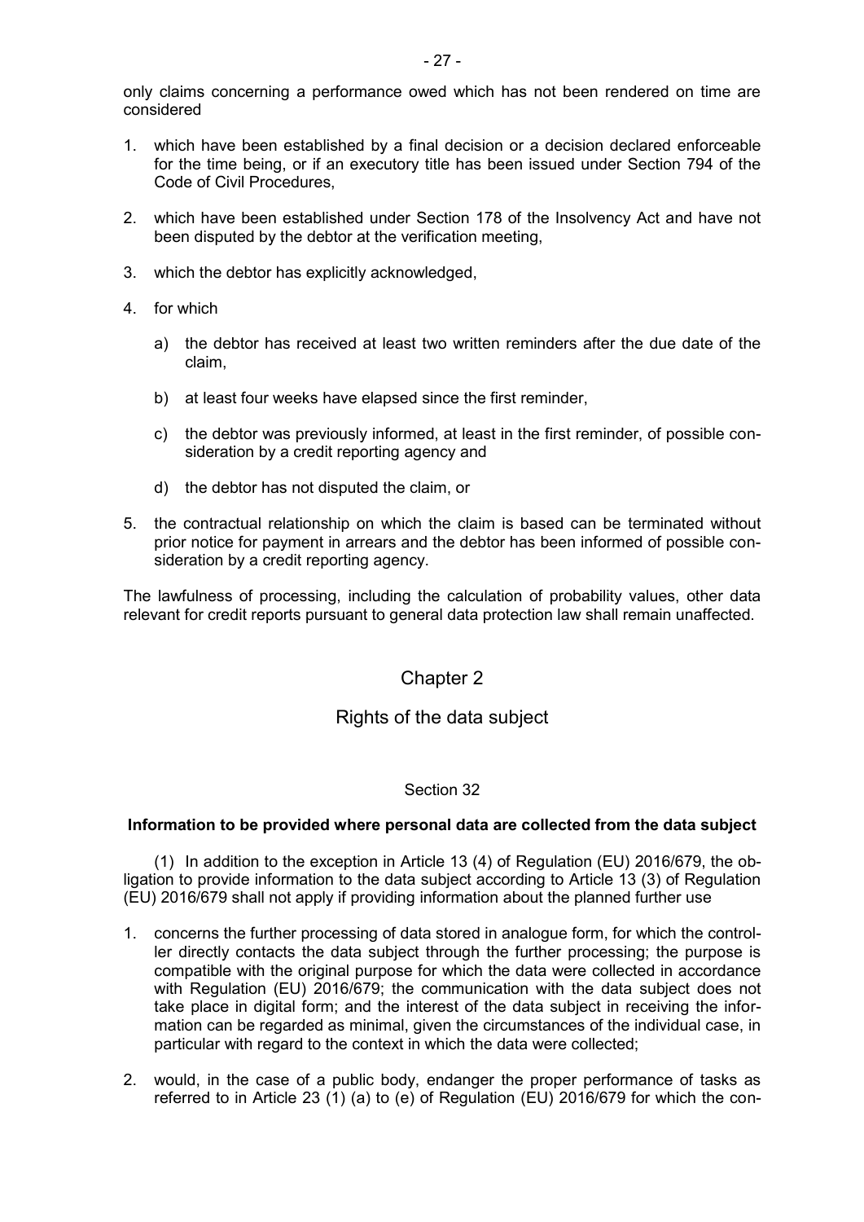only claims concerning a performance owed which has not been rendered on time are considered

1. which have been established by a final decision or a decision declared enforceable for the time being, or if an executory title has been issued under Section 794 of the Code of Civil Procedures,
2. which have been established under Section 178 of the Insolvency Act and have not been disputed by the debtor at the verification meeting,
3. which the debtor has explicitly acknowledged,
4. for which
   a) the debtor has received at least two written reminders after the due date of the claim,
   b) at least four weeks have elapsed since the first reminder,
   c) the debtor was previously informed, at least in the first reminder, of possible consideration by a credit reporting agency and
   d) the debtor has not disputed the claim, or
5. the contractual relationship on which the claim is based can be terminated without prior notice for payment in arrears and the debtor has been informed of possible consideration by a credit reporting agency.

The lawfulness of processing, including the calculation of probability values, other data relevant for credit reports pursuant to general data protection law shall remain unaffected.

## Chapter 2

## Rights of the data subject

### Section 32

**Information to be provided where personal data are collected from the data subject**

(1) In addition to the exception in Article 13 (4) of Regulation (EU) 2016/679, the obligation to provide information to the data subject according to Article 13 (3) of Regulation (EU) 2016/679 shall not apply if providing information about the planned further use

1. concerns the further processing of data stored in analogue form, for which the controller directly contacts the data subject through the further processing; the purpose is compatible with the original purpose for which the data were collected in accordance with Regulation (EU) 2016/679; the communication with the data subject does not take place in digital form; and the interest of the data subject in receiving the information can be regarded as minimal, given the circumstances of the individual case, in particular with regard to the context in which the data were collected;
2. would, in the case of a public body, endanger the proper performance of tasks as referred to in Article 23 (1) (a) to (e) of Regulation (EU) 2016/679 for which the con-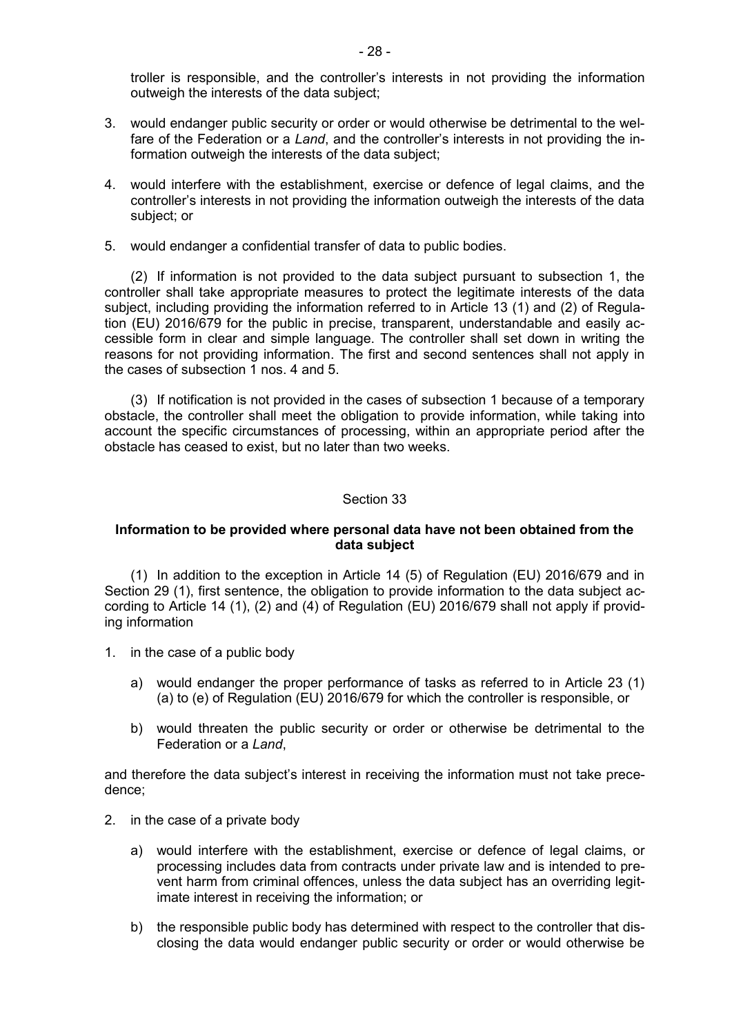troller is responsible, and the controller's interests in not providing the information outweigh the interests of the data subject;

3. would endanger public security or order or would otherwise be detrimental to the welfare of the Federation or a *Land*, and the controller's interests in not providing the information outweigh the interests of the data subject;

4. would interfere with the establishment, exercise or defence of legal claims, and the controller's interests in not providing the information outweigh the interests of the data subject; or

5. would endanger a confidential transfer of data to public bodies.

(2) If information is not provided to the data subject pursuant to subsection 1, the controller shall take appropriate measures to protect the legitimate interests of the data subject, including providing the information referred to in Article 13 (1) and (2) of Regulation (EU) 2016/679 for the public in precise, transparent, understandable and easily accessible form in clear and simple language. The controller shall set down in writing the reasons for not providing information. The first and second sentences shall not apply in the cases of subsection 1 nos. 4 and 5.

(3) If notification is not provided in the cases of subsection 1 because of a temporary obstacle, the controller shall meet the obligation to provide information, while taking into account the specific circumstances of processing, within an appropriate period after the obstacle has ceased to exist, but no later than two weeks.

Section 33

**Information to be provided where personal data have not been obtained from the data subject**

(1) In addition to the exception in Article 14 (5) of Regulation (EU) 2016/679 and in Section 29 (1), first sentence, the obligation to provide information to the data subject according to Article 14 (1), (2) and (4) of Regulation (EU) 2016/679 shall not apply if providing information

1. in the case of a public body

   a) would endanger the proper performance of tasks as referred to in Article 23 (1) (a) to (e) of Regulation (EU) 2016/679 for which the controller is responsible, or

   b) would threaten the public security or order or otherwise be detrimental to the Federation or a *Land*,

and therefore the data subject's interest in receiving the information must not take precedence;

2. in the case of a private body

   a) would interfere with the establishment, exercise or defence of legal claims, or processing includes data from contracts under private law and is intended to prevent harm from criminal offences, unless the data subject has an overriding legitimate interest in receiving the information; or

   b) the responsible public body has determined with respect to the controller that disclosing the data would endanger public security or order or would otherwise be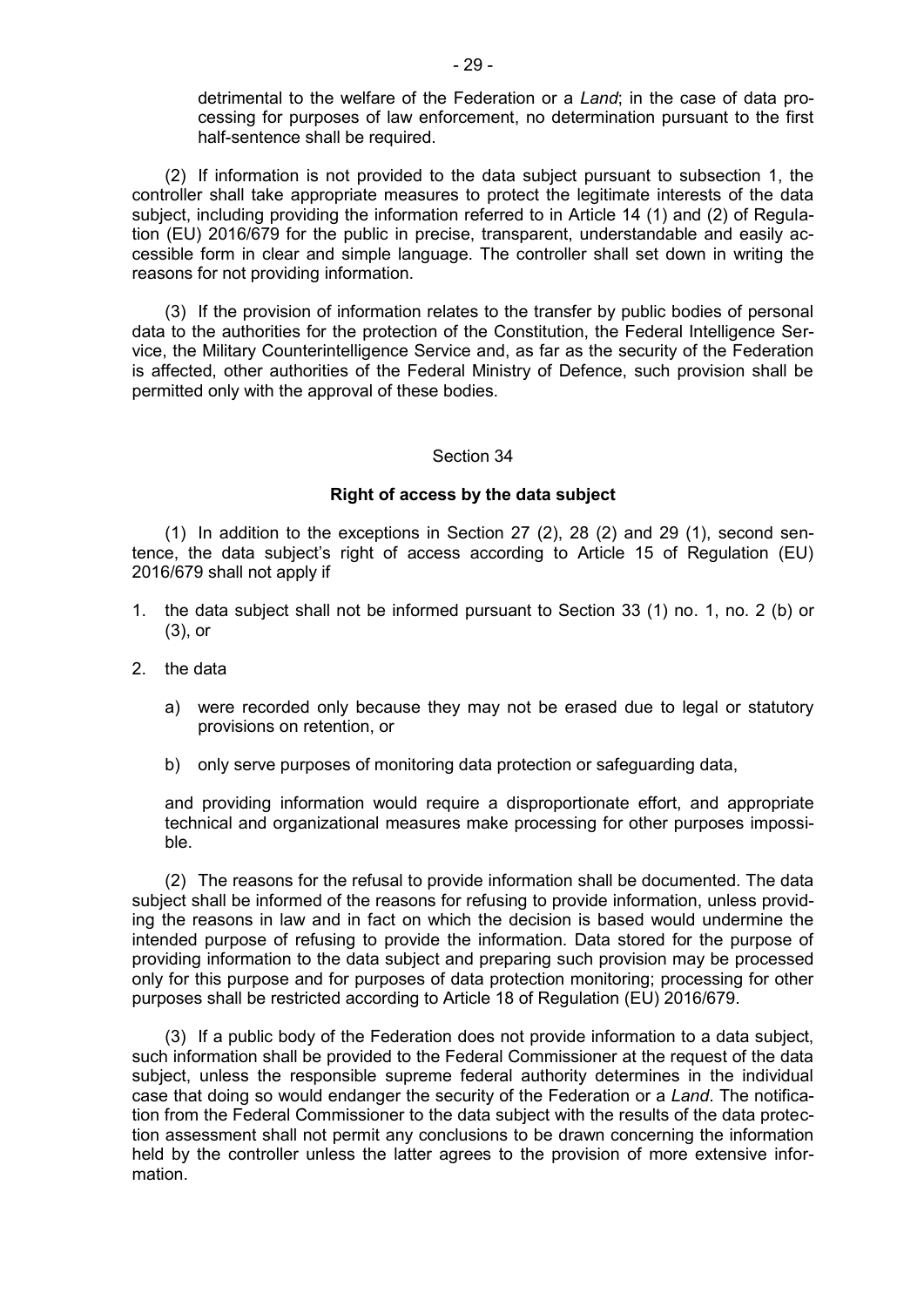detrimental to the welfare of the Federation or a *Land*; in the case of data processing for purposes of law enforcement, no determination pursuant to the first half-sentence shall be required.

(2) If information is not provided to the data subject pursuant to subsection 1, the controller shall take appropriate measures to protect the legitimate interests of the data subject, including providing the information referred to in Article 14 (1) and (2) of Regulation (EU) 2016/679 for the public in precise, transparent, understandable and easily accessible form in clear and simple language. The controller shall set down in writing the reasons for not providing information.

(3) If the provision of information relates to the transfer by public bodies of personal data to the authorities for the protection of the Constitution, the Federal Intelligence Service, the Military Counterintelligence Service and, as far as the security of the Federation is affected, other authorities of the Federal Ministry of Defence, such provision shall be permitted only with the approval of these bodies.

Section 34

**Right of access by the data subject**

(1) In addition to the exceptions in Section 27 (2), 28 (2) and 29 (1), second sentence, the data subject's right of access according to Article 15 of Regulation (EU) 2016/679 shall not apply if

1. the data subject shall not be informed pursuant to Section 33 (1) no. 1, no. 2 (b) or (3), or

2. the data

   a) were recorded only because they may not be erased due to legal or statutory provisions on retention, or

   b) only serve purposes of monitoring data protection or safeguarding data,

   and providing information would require a disproportionate effort, and appropriate technical and organizational measures make processing for other purposes impossible.

(2) The reasons for the refusal to provide information shall be documented. The data subject shall be informed of the reasons for refusing to provide information, unless providing the reasons in law and in fact on which the decision is based would undermine the intended purpose of refusing to provide the information. Data stored for the purpose of providing information to the data subject and preparing such provision may be processed only for this purpose and for purposes of data protection monitoring; processing for other purposes shall be restricted according to Article 18 of Regulation (EU) 2016/679.

(3) If a public body of the Federation does not provide information to a data subject, such information shall be provided to the Federal Commissioner at the request of the data subject, unless the responsible supreme federal authority determines in the individual case that doing so would endanger the security of the Federation or a *Land*. The notification from the Federal Commissioner to the data subject with the results of the data protection assessment shall not permit any conclusions to be drawn concerning the information held by the controller unless the latter agrees to the provision of more extensive information.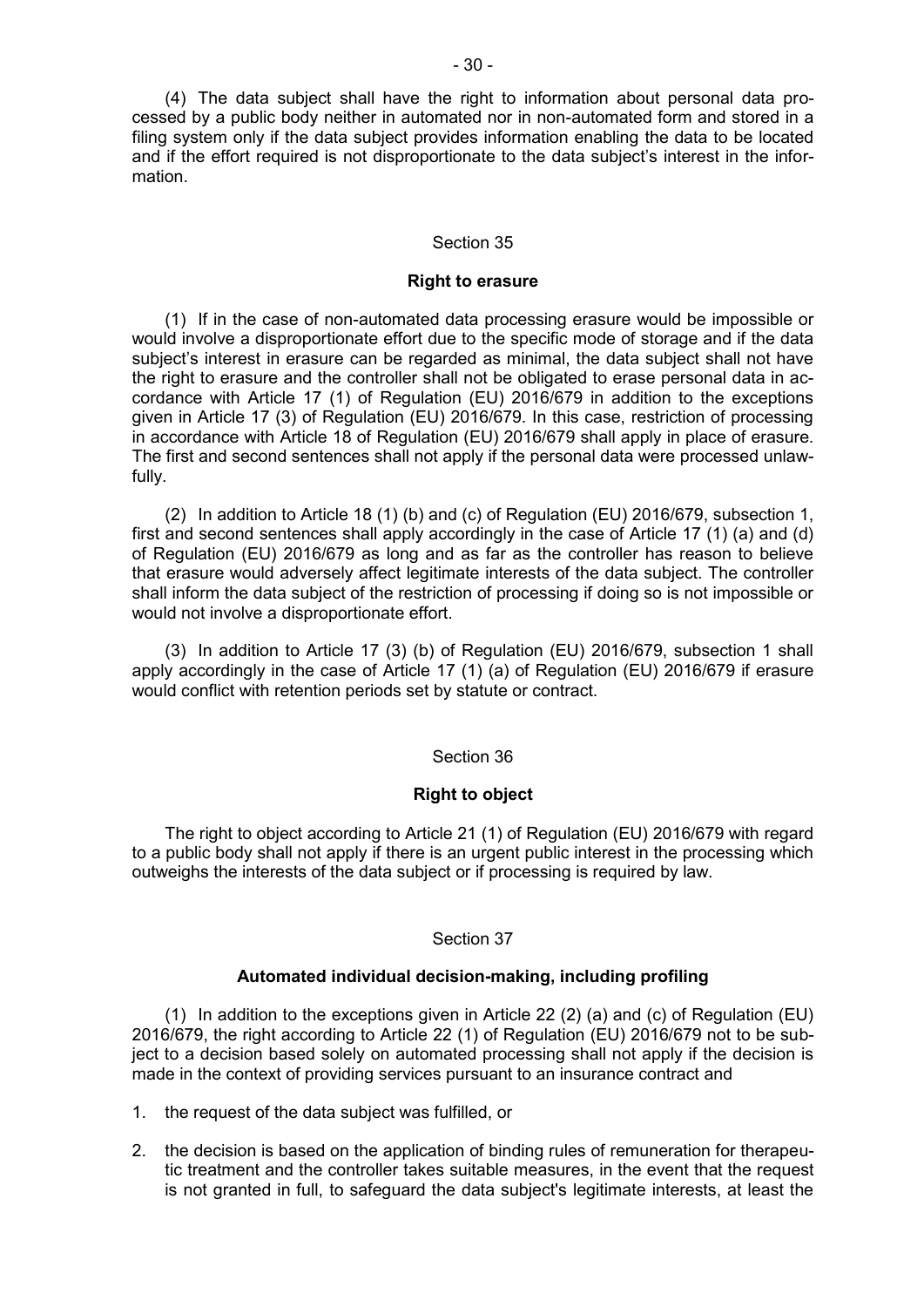(4) The data subject shall have the right to information about personal data processed by a public body neither in automated nor in non-automated form and stored in a filing system only if the data subject provides information enabling the data to be located and if the effort required is not disproportionate to the data subject's interest in the information.

## Section 35

### Right to erasure

(1) If in the case of non-automated data processing erasure would be impossible or would involve a disproportionate effort due to the specific mode of storage and if the data subject's interest in erasure can be regarded as minimal, the data subject shall not have the right to erasure and the controller shall not be obligated to erase personal data in accordance with Article 17 (1) of Regulation (EU) 2016/679 in addition to the exceptions given in Article 17 (3) of Regulation (EU) 2016/679. In this case, restriction of processing in accordance with Article 18 of Regulation (EU) 2016/679 shall apply in place of erasure. The first and second sentences shall not apply if the personal data were processed unlawfully.

(2) In addition to Article 18 (1) (b) and (c) of Regulation (EU) 2016/679, subsection 1, first and second sentences shall apply accordingly in the case of Article 17 (1) (a) and (d) of Regulation (EU) 2016/679 as long and as far as the controller has reason to believe that erasure would adversely affect legitimate interests of the data subject. The controller shall inform the data subject of the restriction of processing if doing so is not impossible or would not involve a disproportionate effort.

(3) In addition to Article 17 (3) (b) of Regulation (EU) 2016/679, subsection 1 shall apply accordingly in the case of Article 17 (1) (a) of Regulation (EU) 2016/679 if erasure would conflict with retention periods set by statute or contract.

## Section 36

### Right to object

The right to object according to Article 21 (1) of Regulation (EU) 2016/679 with regard to a public body shall not apply if there is an urgent public interest in the processing which outweighs the interests of the data subject or if processing is required by law.

## Section 37

### Automated individual decision-making, including profiling

(1) In addition to the exceptions given in Article 22 (2) (a) and (c) of Regulation (EU) 2016/679, the right according to Article 22 (1) of Regulation (EU) 2016/679 not to be subject to a decision based solely on automated processing shall not apply if the decision is made in the context of providing services pursuant to an insurance contract and

1. the request of the data subject was fulfilled, or
2. the decision is based on the application of binding rules of remuneration for therapeutic treatment and the controller takes suitable measures, in the event that the request is not granted in full, to safeguard the data subject's legitimate interests, at least the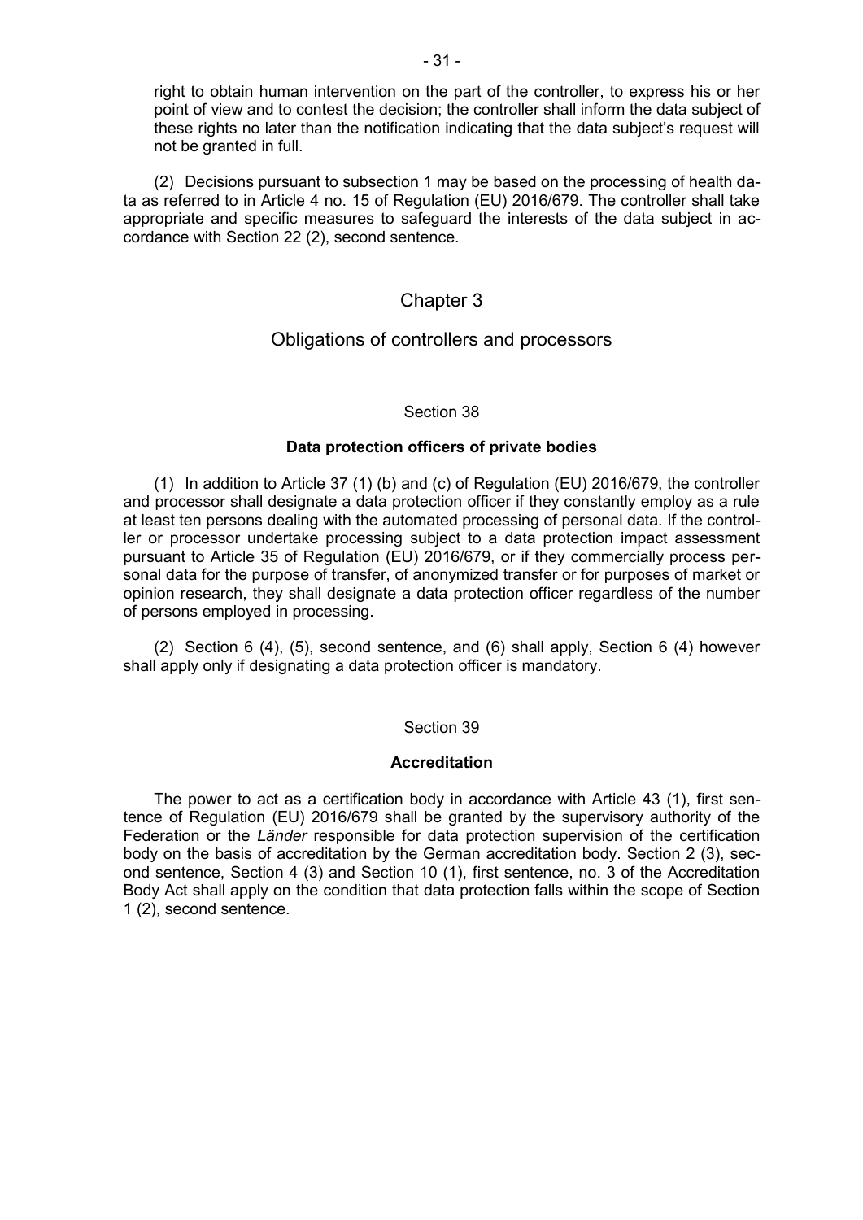right to obtain human intervention on the part of the controller, to express his or her point of view and to contest the decision; the controller shall inform the data subject of these rights no later than the notification indicating that the data subject's request will not be granted in full.

(2) Decisions pursuant to subsection 1 may be based on the processing of health data as referred to in Article 4 no. 15 of Regulation (EU) 2016/679. The controller shall take appropriate and specific measures to safeguard the interests of the data subject in accordance with Section 22 (2), second sentence.

## Chapter 3

## Obligations of controllers and processors

### Section 38

### **Data protection officers of private bodies**

(1) In addition to Article 37 (1) (b) and (c) of Regulation (EU) 2016/679, the controller and processor shall designate a data protection officer if they constantly employ as a rule at least ten persons dealing with the automated processing of personal data. If the controller or processor undertake processing subject to a data protection impact assessment pursuant to Article 35 of Regulation (EU) 2016/679, or if they commercially process personal data for the purpose of transfer, of anonymized transfer or for purposes of market or opinion research, they shall designate a data protection officer regardless of the number of persons employed in processing.

(2) Section 6 (4), (5), second sentence, and (6) shall apply, Section 6 (4) however shall apply only if designating a data protection officer is mandatory.

### Section 39

### **Accreditation**

The power to act as a certification body in accordance with Article 43 (1), first sentence of Regulation (EU) 2016/679 shall be granted by the supervisory authority of the Federation or the *Länder* responsible for data protection supervision of the certification body on the basis of accreditation by the German accreditation body. Section 2 (3), second sentence, Section 4 (3) and Section 10 (1), first sentence, no. 3 of the Accreditation Body Act shall apply on the condition that data protection falls within the scope of Section 1 (2), second sentence.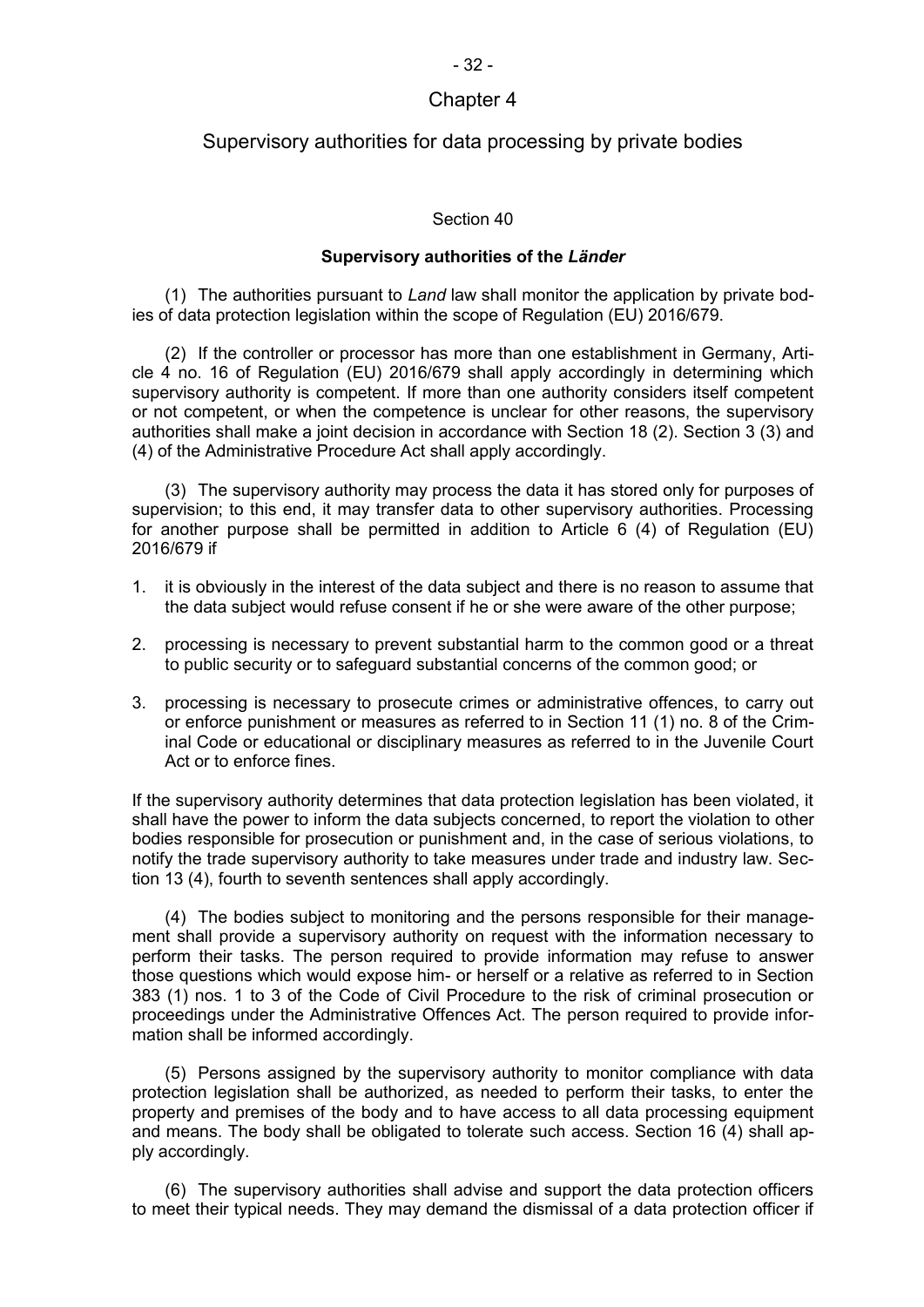# Chapter 4

# Supervisory authorities for data processing by private bodies

## Section 40

### Supervisory authorities of the *Länder*

(1) The authorities pursuant to *Land* law shall monitor the application by private bodies of data protection legislation within the scope of Regulation (EU) 2016/679.

(2) If the controller or processor has more than one establishment in Germany, Article 4 no. 16 of Regulation (EU) 2016/679 shall apply accordingly in determining which supervisory authority is competent. If more than one authority considers itself competent or not competent, or when the competence is unclear for other reasons, the supervisory authorities shall make a joint decision in accordance with Section 18 (2). Section 3 (3) and (4) of the Administrative Procedure Act shall apply accordingly.

(3) The supervisory authority may process the data it has stored only for purposes of supervision; to this end, it may transfer data to other supervisory authorities. Processing for another purpose shall be permitted in addition to Article 6 (4) of Regulation (EU) 2016/679 if

1. it is obviously in the interest of the data subject and there is no reason to assume that the data subject would refuse consent if he or she were aware of the other purpose;
2. processing is necessary to prevent substantial harm to the common good or a threat to public security or to safeguard substantial concerns of the common good; or
3. processing is necessary to prosecute crimes or administrative offences, to carry out or enforce punishment or measures as referred to in Section 11 (1) no. 8 of the Criminal Code or educational or disciplinary measures as referred to in the Juvenile Court Act or to enforce fines.

If the supervisory authority determines that data protection legislation has been violated, it shall have the power to inform the data subjects concerned, to report the violation to other bodies responsible for prosecution or punishment and, in the case of serious violations, to notify the trade supervisory authority to take measures under trade and industry law. Section 13 (4), fourth to seventh sentences shall apply accordingly.

(4) The bodies subject to monitoring and the persons responsible for their management shall provide a supervisory authority on request with the information necessary to perform their tasks. The person required to provide information may refuse to answer those questions which would expose him- or herself or a relative as referred to in Section 383 (1) nos. 1 to 3 of the Code of Civil Procedure to the risk of criminal prosecution or proceedings under the Administrative Offences Act. The person required to provide information shall be informed accordingly.

(5) Persons assigned by the supervisory authority to monitor compliance with data protection legislation shall be authorized, as needed to perform their tasks, to enter the property and premises of the body and to have access to all data processing equipment and means. The body shall be obligated to tolerate such access. Section 16 (4) shall apply accordingly.

(6) The supervisory authorities shall advise and support the data protection officers to meet their typical needs. They may demand the dismissal of a data protection officer if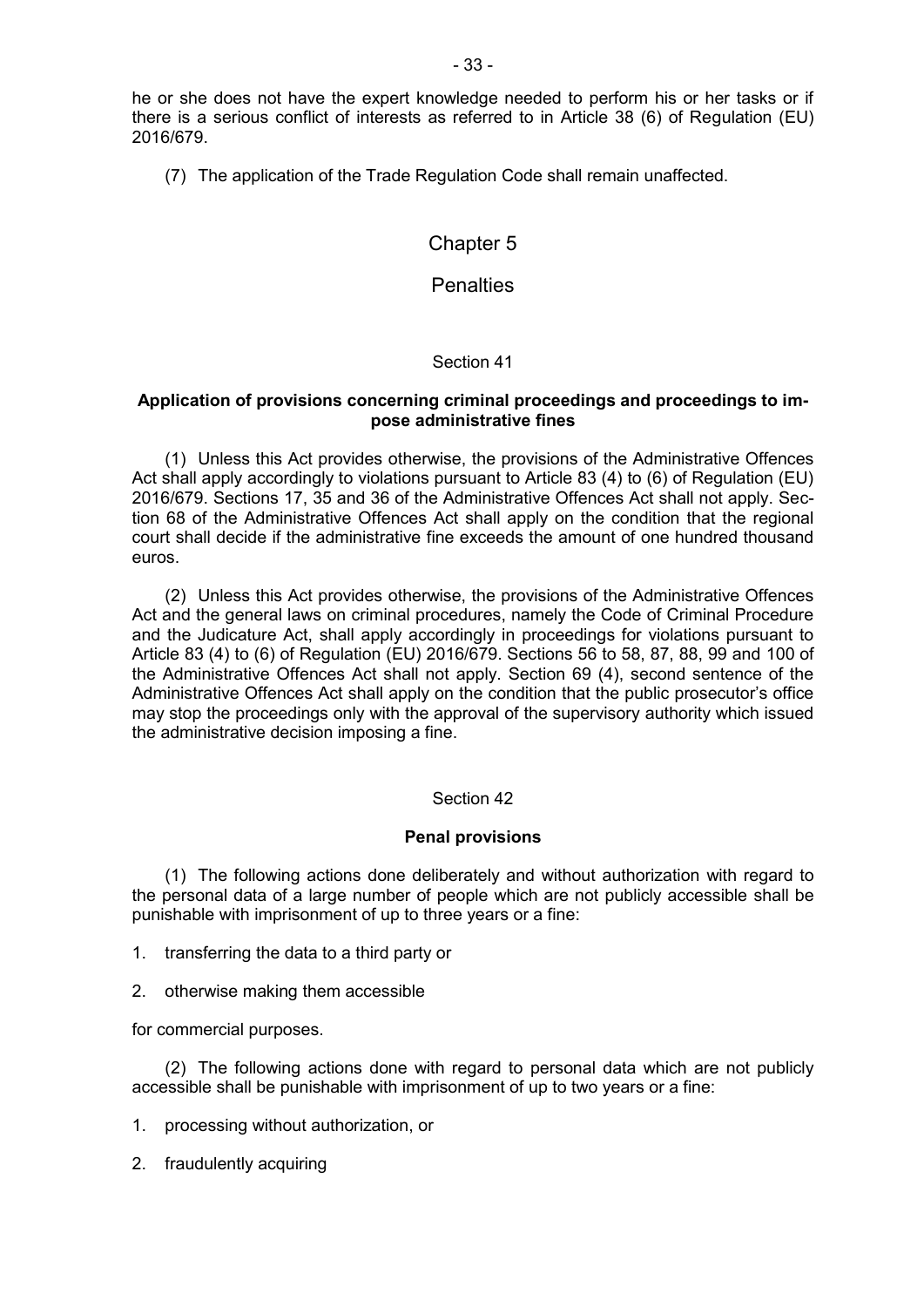he or she does not have the expert knowledge needed to perform his or her tasks or if there is a serious conflict of interests as referred to in Article 38 (6) of Regulation (EU) 2016/679.

(7) The application of the Trade Regulation Code shall remain unaffected.

# Chapter 5

# Penalties

## Section 41

### Application of provisions concerning criminal proceedings and proceedings to impose administrative fines

(1) Unless this Act provides otherwise, the provisions of the Administrative Offences Act shall apply accordingly to violations pursuant to Article 83 (4) to (6) of Regulation (EU) 2016/679. Sections 17, 35 and 36 of the Administrative Offences Act shall not apply. Section 68 of the Administrative Offences Act shall apply on the condition that the regional court shall decide if the administrative fine exceeds the amount of one hundred thousand euros.

(2) Unless this Act provides otherwise, the provisions of the Administrative Offences Act and the general laws on criminal procedures, namely the Code of Criminal Procedure and the Judicature Act, shall apply accordingly in proceedings for violations pursuant to Article 83 (4) to (6) of Regulation (EU) 2016/679. Sections 56 to 58, 87, 88, 99 and 100 of the Administrative Offences Act shall not apply. Section 69 (4), second sentence of the Administrative Offences Act shall apply on the condition that the public prosecutor's office may stop the proceedings only with the approval of the supervisory authority which issued the administrative decision imposing a fine.

## Section 42

### Penal provisions

(1) The following actions done deliberately and without authorization with regard to the personal data of a large number of people which are not publicly accessible shall be punishable with imprisonment of up to three years or a fine:

1. transferring the data to a third party or
2. otherwise making them accessible

for commercial purposes.

(2) The following actions done with regard to personal data which are not publicly accessible shall be punishable with imprisonment of up to two years or a fine:

1. processing without authorization, or
2. fraudulently acquiring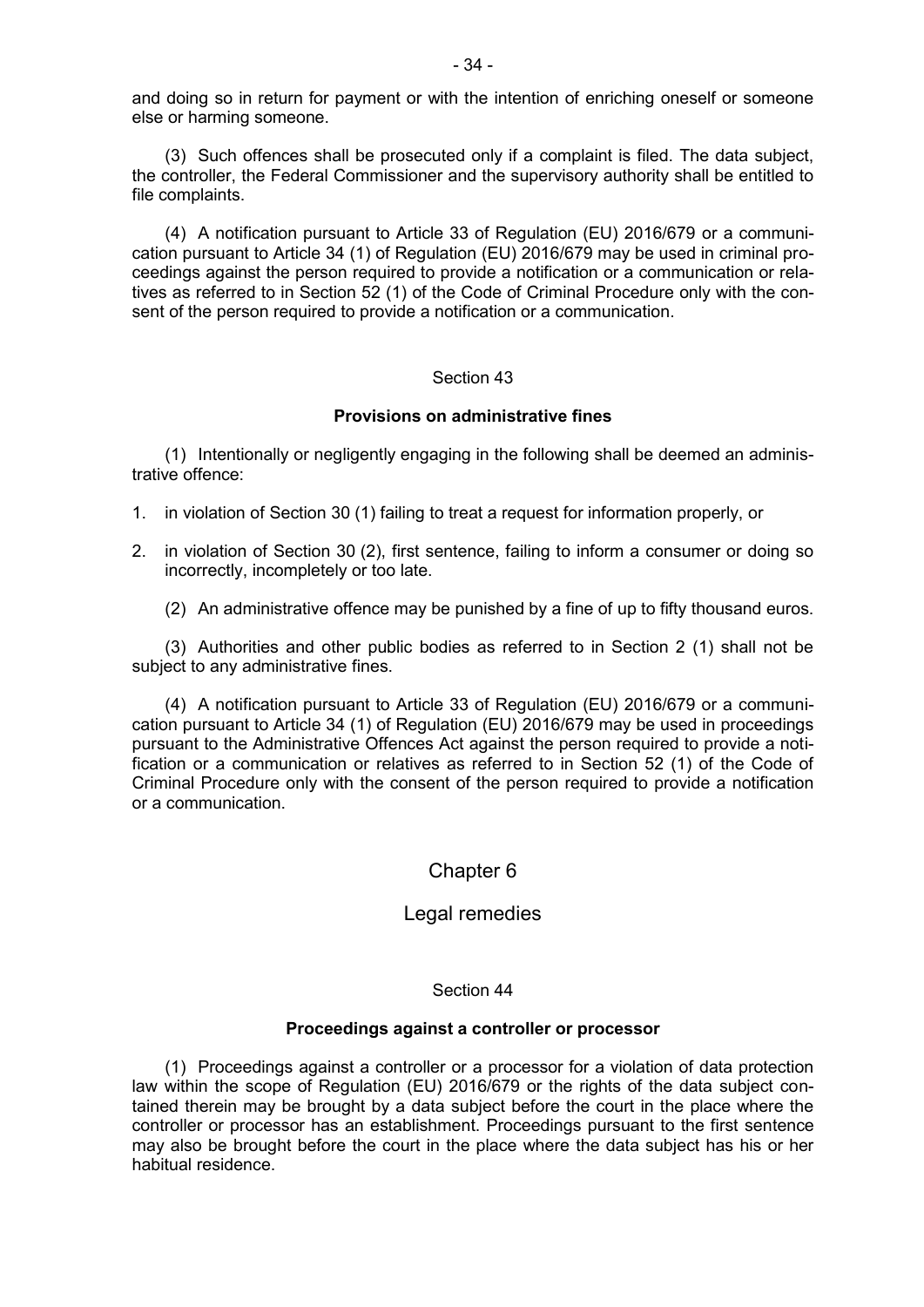and doing so in return for payment or with the intention of enriching oneself or someone else or harming someone.

(3) Such offences shall be prosecuted only if a complaint is filed. The data subject, the controller, the Federal Commissioner and the supervisory authority shall be entitled to file complaints.

(4) A notification pursuant to Article 33 of Regulation (EU) 2016/679 or a communication pursuant to Article 34 (1) of Regulation (EU) 2016/679 may be used in criminal proceedings against the person required to provide a notification or a communication or relatives as referred to in Section 52 (1) of the Code of Criminal Procedure only with the consent of the person required to provide a notification or a communication.

### Section 43

### Provisions on administrative fines

(1) Intentionally or negligently engaging in the following shall be deemed an administrative offence:

1. in violation of Section 30 (1) failing to treat a request for information properly, or
2. in violation of Section 30 (2), first sentence, failing to inform a consumer or doing so incorrectly, incompletely or too late.

(2) An administrative offence may be punished by a fine of up to fifty thousand euros.

(3) Authorities and other public bodies as referred to in Section 2 (1) shall not be subject to any administrative fines.

(4) A notification pursuant to Article 33 of Regulation (EU) 2016/679 or a communication pursuant to Article 34 (1) of Regulation (EU) 2016/679 may be used in proceedings pursuant to the Administrative Offences Act against the person required to provide a notification or a communication or relatives as referred to in Section 52 (1) of the Code of Criminal Procedure only with the consent of the person required to provide a notification or a communication.

## Chapter 6

## Legal remedies

### Section 44

### Proceedings against a controller or processor

(1) Proceedings against a controller or a processor for a violation of data protection law within the scope of Regulation (EU) 2016/679 or the rights of the data subject contained therein may be brought by a data subject before the court in the place where the controller or processor has an establishment. Proceedings pursuant to the first sentence may also be brought before the court in the place where the data subject has his or her habitual residence.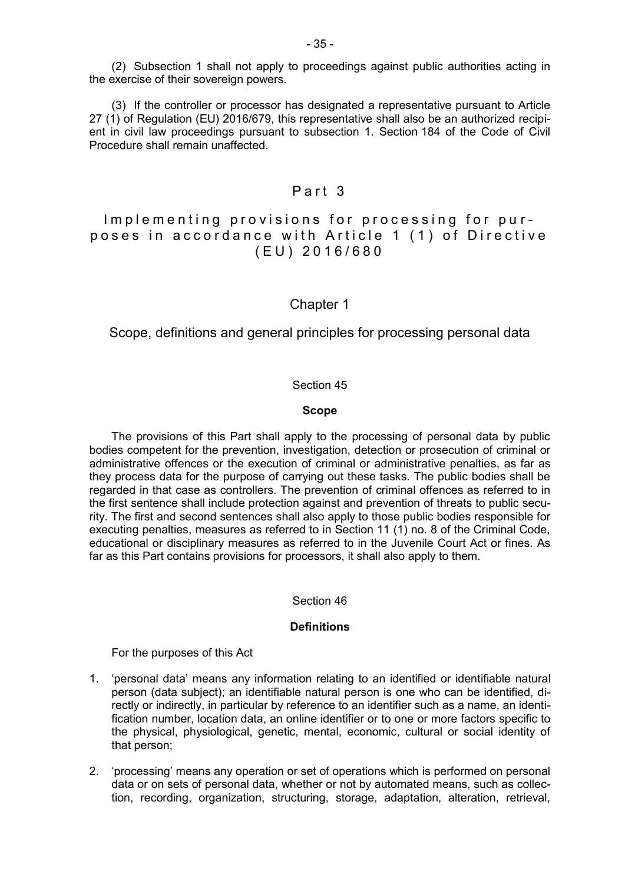(2) Subsection 1 shall not apply to proceedings against public authorities acting in the exercise of their sovereign powers.

(3) If the controller or processor has designated a representative pursuant to Article 27 (1) of Regulation (EU) 2016/679, this representative shall also be an authorized recipient in civil law proceedings pursuant to subsection 1. Section 184 of the Code of Civil Procedure shall remain unaffected.

# Part 3

# Implementing provisions for processing for purposes in accordance with Article 1 (1) of Directive (EU) 2016/680

## Chapter 1

## Scope, definitions and general principles for processing personal data

### Section 45

**Scope**

The provisions of this Part shall apply to the processing of personal data by public bodies competent for the prevention, investigation, detection or prosecution of criminal or administrative offences or the execution of criminal or administrative penalties, as far as they process data for the purpose of carrying out these tasks. The public bodies shall be regarded in that case as controllers. The prevention of criminal offences as referred to in the first sentence shall include protection against and prevention of threats to public security. The first and second sentences shall also apply to those public bodies responsible for executing penalties, measures as referred to in Section 11 (1) no. 8 of the Criminal Code, educational or disciplinary measures as referred to in the Juvenile Court Act or fines. As far as this Part contains provisions for processors, it shall also apply to them.

### Section 46

**Definitions**

For the purposes of this Act

1. 'personal data' means any information relating to an identified or identifiable natural person (data subject); an identifiable natural person is one who can be identified, directly or indirectly, in particular by reference to an identifier such as a name, an identification number, location data, an online identifier or to one or more factors specific to the physical, physiological, genetic, mental, economic, cultural or social identity of that person;

2. 'processing' means any operation or set of operations which is performed on personal data or on sets of personal data, whether or not by automated means, such as collection, recording, organization, structuring, storage, adaptation, alteration, retrieval,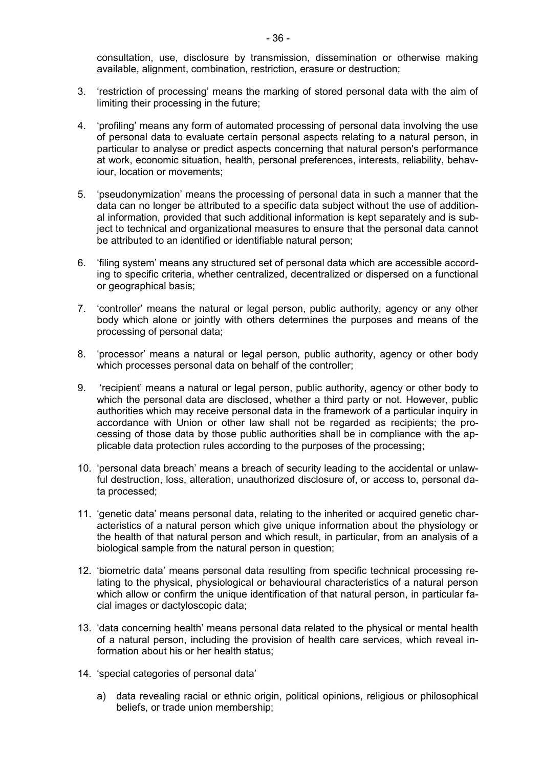consultation, use, disclosure by transmission, dissemination or otherwise making available, alignment, combination, restriction, erasure or destruction;

3. 'restriction of processing' means the marking of stored personal data with the aim of limiting their processing in the future;

4. 'profiling' means any form of automated processing of personal data involving the use of personal data to evaluate certain personal aspects relating to a natural person, in particular to analyse or predict aspects concerning that natural person's performance at work, economic situation, health, personal preferences, interests, reliability, behaviour, location or movements;

5. 'pseudonymization' means the processing of personal data in such a manner that the data can no longer be attributed to a specific data subject without the use of additional information, provided that such additional information is kept separately and is subject to technical and organizational measures to ensure that the personal data cannot be attributed to an identified or identifiable natural person;

6. 'filing system' means any structured set of personal data which are accessible according to specific criteria, whether centralized, decentralized or dispersed on a functional or geographical basis;

7. 'controller' means the natural or legal person, public authority, agency or any other body which alone or jointly with others determines the purposes and means of the processing of personal data;

8. 'processor' means a natural or legal person, public authority, agency or other body which processes personal data on behalf of the controller;

9. 'recipient' means a natural or legal person, public authority, agency or other body to which the personal data are disclosed, whether a third party or not. However, public authorities which may receive personal data in the framework of a particular inquiry in accordance with Union or other law shall not be regarded as recipients; the processing of those data by those public authorities shall be in compliance with the applicable data protection rules according to the purposes of the processing;

10. 'personal data breach' means a breach of security leading to the accidental or unlawful destruction, loss, alteration, unauthorized disclosure of, or access to, personal data processed;

11. 'genetic data' means personal data, relating to the inherited or acquired genetic characteristics of a natural person which give unique information about the physiology or the health of that natural person and which result, in particular, from an analysis of a biological sample from the natural person in question;

12. 'biometric data' means personal data resulting from specific technical processing relating to the physical, physiological or behavioural characteristics of a natural person which allow or confirm the unique identification of that natural person, in particular facial images or dactyloscopic data;

13. 'data concerning health' means personal data related to the physical or mental health of a natural person, including the provision of health care services, which reveal information about his or her health status;

14. 'special categories of personal data'

    a) data revealing racial or ethnic origin, political opinions, religious or philosophical beliefs, or trade union membership;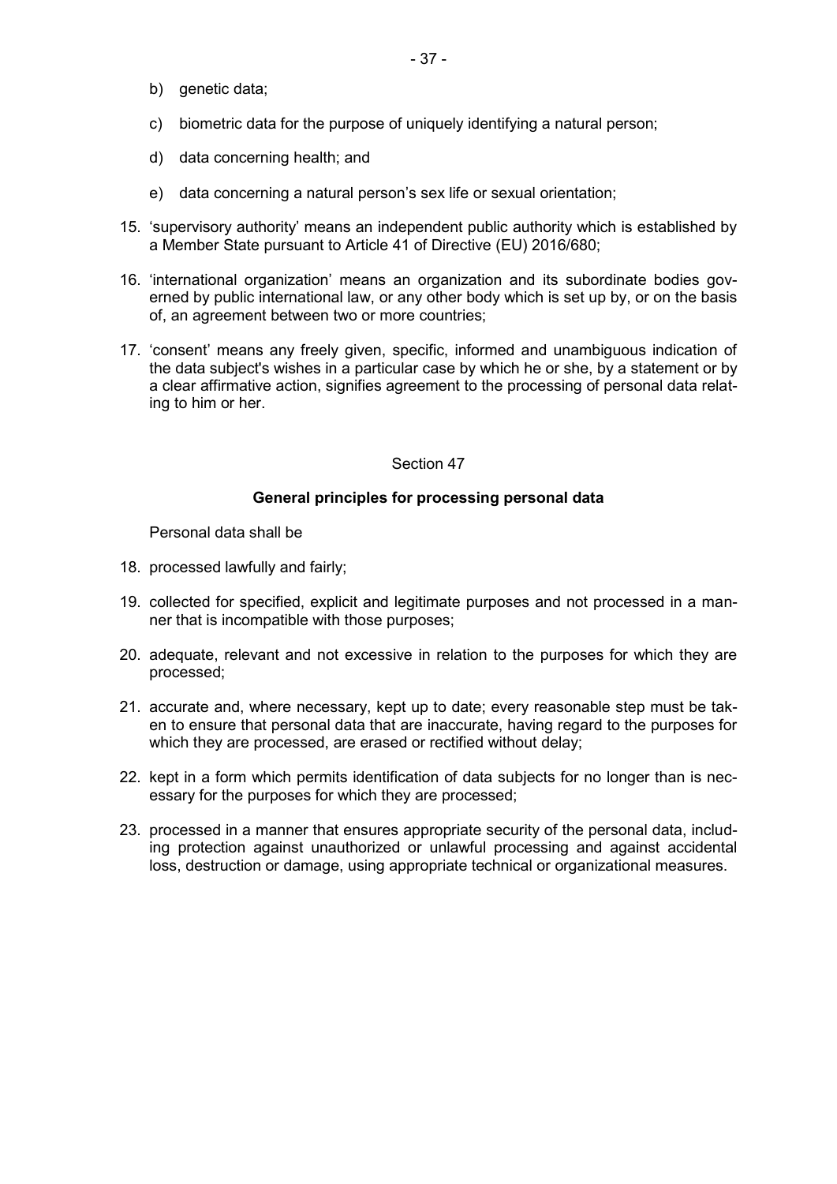b) genetic data;

c) biometric data for the purpose of uniquely identifying a natural person;

d) data concerning health; and

e) data concerning a natural person's sex life or sexual orientation;

15. 'supervisory authority' means an independent public authority which is established by a Member State pursuant to Article 41 of Directive (EU) 2016/680;

16. 'international organization' means an organization and its subordinate bodies governed by public international law, or any other body which is set up by, or on the basis of, an agreement between two or more countries;

17. 'consent' means any freely given, specific, informed and unambiguous indication of the data subject's wishes in a particular case by which he or she, by a statement or by a clear affirmative action, signifies agreement to the processing of personal data relating to him or her.

Section 47

**General principles for processing personal data**

Personal data shall be

18. processed lawfully and fairly;

19. collected for specified, explicit and legitimate purposes and not processed in a manner that is incompatible with those purposes;

20. adequate, relevant and not excessive in relation to the purposes for which they are processed;

21. accurate and, where necessary, kept up to date; every reasonable step must be taken to ensure that personal data that are inaccurate, having regard to the purposes for which they are processed, are erased or rectified without delay;

22. kept in a form which permits identification of data subjects for no longer than is necessary for the purposes for which they are processed;

23. processed in a manner that ensures appropriate security of the personal data, including protection against unauthorized or unlawful processing and against accidental loss, destruction or damage, using appropriate technical or organizational measures.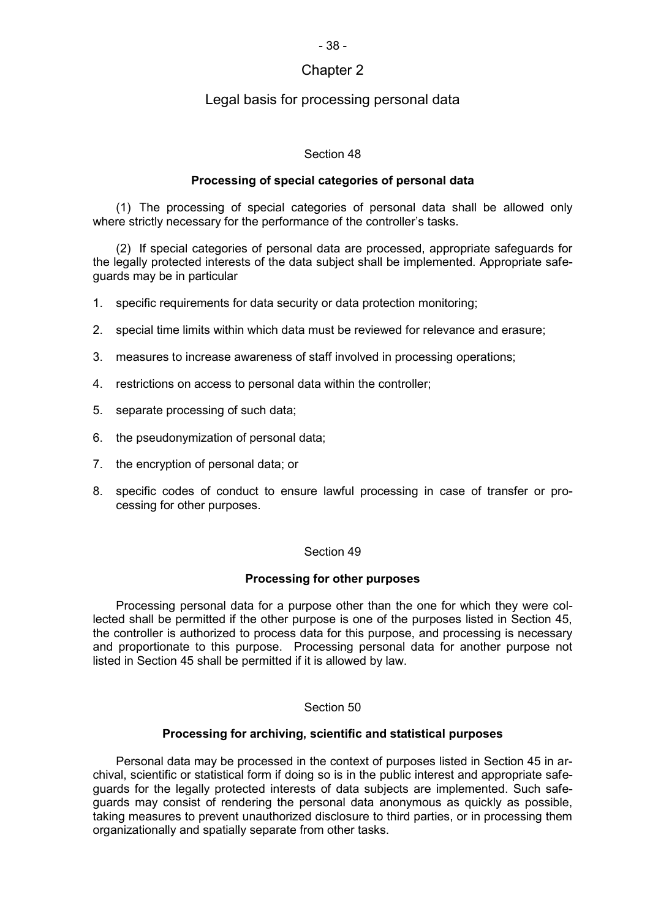## Chapter 2

## Legal basis for processing personal data

### Section 48

**Processing of special categories of personal data**

(1) The processing of special categories of personal data shall be allowed only where strictly necessary for the performance of the controller's tasks.

(2) If special categories of personal data are processed, appropriate safeguards for the legally protected interests of the data subject shall be implemented. Appropriate safeguards may be in particular

1. specific requirements for data security or data protection monitoring;
2. special time limits within which data must be reviewed for relevance and erasure;
3. measures to increase awareness of staff involved in processing operations;
4. restrictions on access to personal data within the controller;
5. separate processing of such data;
6. the pseudonymization of personal data;
7. the encryption of personal data; or
8. specific codes of conduct to ensure lawful processing in case of transfer or processing for other purposes.

### Section 49

**Processing for other purposes**

Processing personal data for a purpose other than the one for which they were collected shall be permitted if the other purpose is one of the purposes listed in Section 45, the controller is authorized to process data for this purpose, and processing is necessary and proportionate to this purpose. Processing personal data for another purpose not listed in Section 45 shall be permitted if it is allowed by law.

### Section 50

**Processing for archiving, scientific and statistical purposes**

Personal data may be processed in the context of purposes listed in Section 45 in archival, scientific or statistical form if doing so is in the public interest and appropriate safeguards for the legally protected interests of data subjects are implemented. Such safeguards may consist of rendering the personal data anonymous as quickly as possible, taking measures to prevent unauthorized disclosure to third parties, or in processing them organizationally and spatially separate from other tasks.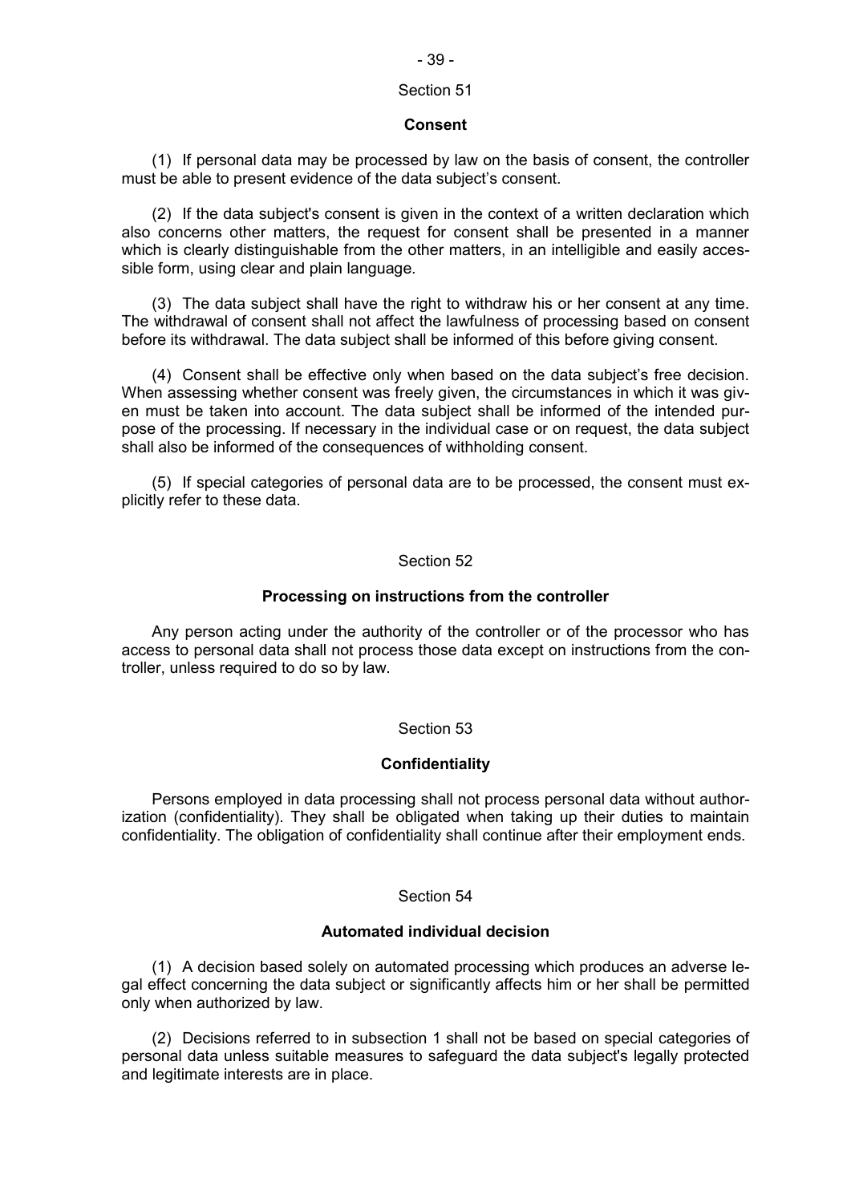## Section 51

### Consent

(1) If personal data may be processed by law on the basis of consent, the controller must be able to present evidence of the data subject's consent.

(2) If the data subject's consent is given in the context of a written declaration which also concerns other matters, the request for consent shall be presented in a manner which is clearly distinguishable from the other matters, in an intelligible and easily accessible form, using clear and plain language.

(3) The data subject shall have the right to withdraw his or her consent at any time. The withdrawal of consent shall not affect the lawfulness of processing based on consent before its withdrawal. The data subject shall be informed of this before giving consent.

(4) Consent shall be effective only when based on the data subject's free decision. When assessing whether consent was freely given, the circumstances in which it was given must be taken into account. The data subject shall be informed of the intended purpose of the processing. If necessary in the individual case or on request, the data subject shall also be informed of the consequences of withholding consent.

(5) If special categories of personal data are to be processed, the consent must explicitly refer to these data.

## Section 52

### Processing on instructions from the controller

Any person acting under the authority of the controller or of the processor who has access to personal data shall not process those data except on instructions from the controller, unless required to do so by law.

## Section 53

### Confidentiality

Persons employed in data processing shall not process personal data without authorization (confidentiality). They shall be obligated when taking up their duties to maintain confidentiality. The obligation of confidentiality shall continue after their employment ends.

## Section 54

### Automated individual decision

(1) A decision based solely on automated processing which produces an adverse legal effect concerning the data subject or significantly affects him or her shall be permitted only when authorized by law.

(2) Decisions referred to in subsection 1 shall not be based on special categories of personal data unless suitable measures to safeguard the data subject's legally protected and legitimate interests are in place.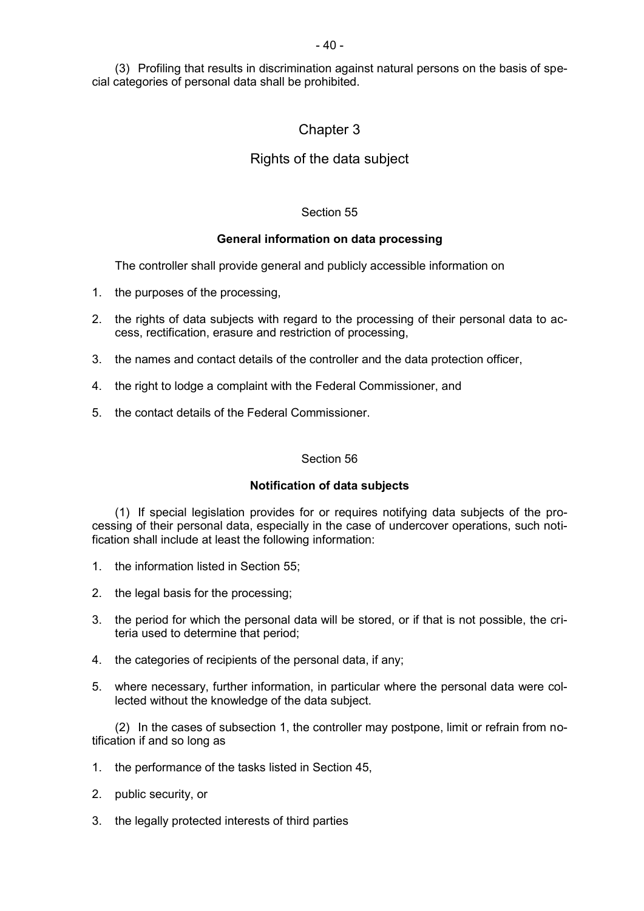(3) Profiling that results in discrimination against natural persons on the basis of special categories of personal data shall be prohibited.

## Chapter 3

## Rights of the data subject

### Section 55

**General information on data processing**

The controller shall provide general and publicly accessible information on

1. the purposes of the processing,
2. the rights of data subjects with regard to the processing of their personal data to access, rectification, erasure and restriction of processing,
3. the names and contact details of the controller and the data protection officer,
4. the right to lodge a complaint with the Federal Commissioner, and
5. the contact details of the Federal Commissioner.

### Section 56

**Notification of data subjects**

(1) If special legislation provides for or requires notifying data subjects of the processing of their personal data, especially in the case of undercover operations, such notification shall include at least the following information:

1. the information listed in Section 55;
2. the legal basis for the processing;
3. the period for which the personal data will be stored, or if that is not possible, the criteria used to determine that period;
4. the categories of recipients of the personal data, if any;
5. where necessary, further information, in particular where the personal data were collected without the knowledge of the data subject.

(2) In the cases of subsection 1, the controller may postpone, limit or refrain from notification if and so long as

1. the performance of the tasks listed in Section 45,
2. public security, or
3. the legally protected interests of third parties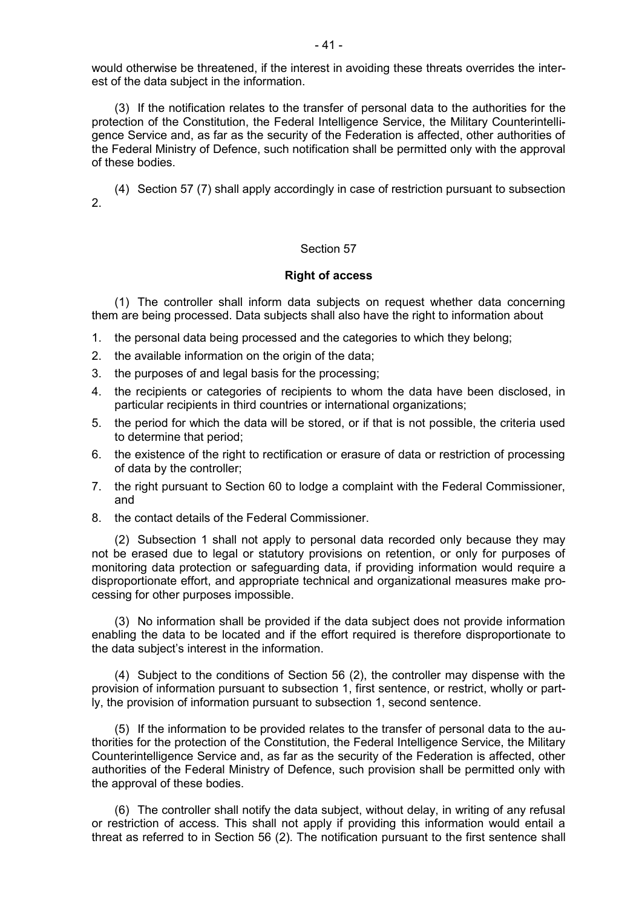would otherwise be threatened, if the interest in avoiding these threats overrides the interest of the data subject in the information.

(3) If the notification relates to the transfer of personal data to the authorities for the protection of the Constitution, the Federal Intelligence Service, the Military Counterintelligence Service and, as far as the security of the Federation is affected, other authorities of the Federal Ministry of Defence, such notification shall be permitted only with the approval of these bodies.

(4) Section 57 (7) shall apply accordingly in case of restriction pursuant to subsection 2.

## Section 57

### Right of access

(1) The controller shall inform data subjects on request whether data concerning them are being processed. Data subjects shall also have the right to information about

1. the personal data being processed and the categories to which they belong;
2. the available information on the origin of the data;
3. the purposes of and legal basis for the processing;
4. the recipients or categories of recipients to whom the data have been disclosed, in particular recipients in third countries or international organizations;
5. the period for which the data will be stored, or if that is not possible, the criteria used to determine that period;
6. the existence of the right to rectification or erasure of data or restriction of processing of data by the controller;
7. the right pursuant to Section 60 to lodge a complaint with the Federal Commissioner, and
8. the contact details of the Federal Commissioner.

(2) Subsection 1 shall not apply to personal data recorded only because they may not be erased due to legal or statutory provisions on retention, or only for purposes of monitoring data protection or safeguarding data, if providing information would require a disproportionate effort, and appropriate technical and organizational measures make processing for other purposes impossible.

(3) No information shall be provided if the data subject does not provide information enabling the data to be located and if the effort required is therefore disproportionate to the data subject's interest in the information.

(4) Subject to the conditions of Section 56 (2), the controller may dispense with the provision of information pursuant to subsection 1, first sentence, or restrict, wholly or partly, the provision of information pursuant to subsection 1, second sentence.

(5) If the information to be provided relates to the transfer of personal data to the authorities for the protection of the Constitution, the Federal Intelligence Service, the Military Counterintelligence Service and, as far as the security of the Federation is affected, other authorities of the Federal Ministry of Defence, such provision shall be permitted only with the approval of these bodies.

(6) The controller shall notify the data subject, without delay, in writing of any refusal or restriction of access. This shall not apply if providing this information would entail a threat as referred to in Section 56 (2). The notification pursuant to the first sentence shall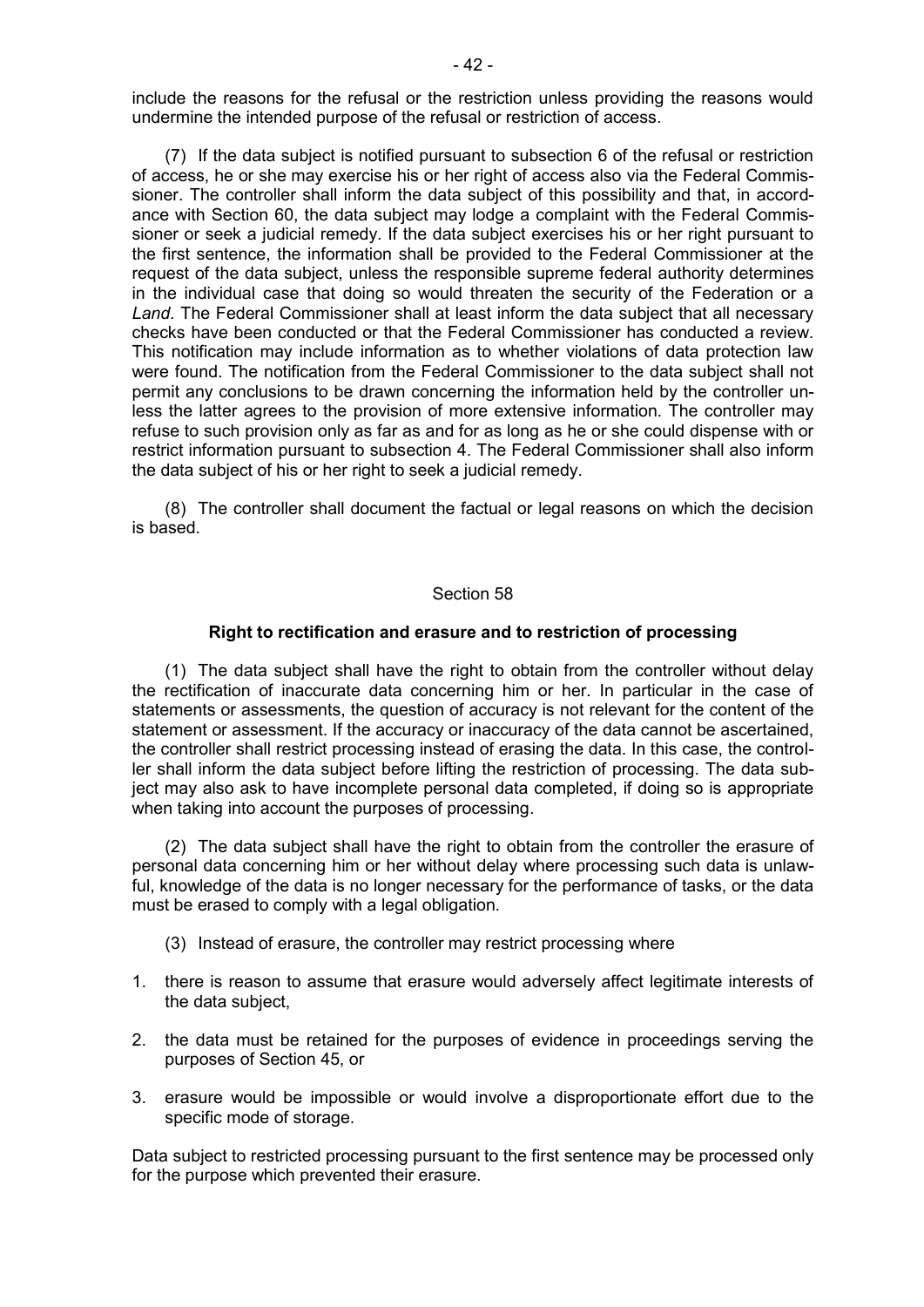include the reasons for the refusal or the restriction unless providing the reasons would undermine the intended purpose of the refusal or restriction of access.

(7) If the data subject is notified pursuant to subsection 6 of the refusal or restriction of access, he or she may exercise his or her right of access also via the Federal Commissioner. The controller shall inform the data subject of this possibility and that, in accordance with Section 60, the data subject may lodge a complaint with the Federal Commissioner or seek a judicial remedy. If the data subject exercises his or her right pursuant to the first sentence, the information shall be provided to the Federal Commissioner at the request of the data subject, unless the responsible supreme federal authority determines in the individual case that doing so would threaten the security of the Federation or a *Land*. The Federal Commissioner shall at least inform the data subject that all necessary checks have been conducted or that the Federal Commissioner has conducted a review. This notification may include information as to whether violations of data protection law were found. The notification from the Federal Commissioner to the data subject shall not permit any conclusions to be drawn concerning the information held by the controller unless the latter agrees to the provision of more extensive information. The controller may refuse to such provision only as far as and for as long as he or she could dispense with or restrict information pursuant to subsection 4. The Federal Commissioner shall also inform the data subject of his or her right to seek a judicial remedy.

(8) The controller shall document the factual or legal reasons on which the decision is based.

Section 58

**Right to rectification and erasure and to restriction of processing**

(1) The data subject shall have the right to obtain from the controller without delay the rectification of inaccurate data concerning him or her. In particular in the case of statements or assessments, the question of accuracy is not relevant for the content of the statement or assessment. If the accuracy or inaccuracy of the data cannot be ascertained, the controller shall restrict processing instead of erasing the data. In this case, the controller shall inform the data subject before lifting the restriction of processing. The data subject may also ask to have incomplete personal data completed, if doing so is appropriate when taking into account the purposes of processing.

(2) The data subject shall have the right to obtain from the controller the erasure of personal data concerning him or her without delay where processing such data is unlawful, knowledge of the data is no longer necessary for the performance of tasks, or the data must be erased to comply with a legal obligation.

(3) Instead of erasure, the controller may restrict processing where

1. there is reason to assume that erasure would adversely affect legitimate interests of the data subject,
2. the data must be retained for the purposes of evidence in proceedings serving the purposes of Section 45, or
3. erasure would be impossible or would involve a disproportionate effort due to the specific mode of storage.

Data subject to restricted processing pursuant to the first sentence may be processed only for the purpose which prevented their erasure.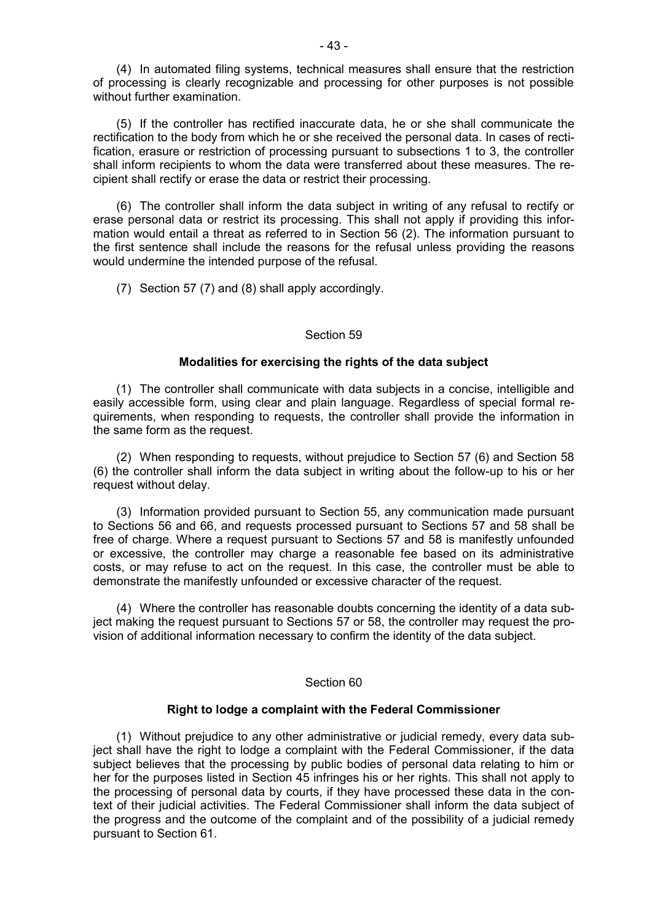(4) In automated filing systems, technical measures shall ensure that the restriction of processing is clearly recognizable and processing for other purposes is not possible without further examination.

(5) If the controller has rectified inaccurate data, he or she shall communicate the rectification to the body from which he or she received the personal data. In cases of rectification, erasure or restriction of processing pursuant to subsections 1 to 3, the controller shall inform recipients to whom the data were transferred about these measures. The recipient shall rectify or erase the data or restrict their processing.

(6) The controller shall inform the data subject in writing of any refusal to rectify or erase personal data or restrict its processing. This shall not apply if providing this information would entail a threat as referred to in Section 56 (2). The information pursuant to the first sentence shall include the reasons for the refusal unless providing the reasons would undermine the intended purpose of the refusal.

(7) Section 57 (7) and (8) shall apply accordingly.

## Section 59

### Modalities for exercising the rights of the data subject

(1) The controller shall communicate with data subjects in a concise, intelligible and easily accessible form, using clear and plain language. Regardless of special formal requirements, when responding to requests, the controller shall provide the information in the same form as the request.

(2) When responding to requests, without prejudice to Section 57 (6) and Section 58 (6) the controller shall inform the data subject in writing about the follow-up to his or her request without delay.

(3) Information provided pursuant to Section 55, any communication made pursuant to Sections 56 and 66, and requests processed pursuant to Sections 57 and 58 shall be free of charge. Where a request pursuant to Sections 57 and 58 is manifestly unfounded or excessive, the controller may charge a reasonable fee based on its administrative costs, or may refuse to act on the request. In this case, the controller must be able to demonstrate the manifestly unfounded or excessive character of the request.

(4) Where the controller has reasonable doubts concerning the identity of a data subject making the request pursuant to Sections 57 or 58, the controller may request the provision of additional information necessary to confirm the identity of the data subject.

## Section 60

### Right to lodge a complaint with the Federal Commissioner

(1) Without prejudice to any other administrative or judicial remedy, every data subject shall have the right to lodge a complaint with the Federal Commissioner, if the data subject believes that the processing by public bodies of personal data relating to him or her for the purposes listed in Section 45 infringes his or her rights. This shall not apply to the processing of personal data by courts, if they have processed these data in the context of their judicial activities. The Federal Commissioner shall inform the data subject of the progress and the outcome of the complaint and of the possibility of a judicial remedy pursuant to Section 61.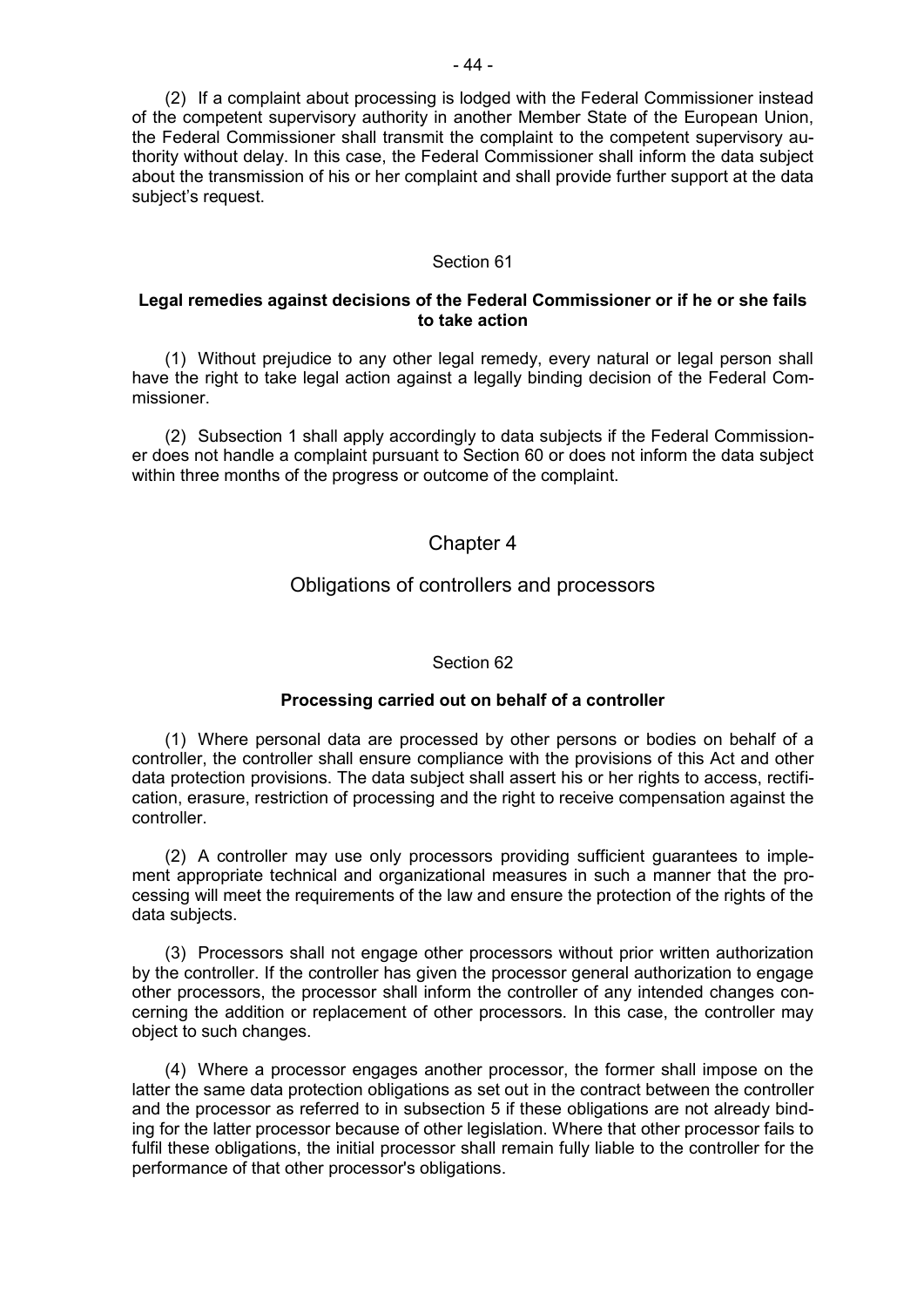(2) If a complaint about processing is lodged with the Federal Commissioner instead of the competent supervisory authority in another Member State of the European Union, the Federal Commissioner shall transmit the complaint to the competent supervisory authority without delay. In this case, the Federal Commissioner shall inform the data subject about the transmission of his or her complaint and shall provide further support at the data subject's request.

Section 61

**Legal remedies against decisions of the Federal Commissioner or if he or she fails to take action**

(1) Without prejudice to any other legal remedy, every natural or legal person shall have the right to take legal action against a legally binding decision of the Federal Commissioner.

(2) Subsection 1 shall apply accordingly to data subjects if the Federal Commissioner does not handle a complaint pursuant to Section 60 or does not inform the data subject within three months of the progress or outcome of the complaint.

## Chapter 4

## Obligations of controllers and processors

Section 62

**Processing carried out on behalf of a controller**

(1) Where personal data are processed by other persons or bodies on behalf of a controller, the controller shall ensure compliance with the provisions of this Act and other data protection provisions. The data subject shall assert his or her rights to access, rectification, erasure, restriction of processing and the right to receive compensation against the controller.

(2) A controller may use only processors providing sufficient guarantees to implement appropriate technical and organizational measures in such a manner that the processing will meet the requirements of the law and ensure the protection of the rights of the data subjects.

(3) Processors shall not engage other processors without prior written authorization by the controller. If the controller has given the processor general authorization to engage other processors, the processor shall inform the controller of any intended changes concerning the addition or replacement of other processors. In this case, the controller may object to such changes.

(4) Where a processor engages another processor, the former shall impose on the latter the same data protection obligations as set out in the contract between the controller and the processor as referred to in subsection 5 if these obligations are not already binding for the latter processor because of other legislation. Where that other processor fails to fulfil these obligations, the initial processor shall remain fully liable to the controller for the performance of that other processor's obligations.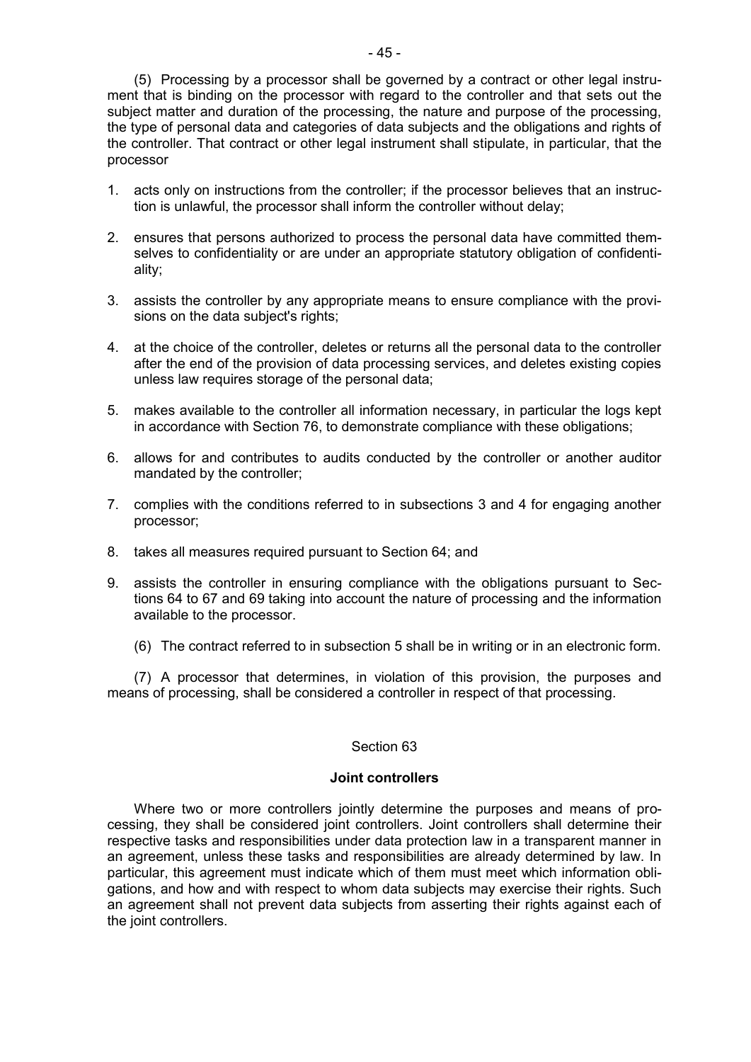(5) Processing by a processor shall be governed by a contract or other legal instrument that is binding on the processor with regard to the controller and that sets out the subject matter and duration of the processing, the nature and purpose of the processing, the type of personal data and categories of data subjects and the obligations and rights of the controller. That contract or other legal instrument shall stipulate, in particular, that the processor

1. acts only on instructions from the controller; if the processor believes that an instruction is unlawful, the processor shall inform the controller without delay;
2. ensures that persons authorized to process the personal data have committed themselves to confidentiality or are under an appropriate statutory obligation of confidentiality;
3. assists the controller by any appropriate means to ensure compliance with the provisions on the data subject's rights;
4. at the choice of the controller, deletes or returns all the personal data to the controller after the end of the provision of data processing services, and deletes existing copies unless law requires storage of the personal data;
5. makes available to the controller all information necessary, in particular the logs kept in accordance with Section 76, to demonstrate compliance with these obligations;
6. allows for and contributes to audits conducted by the controller or another auditor mandated by the controller;
7. complies with the conditions referred to in subsections 3 and 4 for engaging another processor;
8. takes all measures required pursuant to Section 64; and
9. assists the controller in ensuring compliance with the obligations pursuant to Sections 64 to 67 and 69 taking into account the nature of processing and the information available to the processor.

(6) The contract referred to in subsection 5 shall be in writing or in an electronic form.

(7) A processor that determines, in violation of this provision, the purposes and means of processing, shall be considered a controller in respect of that processing.

Section 63

**Joint controllers**

Where two or more controllers jointly determine the purposes and means of processing, they shall be considered joint controllers. Joint controllers shall determine their respective tasks and responsibilities under data protection law in a transparent manner in an agreement, unless these tasks and responsibilities are already determined by law. In particular, this agreement must indicate which of them must meet which information obligations, and how and with respect to whom data subjects may exercise their rights. Such an agreement shall not prevent data subjects from asserting their rights against each of the joint controllers.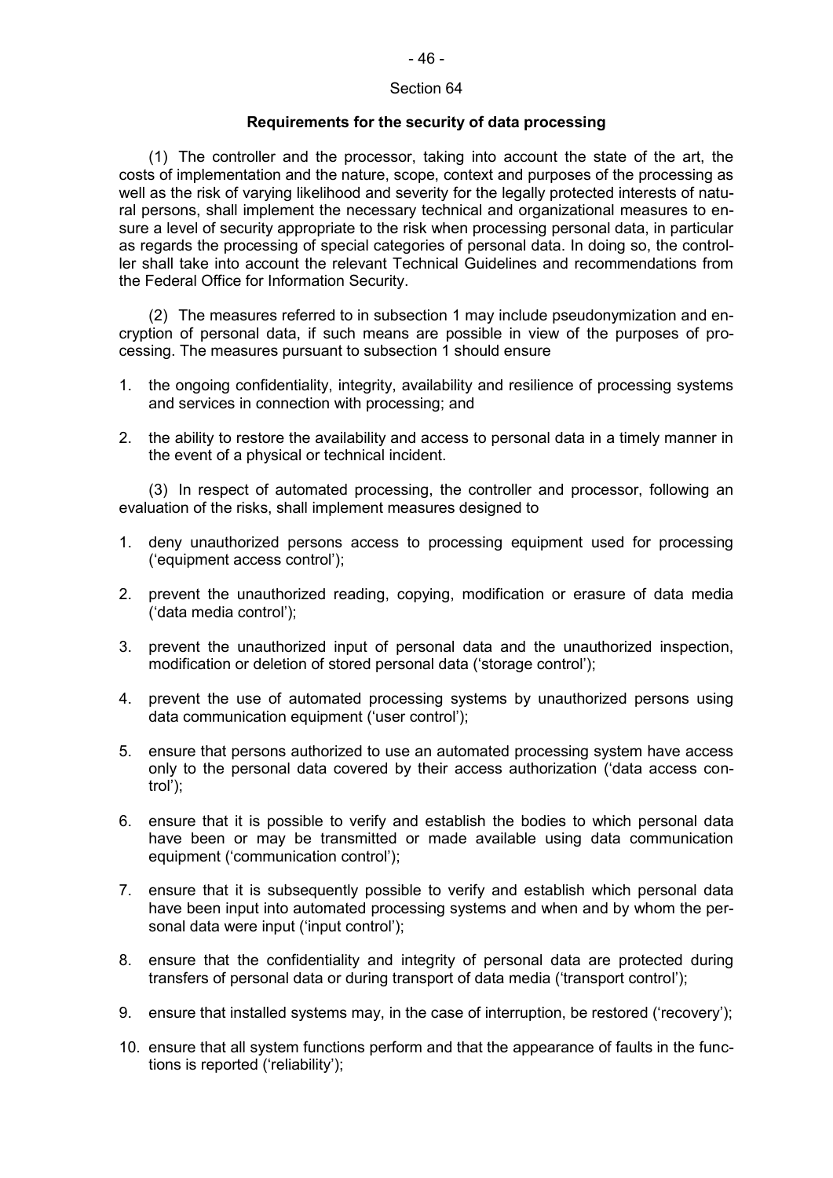## Section 64

### Requirements for the security of data processing

(1) The controller and the processor, taking into account the state of the art, the costs of implementation and the nature, scope, context and purposes of the processing as well as the risk of varying likelihood and severity for the legally protected interests of natural persons, shall implement the necessary technical and organizational measures to ensure a level of security appropriate to the risk when processing personal data, in particular as regards the processing of special categories of personal data. In doing so, the controller shall take into account the relevant Technical Guidelines and recommendations from the Federal Office for Information Security.

(2) The measures referred to in subsection 1 may include pseudonymization and encryption of personal data, if such means are possible in view of the purposes of processing. The measures pursuant to subsection 1 should ensure

1. the ongoing confidentiality, integrity, availability and resilience of processing systems and services in connection with processing; and
2. the ability to restore the availability and access to personal data in a timely manner in the event of a physical or technical incident.

(3) In respect of automated processing, the controller and processor, following an evaluation of the risks, shall implement measures designed to

1. deny unauthorized persons access to processing equipment used for processing ('equipment access control');
2. prevent the unauthorized reading, copying, modification or erasure of data media ('data media control');
3. prevent the unauthorized input of personal data and the unauthorized inspection, modification or deletion of stored personal data ('storage control');
4. prevent the use of automated processing systems by unauthorized persons using data communication equipment ('user control');
5. ensure that persons authorized to use an automated processing system have access only to the personal data covered by their access authorization ('data access control');
6. ensure that it is possible to verify and establish the bodies to which personal data have been or may be transmitted or made available using data communication equipment ('communication control');
7. ensure that it is subsequently possible to verify and establish which personal data have been input into automated processing systems and when and by whom the personal data were input ('input control');
8. ensure that the confidentiality and integrity of personal data are protected during transfers of personal data or during transport of data media ('transport control');
9. ensure that installed systems may, in the case of interruption, be restored ('recovery');
10. ensure that all system functions perform and that the appearance of faults in the functions is reported ('reliability');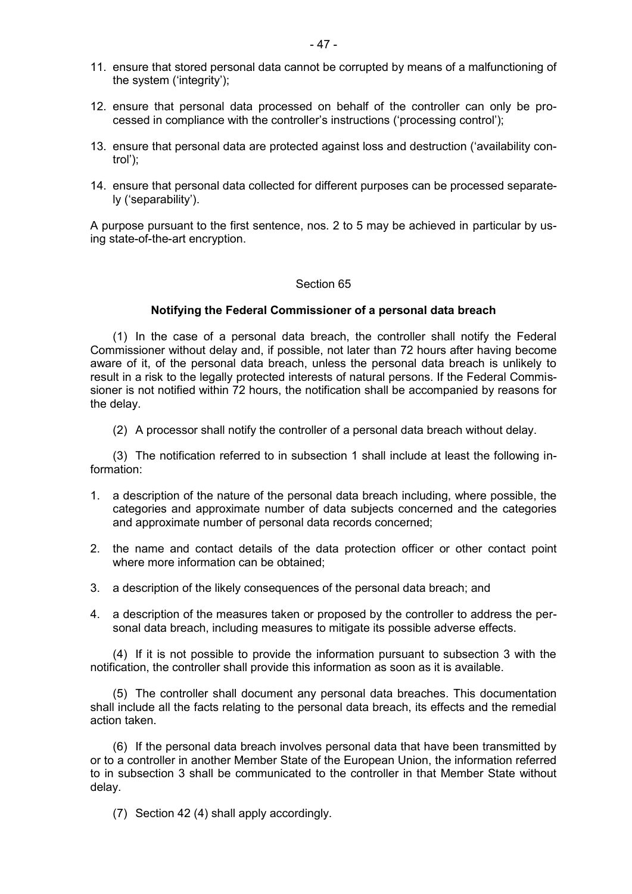11. ensure that stored personal data cannot be corrupted by means of a malfunctioning of the system ('integrity');
12. ensure that personal data processed on behalf of the controller can only be processed in compliance with the controller's instructions ('processing control');
13. ensure that personal data are protected against loss and destruction ('availability control');
14. ensure that personal data collected for different purposes can be processed separately ('separability').

A purpose pursuant to the first sentence, nos. 2 to 5 may be achieved in particular by using state-of-the-art encryption.

Section 65

**Notifying the Federal Commissioner of a personal data breach**

(1) In the case of a personal data breach, the controller shall notify the Federal Commissioner without delay and, if possible, not later than 72 hours after having become aware of it, of the personal data breach, unless the personal data breach is unlikely to result in a risk to the legally protected interests of natural persons. If the Federal Commissioner is not notified within 72 hours, the notification shall be accompanied by reasons for the delay.

(2) A processor shall notify the controller of a personal data breach without delay.

(3) The notification referred to in subsection 1 shall include at least the following information:

1. a description of the nature of the personal data breach including, where possible, the categories and approximate number of data subjects concerned and the categories and approximate number of personal data records concerned;
2. the name and contact details of the data protection officer or other contact point where more information can be obtained;
3. a description of the likely consequences of the personal data breach; and
4. a description of the measures taken or proposed by the controller to address the personal data breach, including measures to mitigate its possible adverse effects.

(4) If it is not possible to provide the information pursuant to subsection 3 with the notification, the controller shall provide this information as soon as it is available.

(5) The controller shall document any personal data breaches. This documentation shall include all the facts relating to the personal data breach, its effects and the remedial action taken.

(6) If the personal data breach involves personal data that have been transmitted by or to a controller in another Member State of the European Union, the information referred to in subsection 3 shall be communicated to the controller in that Member State without delay.

(7) Section 42 (4) shall apply accordingly.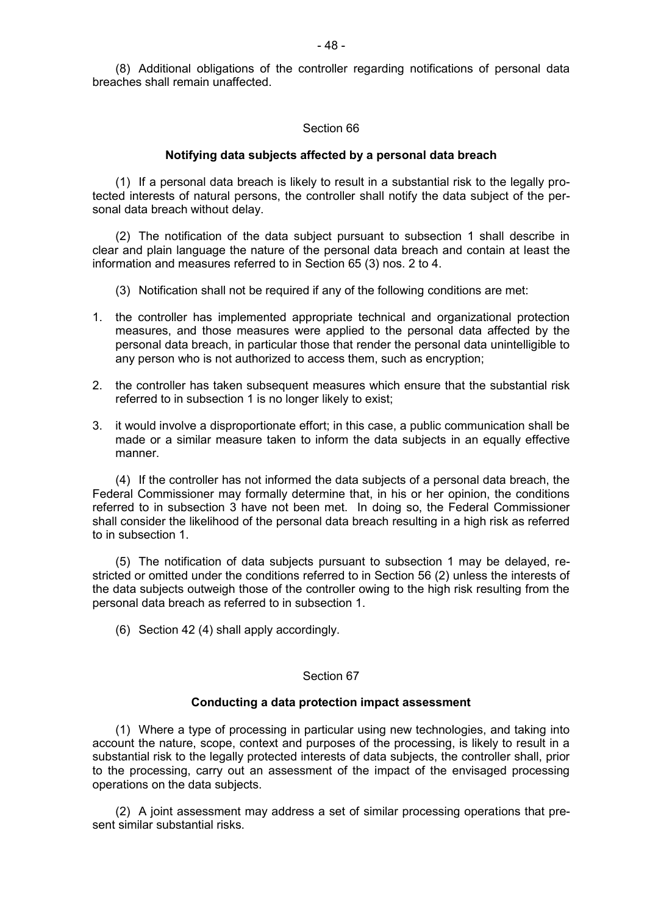(8) Additional obligations of the controller regarding notifications of personal data breaches shall remain unaffected.

Section 66

**Notifying data subjects affected by a personal data breach**

(1) If a personal data breach is likely to result in a substantial risk to the legally protected interests of natural persons, the controller shall notify the data subject of the personal data breach without delay.

(2) The notification of the data subject pursuant to subsection 1 shall describe in clear and plain language the nature of the personal data breach and contain at least the information and measures referred to in Section 65 (3) nos. 2 to 4.

(3) Notification shall not be required if any of the following conditions are met:

1. the controller has implemented appropriate technical and organizational protection measures, and those measures were applied to the personal data affected by the personal data breach, in particular those that render the personal data unintelligible to any person who is not authorized to access them, such as encryption;
2. the controller has taken subsequent measures which ensure that the substantial risk referred to in subsection 1 is no longer likely to exist;
3. it would involve a disproportionate effort; in this case, a public communication shall be made or a similar measure taken to inform the data subjects in an equally effective manner.

(4) If the controller has not informed the data subjects of a personal data breach, the Federal Commissioner may formally determine that, in his or her opinion, the conditions referred to in subsection 3 have not been met. In doing so, the Federal Commissioner shall consider the likelihood of the personal data breach resulting in a high risk as referred to in subsection 1.

(5) The notification of data subjects pursuant to subsection 1 may be delayed, restricted or omitted under the conditions referred to in Section 56 (2) unless the interests of the data subjects outweigh those of the controller owing to the high risk resulting from the personal data breach as referred to in subsection 1.

(6) Section 42 (4) shall apply accordingly.

Section 67

**Conducting a data protection impact assessment**

(1) Where a type of processing in particular using new technologies, and taking into account the nature, scope, context and purposes of the processing, is likely to result in a substantial risk to the legally protected interests of data subjects, the controller shall, prior to the processing, carry out an assessment of the impact of the envisaged processing operations on the data subjects.

(2) A joint assessment may address a set of similar processing operations that present similar substantial risks.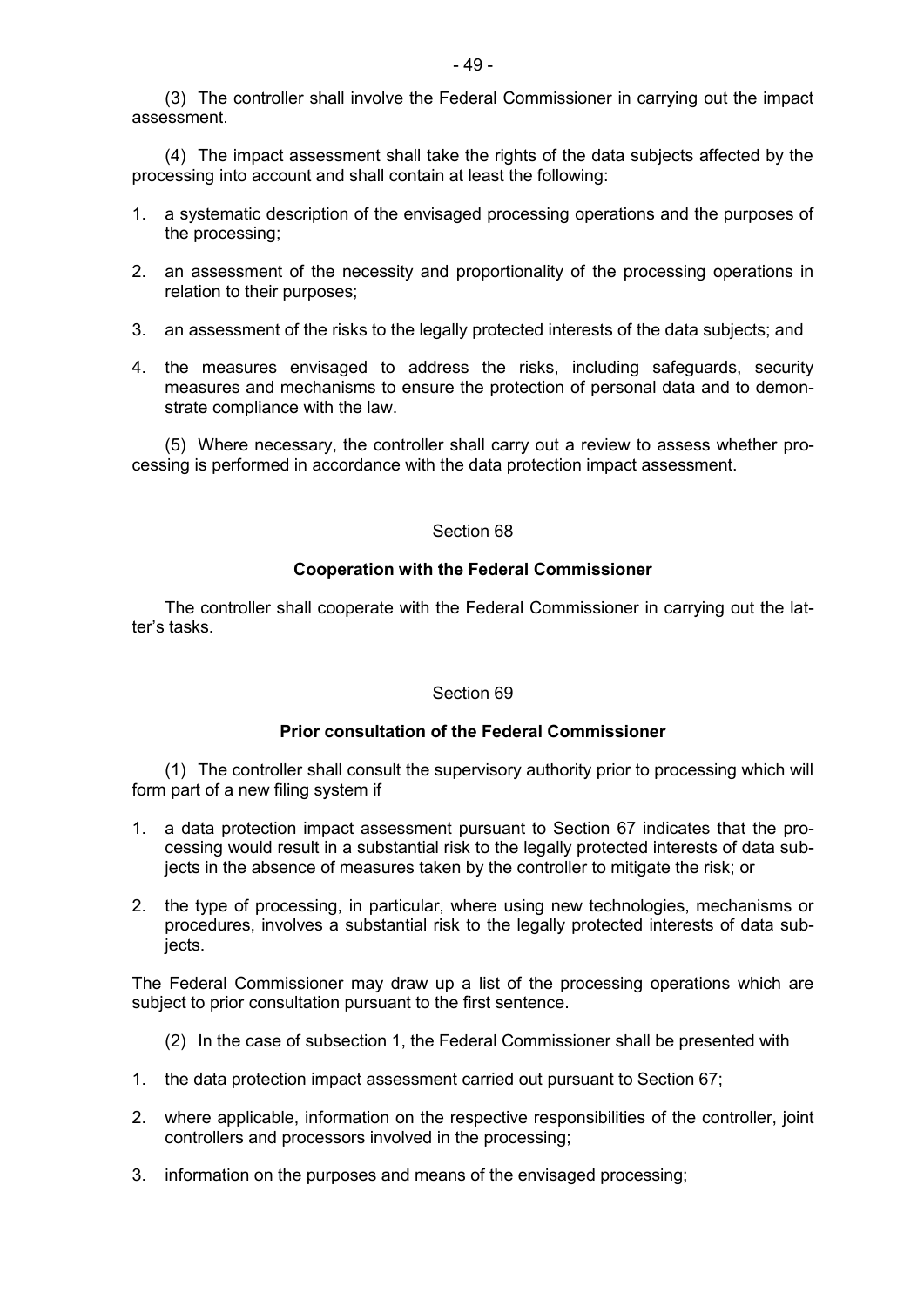(3) The controller shall involve the Federal Commissioner in carrying out the impact assessment.

(4) The impact assessment shall take the rights of the data subjects affected by the processing into account and shall contain at least the following:

1. a systematic description of the envisaged processing operations and the purposes of the processing;
2. an assessment of the necessity and proportionality of the processing operations in relation to their purposes;
3. an assessment of the risks to the legally protected interests of the data subjects; and
4. the measures envisaged to address the risks, including safeguards, security measures and mechanisms to ensure the protection of personal data and to demonstrate compliance with the law.

(5) Where necessary, the controller shall carry out a review to assess whether processing is performed in accordance with the data protection impact assessment.

Section 68

**Cooperation with the Federal Commissioner**

The controller shall cooperate with the Federal Commissioner in carrying out the latter's tasks.

Section 69

**Prior consultation of the Federal Commissioner**

(1) The controller shall consult the supervisory authority prior to processing which will form part of a new filing system if

1. a data protection impact assessment pursuant to Section 67 indicates that the processing would result in a substantial risk to the legally protected interests of data subjects in the absence of measures taken by the controller to mitigate the risk; or
2. the type of processing, in particular, where using new technologies, mechanisms or procedures, involves a substantial risk to the legally protected interests of data subjects.

The Federal Commissioner may draw up a list of the processing operations which are subject to prior consultation pursuant to the first sentence.

(2) In the case of subsection 1, the Federal Commissioner shall be presented with

1. the data protection impact assessment carried out pursuant to Section 67;
2. where applicable, information on the respective responsibilities of the controller, joint controllers and processors involved in the processing;
3. information on the purposes and means of the envisaged processing;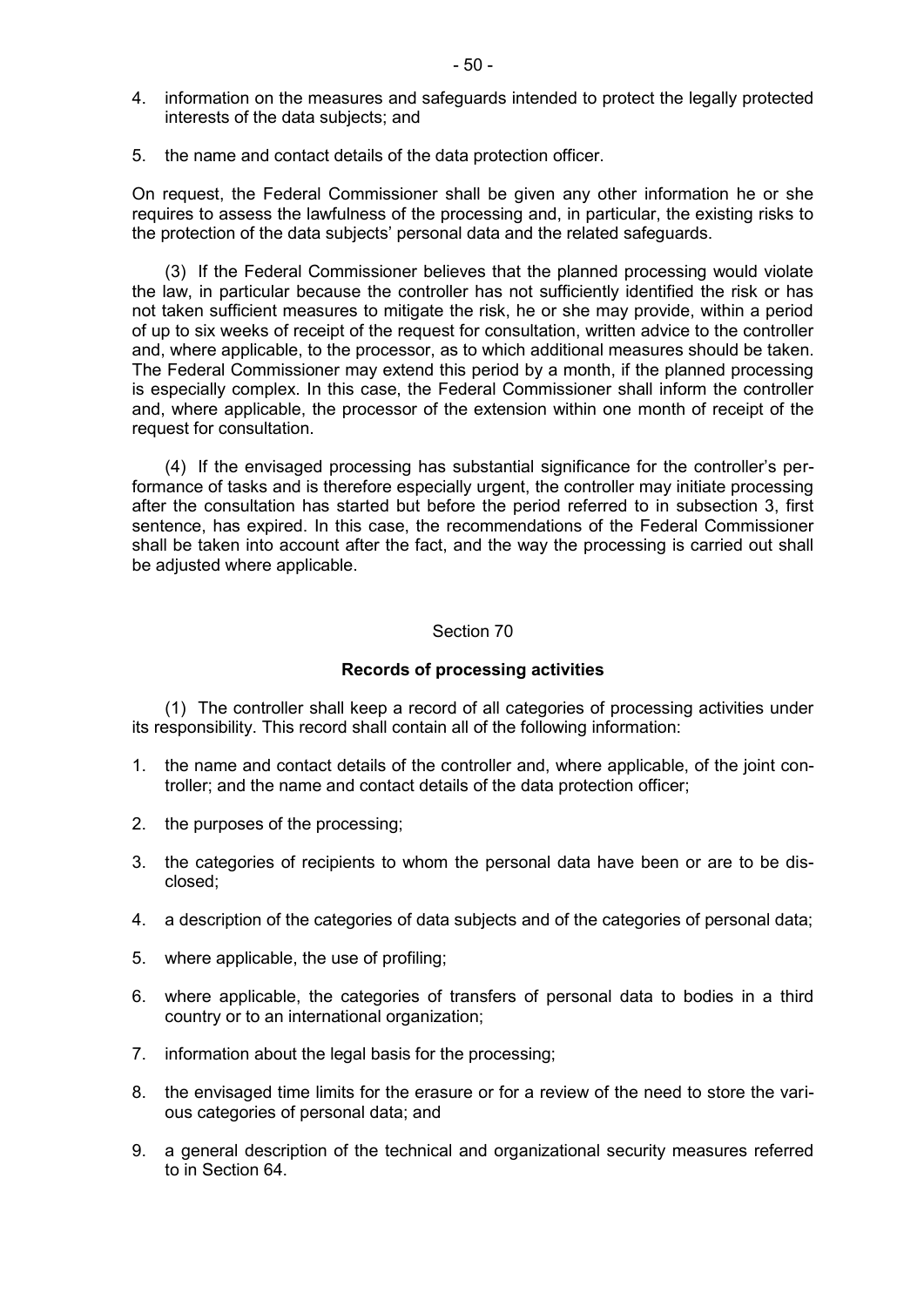4. information on the measures and safeguards intended to protect the legally protected interests of the data subjects; and

5. the name and contact details of the data protection officer.

On request, the Federal Commissioner shall be given any other information he or she requires to assess the lawfulness of the processing and, in particular, the existing risks to the protection of the data subjects' personal data and the related safeguards.

(3) If the Federal Commissioner believes that the planned processing would violate the law, in particular because the controller has not sufficiently identified the risk or has not taken sufficient measures to mitigate the risk, he or she may provide, within a period of up to six weeks of receipt of the request for consultation, written advice to the controller and, where applicable, to the processor, as to which additional measures should be taken. The Federal Commissioner may extend this period by a month, if the planned processing is especially complex. In this case, the Federal Commissioner shall inform the controller and, where applicable, the processor of the extension within one month of receipt of the request for consultation.

(4) If the envisaged processing has substantial significance for the controller's performance of tasks and is therefore especially urgent, the controller may initiate processing after the consultation has started but before the period referred to in subsection 3, first sentence, has expired. In this case, the recommendations of the Federal Commissioner shall be taken into account after the fact, and the way the processing is carried out shall be adjusted where applicable.

Section 70

**Records of processing activities**

(1) The controller shall keep a record of all categories of processing activities under its responsibility. This record shall contain all of the following information:

1. the name and contact details of the controller and, where applicable, of the joint controller; and the name and contact details of the data protection officer;

2. the purposes of the processing;

3. the categories of recipients to whom the personal data have been or are to be disclosed;

4. a description of the categories of data subjects and of the categories of personal data;

5. where applicable, the use of profiling;

6. where applicable, the categories of transfers of personal data to bodies in a third country or to an international organization;

7. information about the legal basis for the processing;

8. the envisaged time limits for the erasure or for a review of the need to store the various categories of personal data; and

9. a general description of the technical and organizational security measures referred to in Section 64.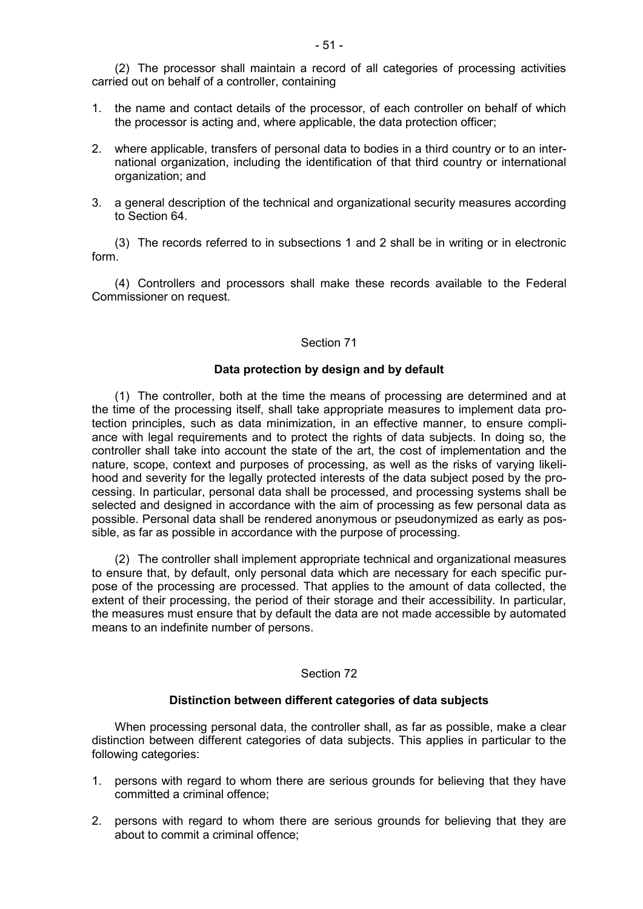(2) The processor shall maintain a record of all categories of processing activities carried out on behalf of a controller, containing

1. the name and contact details of the processor, of each controller on behalf of which the processor is acting and, where applicable, the data protection officer;
2. where applicable, transfers of personal data to bodies in a third country or to an international organization, including the identification of that third country or international organization; and
3. a general description of the technical and organizational security measures according to Section 64.

(3) The records referred to in subsections 1 and 2 shall be in writing or in electronic form.

(4) Controllers and processors shall make these records available to the Federal Commissioner on request.

## Section 71

### Data protection by design and by default

(1) The controller, both at the time the means of processing are determined and at the time of the processing itself, shall take appropriate measures to implement data protection principles, such as data minimization, in an effective manner, to ensure compliance with legal requirements and to protect the rights of data subjects. In doing so, the controller shall take into account the state of the art, the cost of implementation and the nature, scope, context and purposes of processing, as well as the risks of varying likelihood and severity for the legally protected interests of the data subject posed by the processing. In particular, personal data shall be processed, and processing systems shall be selected and designed in accordance with the aim of processing as few personal data as possible. Personal data shall be rendered anonymous or pseudonymized as early as possible, as far as possible in accordance with the purpose of processing.

(2) The controller shall implement appropriate technical and organizational measures to ensure that, by default, only personal data which are necessary for each specific purpose of the processing are processed. That applies to the amount of data collected, the extent of their processing, the period of their storage and their accessibility. In particular, the measures must ensure that by default the data are not made accessible by automated means to an indefinite number of persons.

## Section 72

### Distinction between different categories of data subjects

When processing personal data, the controller shall, as far as possible, make a clear distinction between different categories of data subjects. This applies in particular to the following categories:

1. persons with regard to whom there are serious grounds for believing that they have committed a criminal offence;
2. persons with regard to whom there are serious grounds for believing that they are about to commit a criminal offence;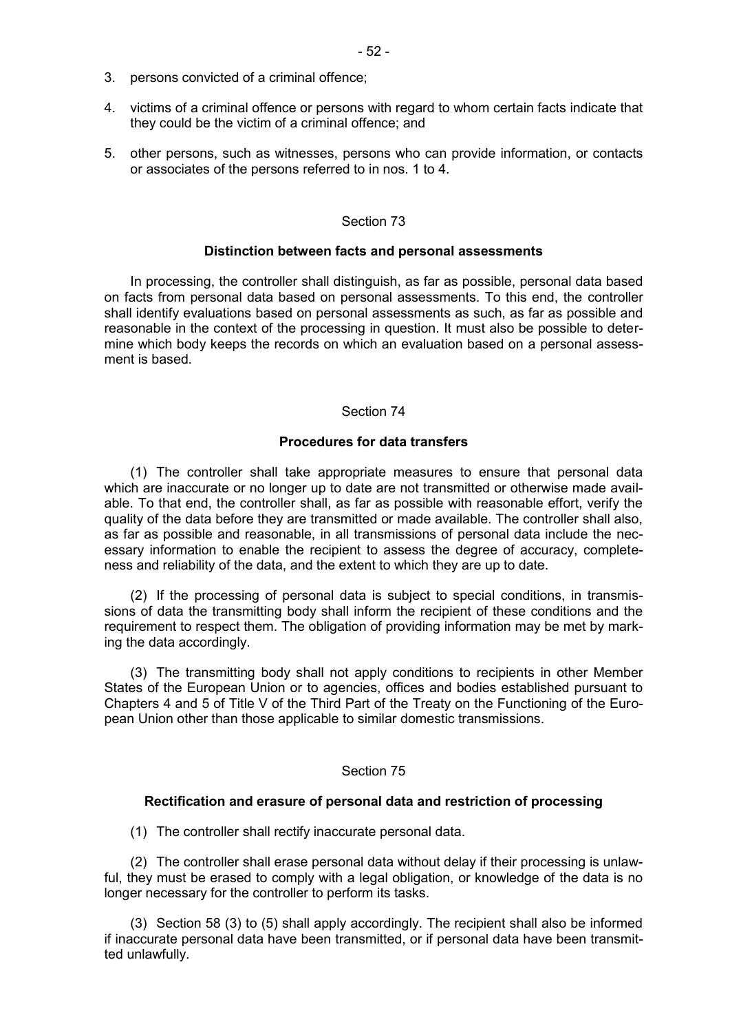3. persons convicted of a criminal offence;

4. victims of a criminal offence or persons with regard to whom certain facts indicate that they could be the victim of a criminal offence; and

5. other persons, such as witnesses, persons who can provide information, or contacts or associates of the persons referred to in nos. 1 to 4.

## Section 73

### Distinction between facts and personal assessments

In processing, the controller shall distinguish, as far as possible, personal data based on facts from personal data based on personal assessments. To this end, the controller shall identify evaluations based on personal assessments as such, as far as possible and reasonable in the context of the processing in question. It must also be possible to determine which body keeps the records on which an evaluation based on a personal assessment is based.

## Section 74

### Procedures for data transfers

(1) The controller shall take appropriate measures to ensure that personal data which are inaccurate or no longer up to date are not transmitted or otherwise made available. To that end, the controller shall, as far as possible with reasonable effort, verify the quality of the data before they are transmitted or made available. The controller shall also, as far as possible and reasonable, in all transmissions of personal data include the necessary information to enable the recipient to assess the degree of accuracy, completeness and reliability of the data, and the extent to which they are up to date.

(2) If the processing of personal data is subject to special conditions, in transmissions of data the transmitting body shall inform the recipient of these conditions and the requirement to respect them. The obligation of providing information may be met by marking the data accordingly.

(3) The transmitting body shall not apply conditions to recipients in other Member States of the European Union or to agencies, offices and bodies established pursuant to Chapters 4 and 5 of Title V of the Third Part of the Treaty on the Functioning of the European Union other than those applicable to similar domestic transmissions.

## Section 75

### Rectification and erasure of personal data and restriction of processing

(1) The controller shall rectify inaccurate personal data.

(2) The controller shall erase personal data without delay if their processing is unlawful, they must be erased to comply with a legal obligation, or knowledge of the data is no longer necessary for the controller to perform its tasks.

(3) Section 58 (3) to (5) shall apply accordingly. The recipient shall also be informed if inaccurate personal data have been transmitted, or if personal data have been transmitted unlawfully.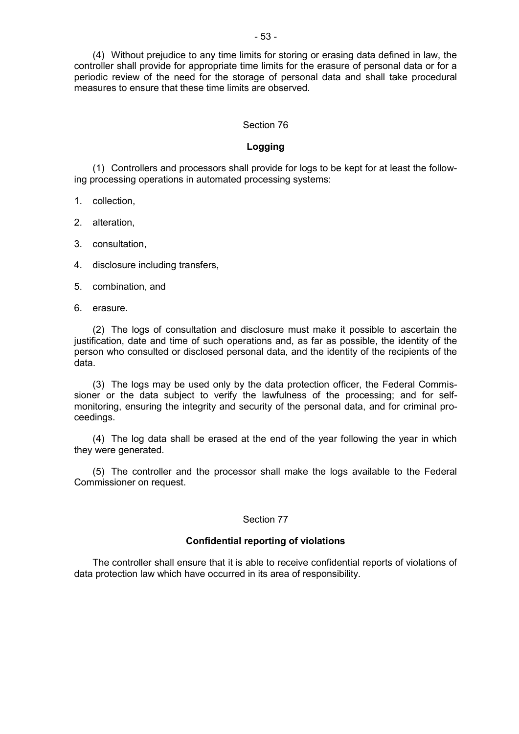(4) Without prejudice to any time limits for storing or erasing data defined in law, the controller shall provide for appropriate time limits for the erasure of personal data or for a periodic review of the need for the storage of personal data and shall take procedural measures to ensure that these time limits are observed.

## Section 76

### Logging

(1) Controllers and processors shall provide for logs to be kept for at least the following processing operations in automated processing systems:

1. collection,
2. alteration,
3. consultation,
4. disclosure including transfers,
5. combination, and
6. erasure.

(2) The logs of consultation and disclosure must make it possible to ascertain the justification, date and time of such operations and, as far as possible, the identity of the person who consulted or disclosed personal data, and the identity of the recipients of the data.

(3) The logs may be used only by the data protection officer, the Federal Commissioner or the data subject to verify the lawfulness of the processing; and for self-monitoring, ensuring the integrity and security of the personal data, and for criminal proceedings.

(4) The log data shall be erased at the end of the year following the year in which they were generated.

(5) The controller and the processor shall make the logs available to the Federal Commissioner on request.

## Section 77

### Confidential reporting of violations

The controller shall ensure that it is able to receive confidential reports of violations of data protection law which have occurred in its area of responsibility.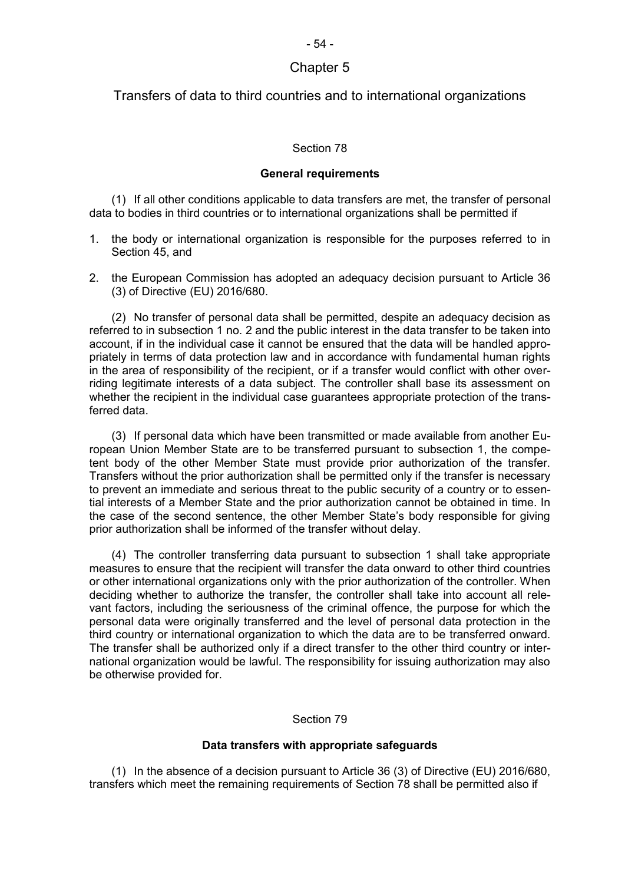# Chapter 5

## Transfers of data to third countries and to international organizations

### Section 78

#### General requirements

(1) If all other conditions applicable to data transfers are met, the transfer of personal data to bodies in third countries or to international organizations shall be permitted if

1. the body or international organization is responsible for the purposes referred to in Section 45, and
2. the European Commission has adopted an adequacy decision pursuant to Article 36 (3) of Directive (EU) 2016/680.

(2) No transfer of personal data shall be permitted, despite an adequacy decision as referred to in subsection 1 no. 2 and the public interest in the data transfer to be taken into account, if in the individual case it cannot be ensured that the data will be handled appropriately in terms of data protection law and in accordance with fundamental human rights in the area of responsibility of the recipient, or if a transfer would conflict with other overriding legitimate interests of a data subject. The controller shall base its assessment on whether the recipient in the individual case guarantees appropriate protection of the transferred data.

(3) If personal data which have been transmitted or made available from another European Union Member State are to be transferred pursuant to subsection 1, the competent body of the other Member State must provide prior authorization of the transfer. Transfers without the prior authorization shall be permitted only if the transfer is necessary to prevent an immediate and serious threat to the public security of a country or to essential interests of a Member State and the prior authorization cannot be obtained in time. In the case of the second sentence, the other Member State's body responsible for giving prior authorization shall be informed of the transfer without delay.

(4) The controller transferring data pursuant to subsection 1 shall take appropriate measures to ensure that the recipient will transfer the data onward to other third countries or other international organizations only with the prior authorization of the controller. When deciding whether to authorize the transfer, the controller shall take into account all relevant factors, including the seriousness of the criminal offence, the purpose for which the personal data were originally transferred and the level of personal data protection in the third country or international organization to which the data are to be transferred onward. The transfer shall be authorized only if a direct transfer to the other third country or international organization would be lawful. The responsibility for issuing authorization may also be otherwise provided for.

### Section 79

#### Data transfers with appropriate safeguards

(1) In the absence of a decision pursuant to Article 36 (3) of Directive (EU) 2016/680, transfers which meet the remaining requirements of Section 78 shall be permitted also if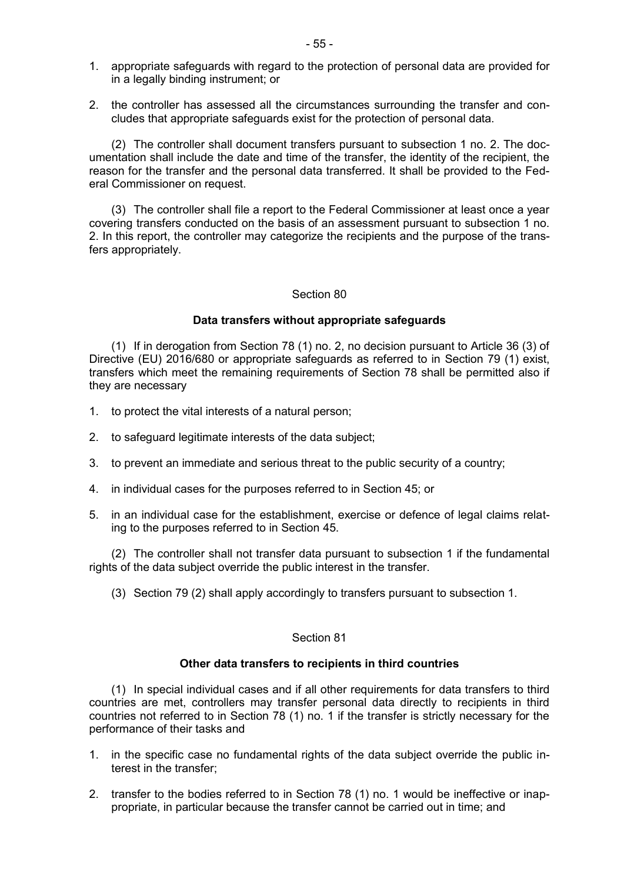1. appropriate safeguards with regard to the protection of personal data are provided for in a legally binding instrument; or

2. the controller has assessed all the circumstances surrounding the transfer and concludes that appropriate safeguards exist for the protection of personal data.

(2) The controller shall document transfers pursuant to subsection 1 no. 2. The documentation shall include the date and time of the transfer, the identity of the recipient, the reason for the transfer and the personal data transferred. It shall be provided to the Federal Commissioner on request.

(3) The controller shall file a report to the Federal Commissioner at least once a year covering transfers conducted on the basis of an assessment pursuant to subsection 1 no. 2. In this report, the controller may categorize the recipients and the purpose of the transfers appropriately.

## Section 80

### Data transfers without appropriate safeguards

(1) If in derogation from Section 78 (1) no. 2, no decision pursuant to Article 36 (3) of Directive (EU) 2016/680 or appropriate safeguards as referred to in Section 79 (1) exist, transfers which meet the remaining requirements of Section 78 shall be permitted also if they are necessary

1. to protect the vital interests of a natural person;

2. to safeguard legitimate interests of the data subject;

3. to prevent an immediate and serious threat to the public security of a country;

4. in individual cases for the purposes referred to in Section 45; or

5. in an individual case for the establishment, exercise or defence of legal claims relating to the purposes referred to in Section 45.

(2) The controller shall not transfer data pursuant to subsection 1 if the fundamental rights of the data subject override the public interest in the transfer.

(3) Section 79 (2) shall apply accordingly to transfers pursuant to subsection 1.

## Section 81

### Other data transfers to recipients in third countries

(1) In special individual cases and if all other requirements for data transfers to third countries are met, controllers may transfer personal data directly to recipients in third countries not referred to in Section 78 (1) no. 1 if the transfer is strictly necessary for the performance of their tasks and

1. in the specific case no fundamental rights of the data subject override the public interest in the transfer;

2. transfer to the bodies referred to in Section 78 (1) no. 1 would be ineffective or inappropriate, in particular because the transfer cannot be carried out in time; and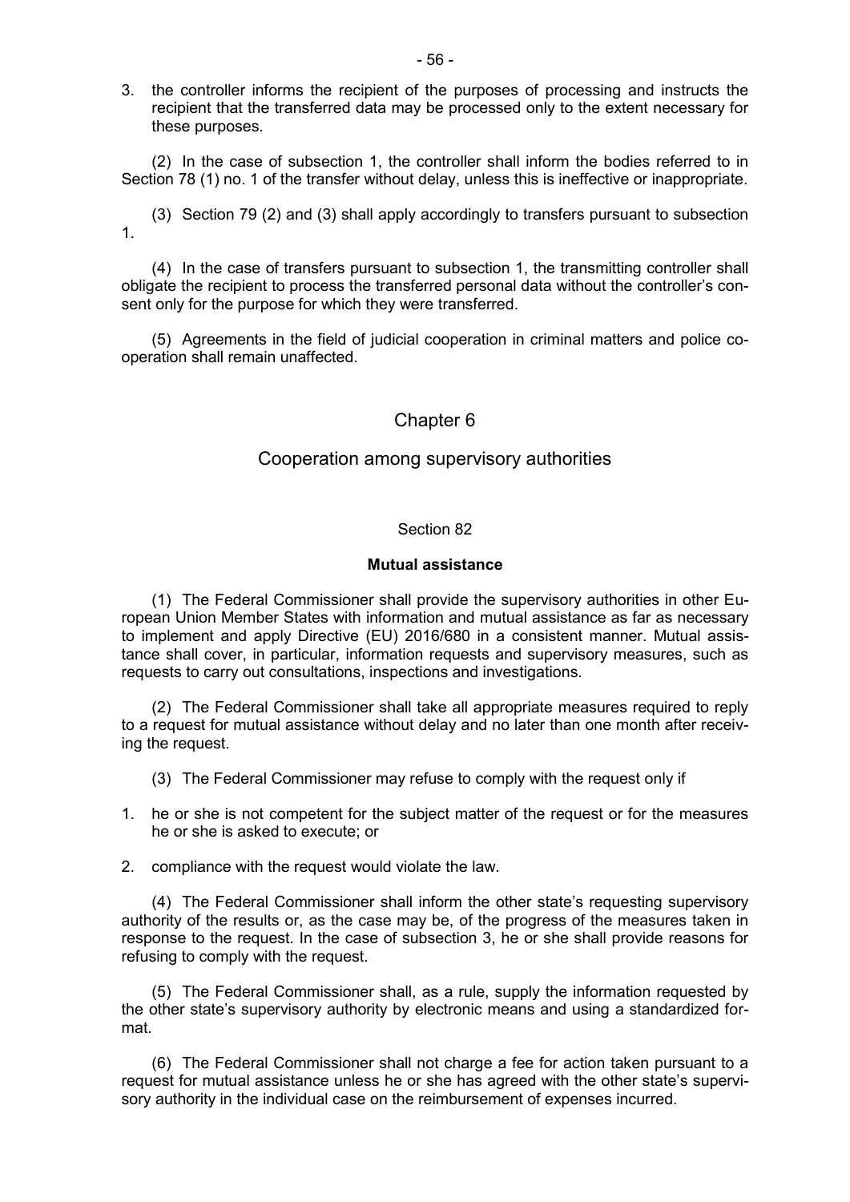3. the controller informs the recipient of the purposes of processing and instructs the recipient that the transferred data may be processed only to the extent necessary for these purposes.

(2) In the case of subsection 1, the controller shall inform the bodies referred to in Section 78 (1) no. 1 of the transfer without delay, unless this is ineffective or inappropriate.

(3) Section 79 (2) and (3) shall apply accordingly to transfers pursuant to subsection 1.

(4) In the case of transfers pursuant to subsection 1, the transmitting controller shall obligate the recipient to process the transferred personal data without the controller's consent only for the purpose for which they were transferred.

(5) Agreements in the field of judicial cooperation in criminal matters and police cooperation shall remain unaffected.

## Chapter 6

## Cooperation among supervisory authorities

### Section 82

**Mutual assistance**

(1) The Federal Commissioner shall provide the supervisory authorities in other European Union Member States with information and mutual assistance as far as necessary to implement and apply Directive (EU) 2016/680 in a consistent manner. Mutual assistance shall cover, in particular, information requests and supervisory measures, such as requests to carry out consultations, inspections and investigations.

(2) The Federal Commissioner shall take all appropriate measures required to reply to a request for mutual assistance without delay and no later than one month after receiving the request.

(3) The Federal Commissioner may refuse to comply with the request only if

1. he or she is not competent for the subject matter of the request or for the measures he or she is asked to execute; or
2. compliance with the request would violate the law.

(4) The Federal Commissioner shall inform the other state's requesting supervisory authority of the results or, as the case may be, of the progress of the measures taken in response to the request. In the case of subsection 3, he or she shall provide reasons for refusing to comply with the request.

(5) The Federal Commissioner shall, as a rule, supply the information requested by the other state's supervisory authority by electronic means and using a standardized format.

(6) The Federal Commissioner shall not charge a fee for action taken pursuant to a request for mutual assistance unless he or she has agreed with the other state's supervisory authority in the individual case on the reimbursement of expenses incurred.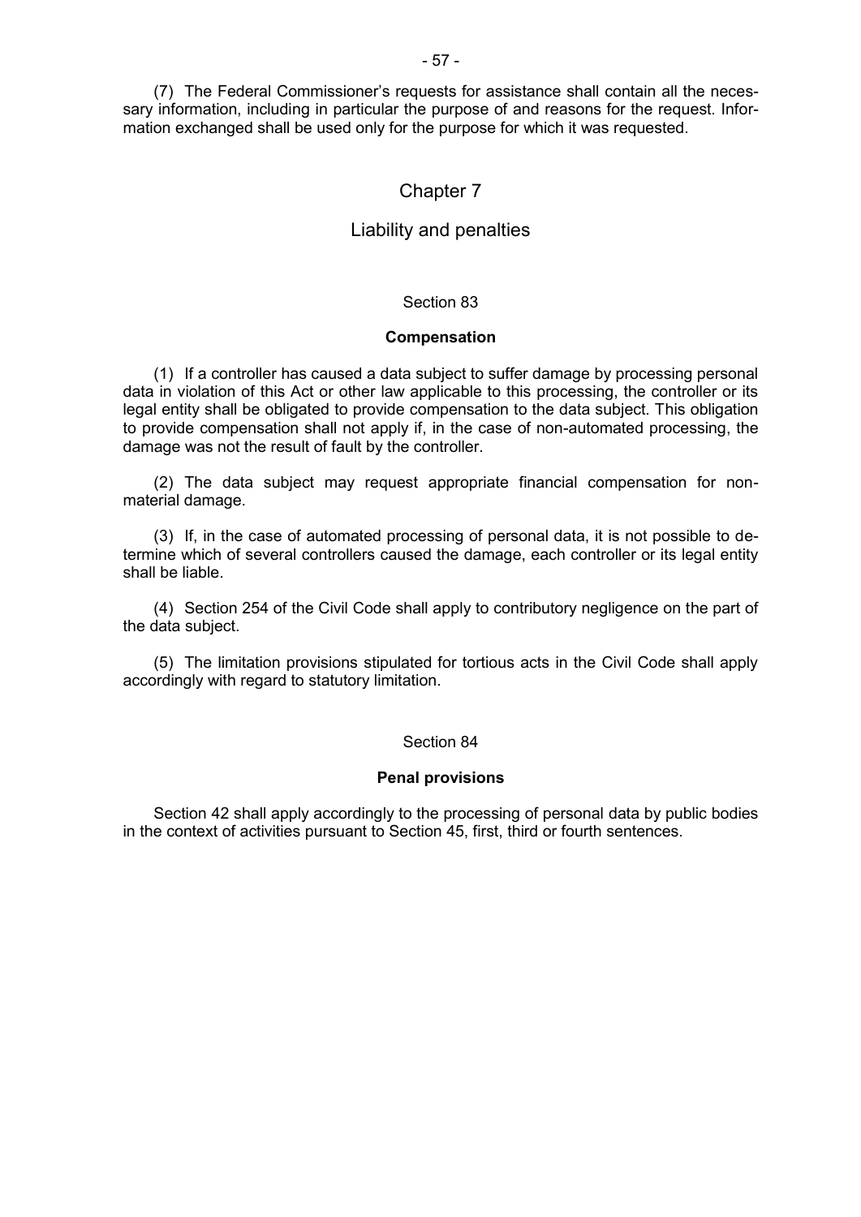(7) The Federal Commissioner's requests for assistance shall contain all the necessary information, including in particular the purpose of and reasons for the request. Information exchanged shall be used only for the purpose for which it was requested.

# Chapter 7

# Liability and penalties

## Section 83

### Compensation

(1) If a controller has caused a data subject to suffer damage by processing personal data in violation of this Act or other law applicable to this processing, the controller or its legal entity shall be obligated to provide compensation to the data subject. This obligation to provide compensation shall not apply if, in the case of non-automated processing, the damage was not the result of fault by the controller.

(2) The data subject may request appropriate financial compensation for non-material damage.

(3) If, in the case of automated processing of personal data, it is not possible to determine which of several controllers caused the damage, each controller or its legal entity shall be liable.

(4) Section 254 of the Civil Code shall apply to contributory negligence on the part of the data subject.

(5) The limitation provisions stipulated for tortious acts in the Civil Code shall apply accordingly with regard to statutory limitation.

## Section 84

### Penal provisions

Section 42 shall apply accordingly to the processing of personal data by public bodies in the context of activities pursuant to Section 45, first, third or fourth sentences.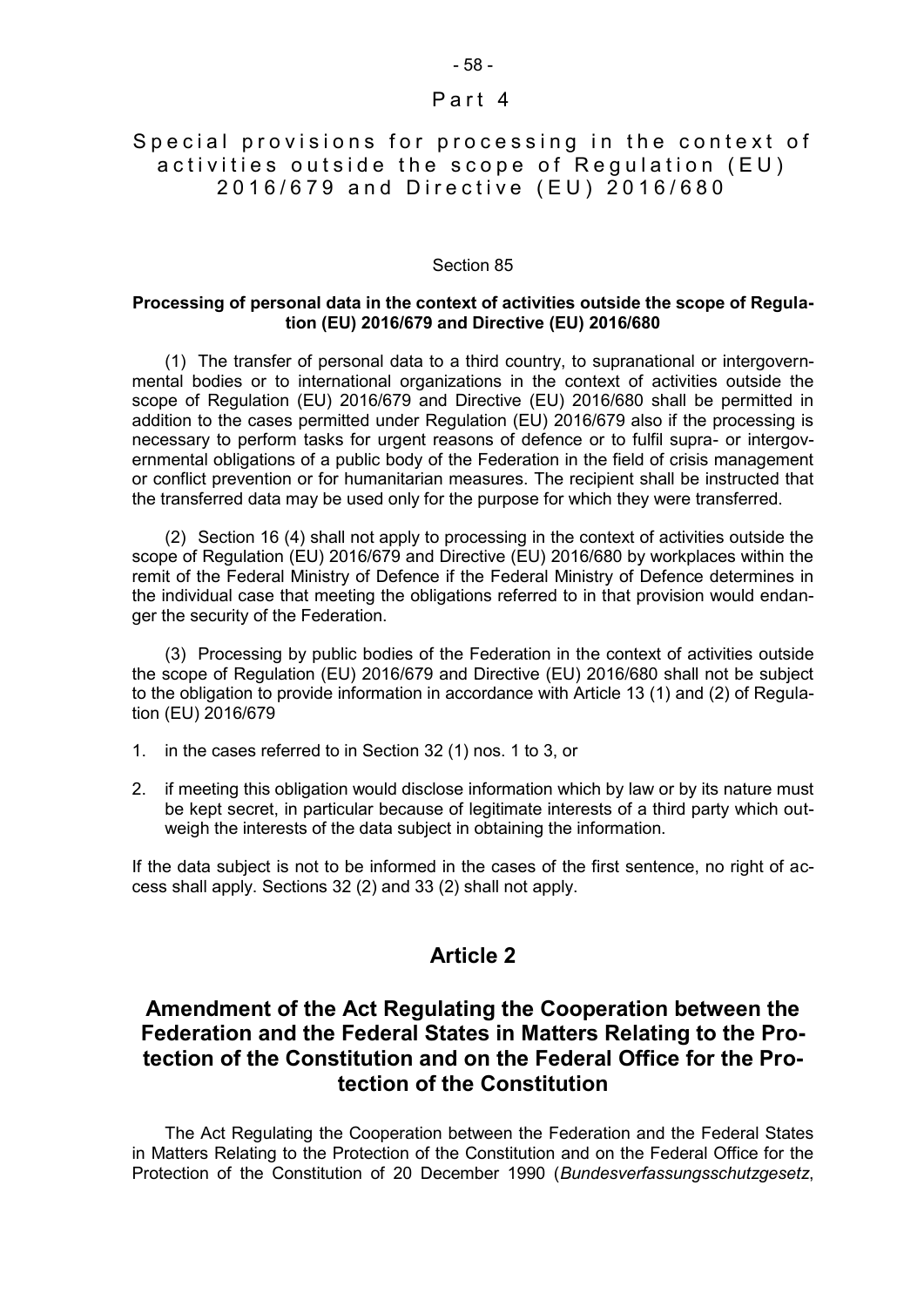# Part 4

## Special provisions for processing in the context of activities outside the scope of Regulation (EU) 2016/679 and Directive (EU) 2016/680

Section 85

**Processing of personal data in the context of activities outside the scope of Regulation (EU) 2016/679 and Directive (EU) 2016/680**

(1) The transfer of personal data to a third country, to supranational or intergovernmental bodies or to international organizations in the context of activities outside the scope of Regulation (EU) 2016/679 and Directive (EU) 2016/680 shall be permitted in addition to the cases permitted under Regulation (EU) 2016/679 also if the processing is necessary to perform tasks for urgent reasons of defence or to fulfil supra- or intergovernmental obligations of a public body of the Federation in the field of crisis management or conflict prevention or for humanitarian measures. The recipient shall be instructed that the transferred data may be used only for the purpose for which they were transferred.

(2) Section 16 (4) shall not apply to processing in the context of activities outside the scope of Regulation (EU) 2016/679 and Directive (EU) 2016/680 by workplaces within the remit of the Federal Ministry of Defence if the Federal Ministry of Defence determines in the individual case that meeting the obligations referred to in that provision would endanger the security of the Federation.

(3) Processing by public bodies of the Federation in the context of activities outside the scope of Regulation (EU) 2016/679 and Directive (EU) 2016/680 shall not be subject to the obligation to provide information in accordance with Article 13 (1) and (2) of Regulation (EU) 2016/679

1. in the cases referred to in Section 32 (1) nos. 1 to 3, or
2. if meeting this obligation would disclose information which by law or by its nature must be kept secret, in particular because of legitimate interests of a third party which outweigh the interests of the data subject in obtaining the information.

If the data subject is not to be informed in the cases of the first sentence, no right of access shall apply. Sections 32 (2) and 33 (2) shall not apply.

# Article 2

# Amendment of the Act Regulating the Cooperation between the Federation and the Federal States in Matters Relating to the Protection of the Constitution and on the Federal Office for the Protection of the Constitution

The Act Regulating the Cooperation between the Federation and the Federal States in Matters Relating to the Protection of the Constitution and on the Federal Office for the Protection of the Constitution of 20 December 1990 (*Bundesverfassungsschutzgesetz*,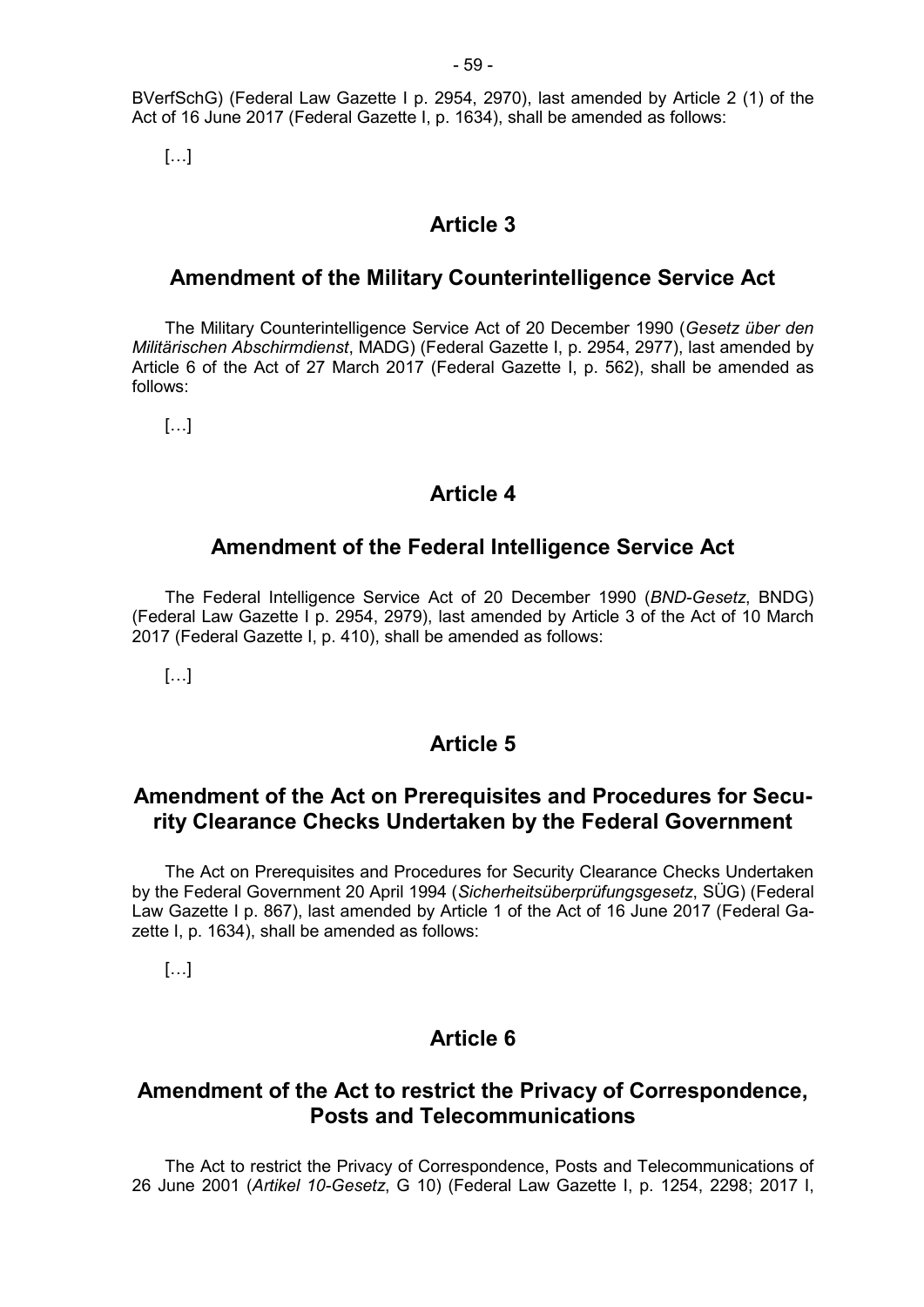BVerfSchG) (Federal Law Gazette I p. 2954, 2970), last amended by Article 2 (1) of the Act of 16 June 2017 (Federal Gazette I, p. 1634), shall be amended as follows:

[…]

## Article 3

## Amendment of the Military Counterintelligence Service Act

The Military Counterintelligence Service Act of 20 December 1990 (*Gesetz über den Militärischen Abschirmdienst*, MADG) (Federal Gazette I, p. 2954, 2977), last amended by Article 6 of the Act of 27 March 2017 (Federal Gazette I, p. 562), shall be amended as follows:

[…]

## Article 4

## Amendment of the Federal Intelligence Service Act

The Federal Intelligence Service Act of 20 December 1990 (*BND-Gesetz*, BNDG) (Federal Law Gazette I p. 2954, 2979), last amended by Article 3 of the Act of 10 March 2017 (Federal Gazette I, p. 410), shall be amended as follows:

[…]

## Article 5

## Amendment of the Act on Prerequisites and Procedures for Security Clearance Checks Undertaken by the Federal Government

The Act on Prerequisites and Procedures for Security Clearance Checks Undertaken by the Federal Government 20 April 1994 (*Sicherheitsüberprüfungsgesetz*, SÜG) (Federal Law Gazette I p. 867), last amended by Article 1 of the Act of 16 June 2017 (Federal Gazette I, p. 1634), shall be amended as follows:

[…]

## Article 6

## Amendment of the Act to restrict the Privacy of Correspondence, Posts and Telecommunications

The Act to restrict the Privacy of Correspondence, Posts and Telecommunications of 26 June 2001 (*Artikel 10-Gesetz*, G 10) (Federal Law Gazette I, p. 1254, 2298; 2017 I,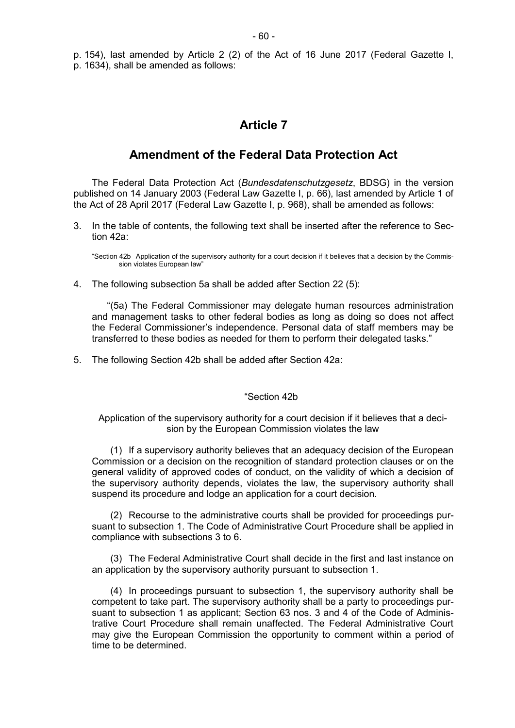p. 154), last amended by Article 2 (2) of the Act of 16 June 2017 (Federal Gazette I, p. 1634), shall be amended as follows:

## Article 7

## Amendment of the Federal Data Protection Act

The Federal Data Protection Act (*Bundesdatenschutzgesetz*, BDSG) in the version published on 14 January 2003 (Federal Law Gazette I, p. 66), last amended by Article 1 of the Act of 28 April 2017 (Federal Law Gazette I, p. 968), shall be amended as follows:

3. In the table of contents, the following text shall be inserted after the reference to Section 42a:

   "Section 42b Application of the supervisory authority for a court decision if it believes that a decision by the Commission violates European law"

4. The following subsection 5a shall be added after Section 22 (5):

   "(5a) The Federal Commissioner may delegate human resources administration and management tasks to other federal bodies as long as doing so does not affect the Federal Commissioner's independence. Personal data of staff members may be transferred to these bodies as needed for them to perform their delegated tasks."

5. The following Section 42b shall be added after Section 42a:

"Section 42b

Application of the supervisory authority for a court decision if it believes that a decision by the European Commission violates the law

(1) If a supervisory authority believes that an adequacy decision of the European Commission or a decision on the recognition of standard protection clauses or on the general validity of approved codes of conduct, on the validity of which a decision of the supervisory authority depends, violates the law, the supervisory authority shall suspend its procedure and lodge an application for a court decision.

(2) Recourse to the administrative courts shall be provided for proceedings pursuant to subsection 1. The Code of Administrative Court Procedure shall be applied in compliance with subsections 3 to 6.

(3) The Federal Administrative Court shall decide in the first and last instance on an application by the supervisory authority pursuant to subsection 1.

(4) In proceedings pursuant to subsection 1, the supervisory authority shall be competent to take part. The supervisory authority shall be a party to proceedings pursuant to subsection 1 as applicant; Section 63 nos. 3 and 4 of the Code of Administrative Court Procedure shall remain unaffected. The Federal Administrative Court may give the European Commission the opportunity to comment within a period of time to be determined.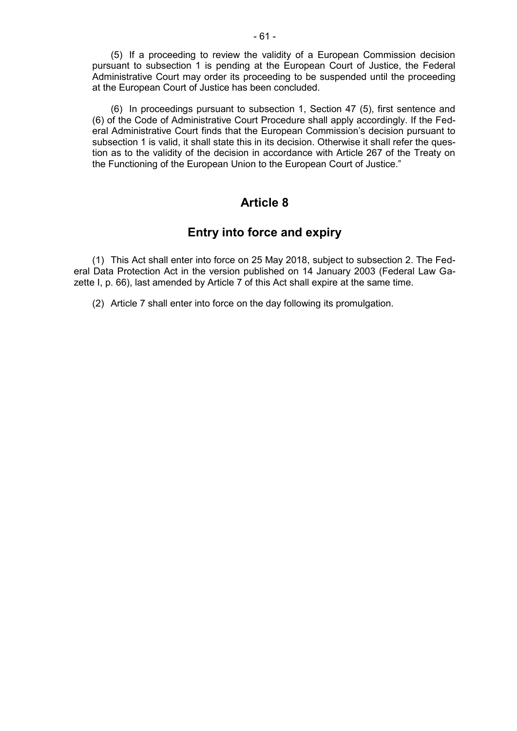(5) If a proceeding to review the validity of a European Commission decision pursuant to subsection 1 is pending at the European Court of Justice, the Federal Administrative Court may order its proceeding to be suspended until the proceeding at the European Court of Justice has been concluded.

(6) In proceedings pursuant to subsection 1, Section 47 (5), first sentence and (6) of the Code of Administrative Court Procedure shall apply accordingly. If the Federal Administrative Court finds that the European Commission's decision pursuant to subsection 1 is valid, it shall state this in its decision. Otherwise it shall refer the question as to the validity of the decision in accordance with Article 267 of the Treaty on the Functioning of the European Union to the European Court of Justice."

## Article 8

## Entry into force and expiry

(1) This Act shall enter into force on 25 May 2018, subject to subsection 2. The Federal Data Protection Act in the version published on 14 January 2003 (Federal Law Gazette I, p. 66), last amended by Article 7 of this Act shall expire at the same time.

(2) Article 7 shall enter into force on the day following its promulgation.